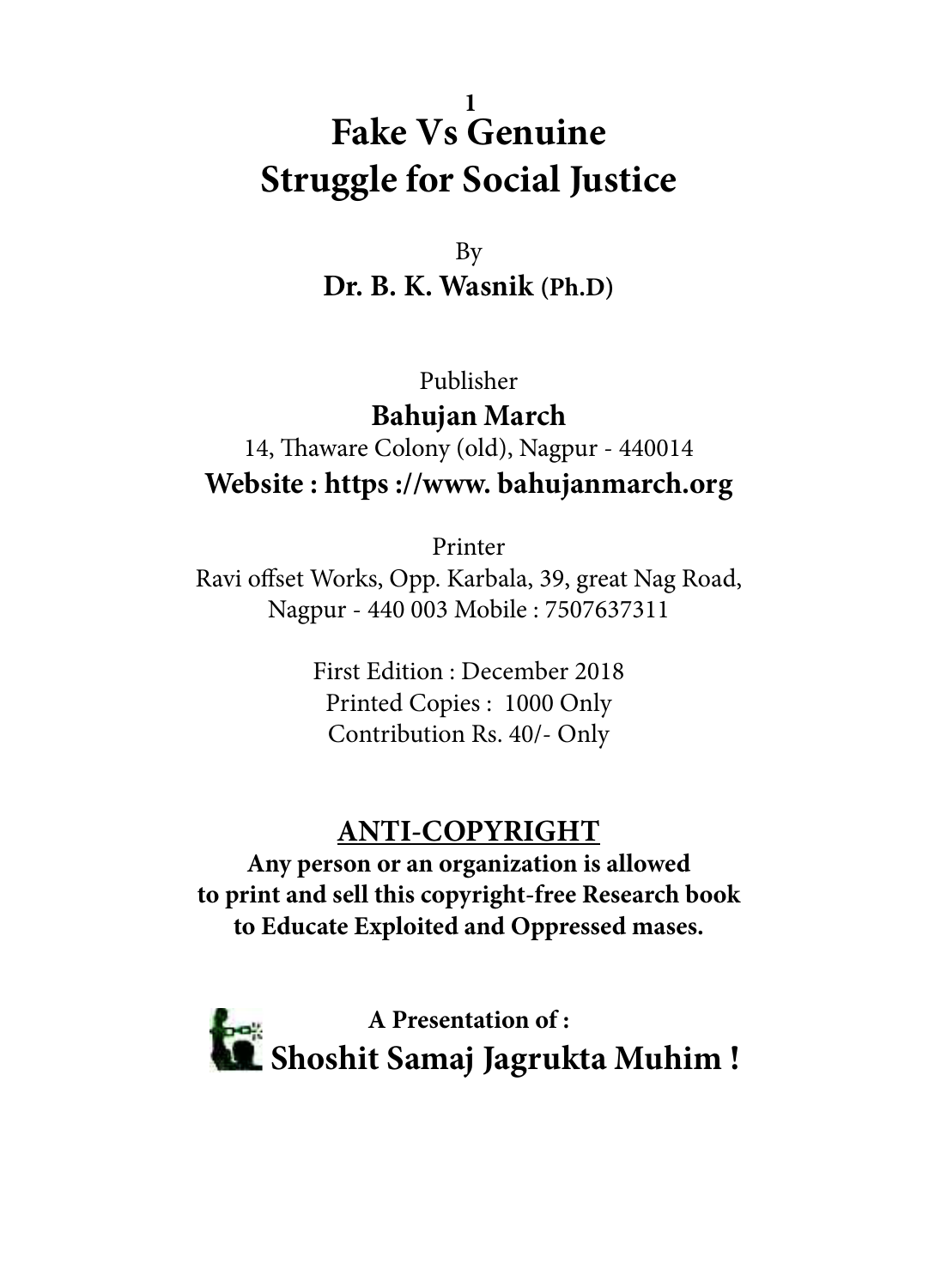# Fake Vs Genuine Struggle for Social Justice

By

**Dr. B. K. Wasnik (Ph.D)**

Publisher

**Bahujan March**

14, Thaware Colony (old), Nagpur - 440014

**Website : https ://www. bahujanmarch.org**

Printer

Ravi offset Works, Opp. Karbala, 39, great Nag Road,
Nagpur - 440 003 Mobile : 7507637311

First Edition : December 2018
Printed Copies : 1000 Only
Contribution Rs. 40/- Only

**ANTI-COPYRIGHT**

**Any person or an organization is allowed to print and sell this copyright-free Research book to Educate Exploited and Oppressed mases.**

**A Presentation of :**

**Shoshit Samaj Jagrukta Muhim !**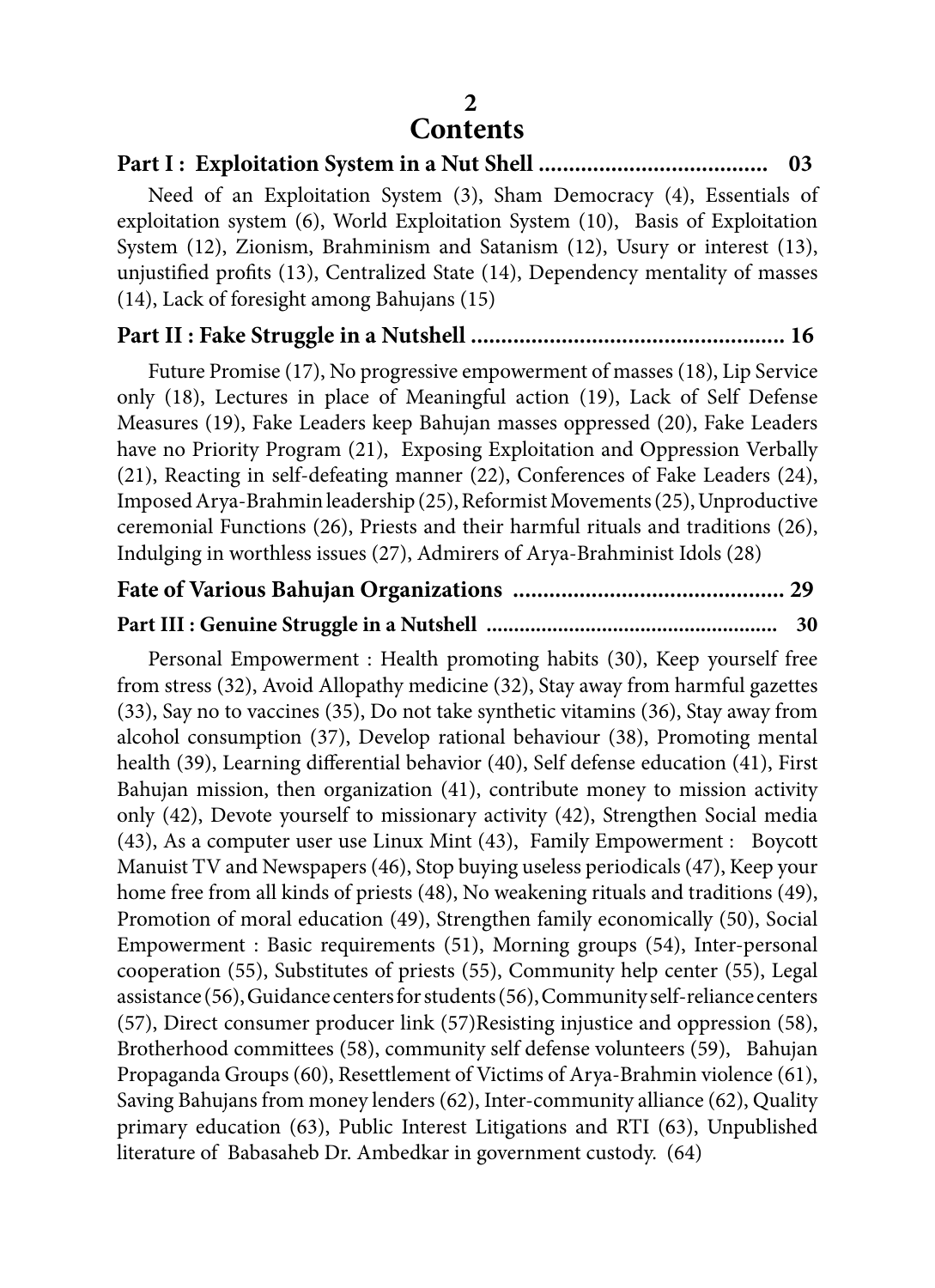# Contents

**Part I : Exploitation System in a Nut Shell ...................................... 03**

Need of an Exploitation System (3), Sham Democracy (4), Essentials of exploitation system (6), World Exploitation System (10), Basis of Exploitation System (12), Zionism, Brahminism and Satanism (12), Usury or interest (13), unjustified profits (13), Centralized State (14), Dependency mentality of masses (14), Lack of foresight among Bahujans (15)

**Part II : Fake Struggle in a Nutshell .................................................... 16**

Future Promise (17), No progressive empowerment of masses (18), Lip Service only (18), Lectures in place of Meaningful action (19), Lack of Self Defense Measures (19), Fake Leaders keep Bahujan masses oppressed (20), Fake Leaders have no Priority Program (21), Exposing Exploitation and Oppression Verbally (21), Reacting in self-defeating manner (22), Conferences of Fake Leaders (24), Imposed Arya-Brahmin leadership (25), Reformist Movements (25), Unproductive ceremonial Functions (26), Priests and their harmful rituals and traditions (26), Indulging in worthless issues (27), Admirers of Arya-Brahminist Idols (28)

**Fate of Various Bahujan Organizations ............................................ 29**

**Part III : Genuine Struggle in a Nutshell .................................................... 30**

Personal Empowerment : Health promoting habits (30), Keep yourself free from stress (32), Avoid Allopathy medicine (32), Stay away from harmful gazettes (33), Say no to vaccines (35), Do not take synthetic vitamins (36), Stay away from alcohol consumption (37), Develop rational behaviour (38), Promoting mental health (39), Learning differential behavior (40), Self defense education (41), First Bahujan mission, then organization (41), contribute money to mission activity only (42), Devote yourself to missionary activity (42), Strengthen Social media (43), As a computer user use Linux Mint (43), Family Empowerment : Boycott Manuist TV and Newspapers (46), Stop buying useless periodicals (47), Keep your home free from all kinds of priests (48), No weakening rituals and traditions (49), Promotion of moral education (49), Strengthen family economically (50), Social Empowerment : Basic requirements (51), Morning groups (54), Inter-personal cooperation (55), Substitutes of priests (55), Community help center (55), Legal assistance (56), Guidance centers for students (56), Community self-reliance centers (57), Direct consumer producer link (57)Resisting injustice and oppression (58), Brotherhood committees (58), community self defense volunteers (59), Bahujan Propaganda Groups (60), Resettlement of Victims of Arya-Brahmin violence (61), Saving Bahujans from money lenders (62), Inter-community alliance (62), Quality primary education (63), Public Interest Litigations and RTI (63), Unpublished literature of Babasaheb Dr. Ambedkar in government custody. (64)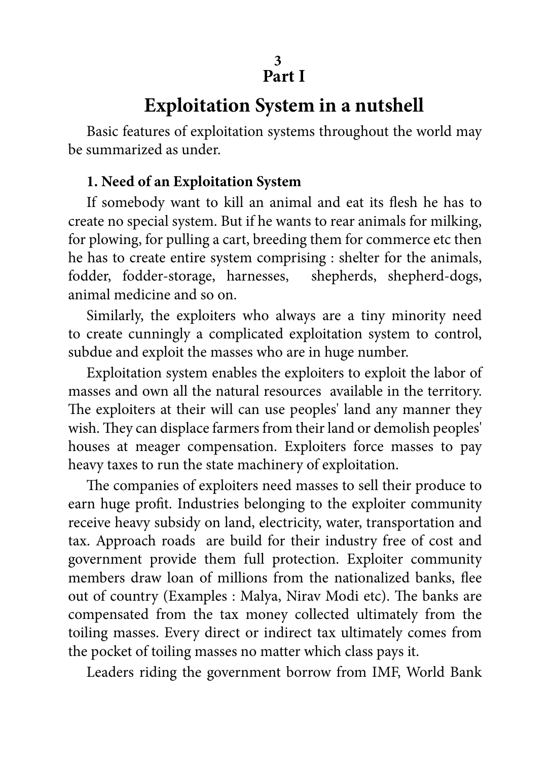# Part I

## Exploitation System in a nutshell

Basic features of exploitation systems throughout the world may be summarized as under.

### 1. Need of an Exploitation System

If somebody want to kill an animal and eat its flesh he has to create no special system. But if he wants to rear animals for milking, for plowing, for pulling a cart, breeding them for commerce etc then he has to create entire system comprising : shelter for the animals, fodder, fodder-storage, harnesses, shepherds, shepherd-dogs, animal medicine and so on.

Similarly, the exploiters who always are a tiny minority need to create cunningly a complicated exploitation system to control, subdue and exploit the masses who are in huge number.

Exploitation system enables the exploiters to exploit the labor of masses and own all the natural resources available in the territory. The exploiters at their will can use peoples' land any manner they wish. They can displace farmers from their land or demolish peoples' houses at meager compensation. Exploiters force masses to pay heavy taxes to run the state machinery of exploitation.

The companies of exploiters need masses to sell their produce to earn huge profit. Industries belonging to the exploiter community receive heavy subsidy on land, electricity, water, transportation and tax. Approach roads are build for their industry free of cost and government provide them full protection. Exploiter community members draw loan of millions from the nationalized banks, flee out of country (Examples : Malya, Nirav Modi etc). The banks are compensated from the tax money collected ultimately from the toiling masses. Every direct or indirect tax ultimately comes from the pocket of toiling masses no matter which class pays it.

Leaders riding the government borrow from IMF, World Bank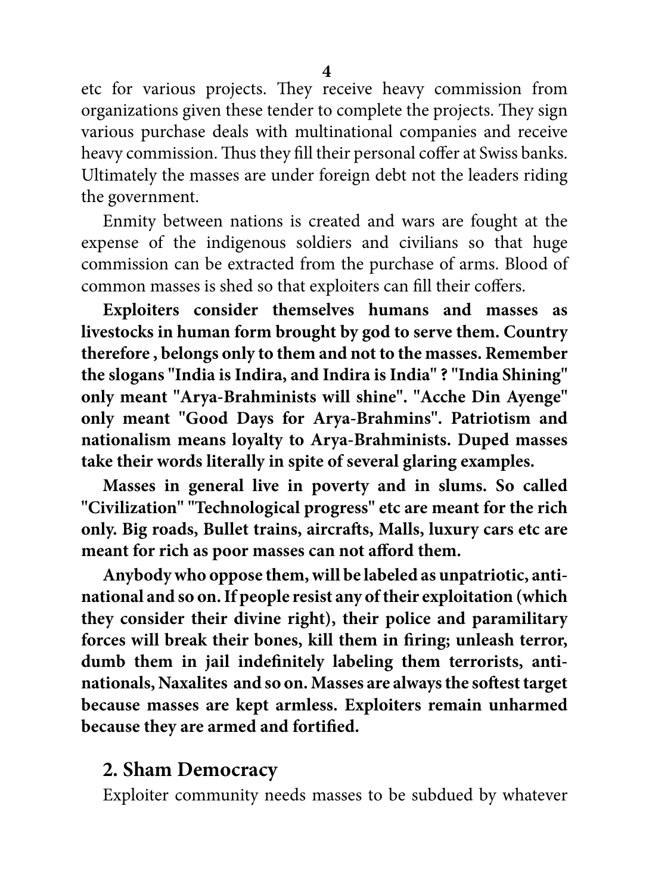etc for various projects. They receive heavy commission from organizations given these tender to complete the projects. They sign various purchase deals with multinational companies and receive heavy commission. Thus they fill their personal coffer at Swiss banks. Ultimately the masses are under foreign debt not the leaders riding the government.

Enmity between nations is created and wars are fought at the expense of the indigenous soldiers and civilians so that huge commission can be extracted from the purchase of arms. Blood of common masses is shed so that exploiters can fill their coffers.

**Exploiters consider themselves humans and masses as livestocks in human form brought by god to serve them. Country therefore , belongs only to them and not to the masses. Remember the slogans "India is Indira, and Indira is India" ? "India Shining" only meant "Arya-Brahminists will shine". "Acche Din Ayenge" only meant "Good Days for Arya-Brahmins". Patriotism and nationalism means loyalty to Arya-Brahminists. Duped masses take their words literally in spite of several glaring examples.**

**Masses in general live in poverty and in slums. So called "Civilization" "Technological progress" etc are meant for the rich only. Big roads, Bullet trains, aircrafts, Malls, luxury cars etc are meant for rich as poor masses can not afford them.**

**Anybody who oppose them, will be labeled as unpatriotic, anti-national and so on. If people resist any of their exploitation (which they consider their divine right), their police and paramilitary forces will break their bones, kill them in firing; unleash terror, dumb them in jail indefinitely labeling them terrorists, anti-nationals, Naxalites and so on. Masses are always the softest target because masses are kept armless. Exploiters remain unharmed because they are armed and fortified.**

## 2. Sham Democracy

Exploiter community needs masses to be subdued by whatever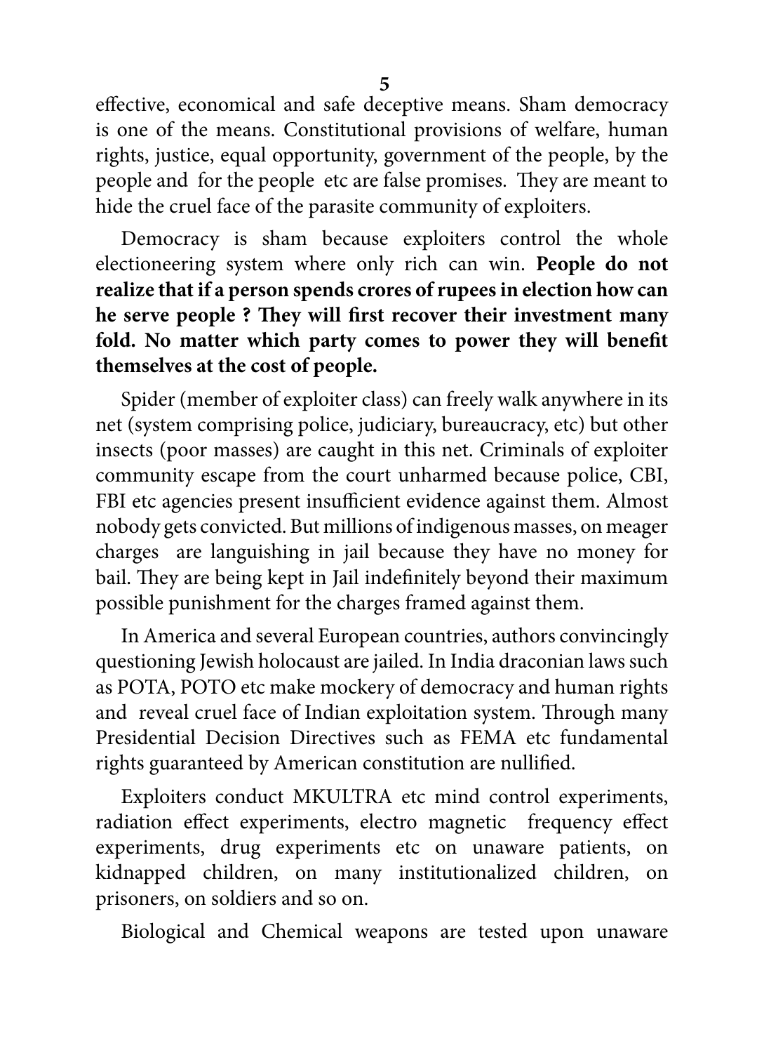effective, economical and safe deceptive means. Sham democracy is one of the means. Constitutional provisions of welfare, human rights, justice, equal opportunity, government of the people, by the people and for the people etc are false promises. They are meant to hide the cruel face of the parasite community of exploiters.

Democracy is sham because exploiters control the whole electioneering system where only rich can win. **People do not realize that if a person spends crores of rupees in election how can he serve people ? They will first recover their investment many fold. No matter which party comes to power they will benefit themselves at the cost of people.**

Spider (member of exploiter class) can freely walk anywhere in its net (system comprising police, judiciary, bureaucracy, etc) but other insects (poor masses) are caught in this net. Criminals of exploiter community escape from the court unharmed because police, CBI, FBI etc agencies present insufficient evidence against them. Almost nobody gets convicted. But millions of indigenous masses, on meager charges are languishing in jail because they have no money for bail. They are being kept in Jail indefinitely beyond their maximum possible punishment for the charges framed against them.

In America and several European countries, authors convincingly questioning Jewish holocaust are jailed. In India draconian laws such as POTA, POTO etc make mockery of democracy and human rights and reveal cruel face of Indian exploitation system. Through many Presidential Decision Directives such as FEMA etc fundamental rights guaranteed by American constitution are nullified.

Exploiters conduct MKULTRA etc mind control experiments, radiation effect experiments, electro magnetic frequency effect experiments, drug experiments etc on unaware patients, on kidnapped children, on many institutionalized children, on prisoners, on soldiers and so on.

Biological and Chemical weapons are tested upon unaware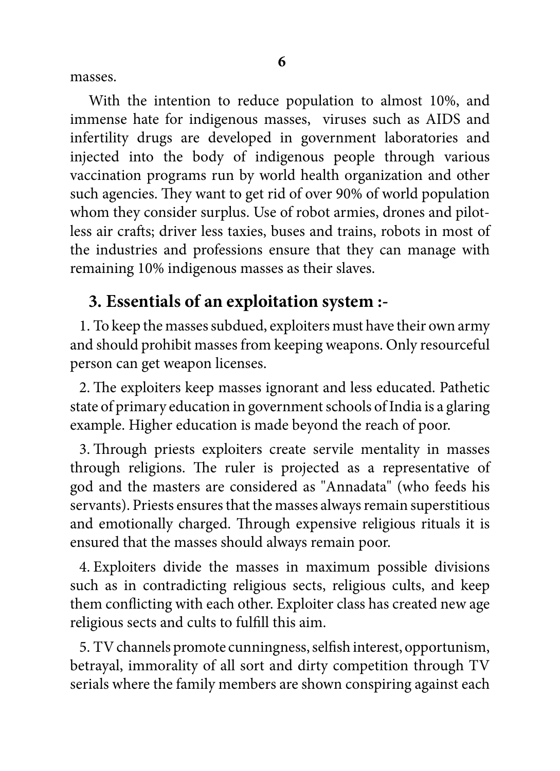masses.

With the intention to reduce population to almost 10%, and immense hate for indigenous masses,  viruses such as AIDS and infertility drugs are developed in government laboratories and injected into the body of indigenous people through various vaccination programs run by world health organization and other such agencies. They want to get rid of over 90% of world population whom they consider surplus. Use of robot armies, drones and pilot-less air crafts; driver less taxies, buses and trains, robots in most of the industries and professions ensure that they can manage with remaining 10% indigenous masses as their slaves.

## 3. Essentials of an exploitation system :-

1. To keep the masses subdued, exploiters must have their own army and should prohibit masses from keeping weapons. Only resourceful person can get weapon licenses.

2. The exploiters keep masses ignorant and less educated. Pathetic state of primary education in government schools of India is a glaring example. Higher education is made beyond the reach of poor.

3. Through priests exploiters create servile mentality in masses through religions. The ruler is projected as a representative of god and the masters are considered as "Annadata" (who feeds his servants). Priests ensures that the masses always remain superstitious and emotionally charged. Through expensive religious rituals it is ensured that the masses should always remain poor.

4. Exploiters divide the masses in maximum possible divisions such as in contradicting religious sects, religious cults, and keep them conflicting with each other. Exploiter class has created new age religious sects and cults to fulfill this aim.

5. TV channels promote cunningness, selfish interest, opportunism, betrayal, immorality of all sort and dirty competition through TV serials where the family members are shown conspiring against each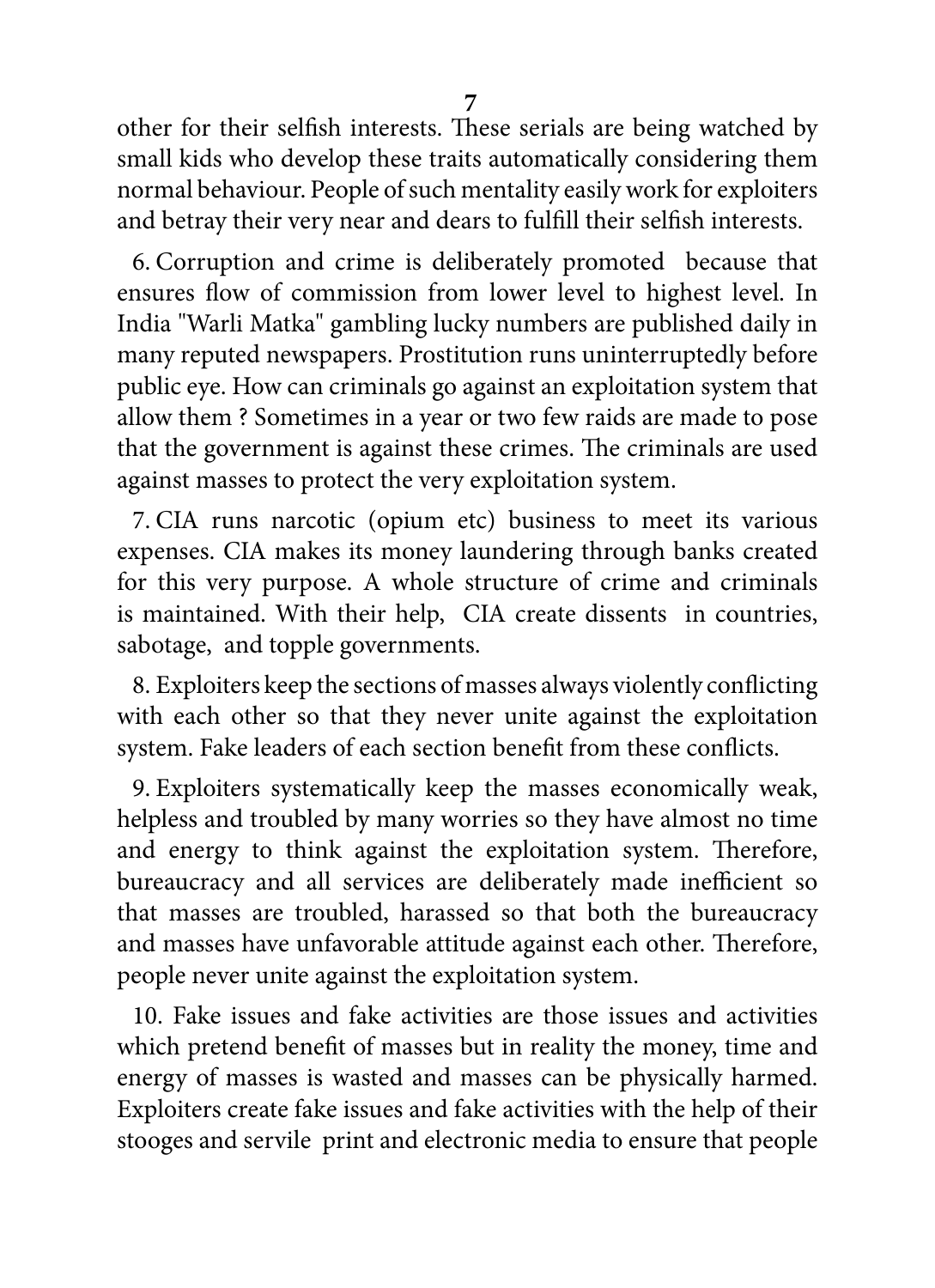other for their selfish interests. These serials are being watched by small kids who develop these traits automatically considering them normal behaviour. People of such mentality easily work for exploiters and betray their very near and dears to fulfill their selfish interests.

6. Corruption and crime is deliberately promoted because that ensures flow of commission from lower level to highest level. In India "Warli Matka" gambling lucky numbers are published daily in many reputed newspapers. Prostitution runs uninterruptedly before public eye. How can criminals go against an exploitation system that allow them ? Sometimes in a year or two few raids are made to pose that the government is against these crimes. The criminals are used against masses to protect the very exploitation system.

7. CIA runs narcotic (opium etc) business to meet its various expenses. CIA makes its money laundering through banks created for this very purpose. A whole structure of crime and criminals is maintained. With their help, CIA create dissents in countries, sabotage, and topple governments.

8. Exploiters keep the sections of masses always violently conflicting with each other so that they never unite against the exploitation system. Fake leaders of each section benefit from these conflicts.

9. Exploiters systematically keep the masses economically weak, helpless and troubled by many worries so they have almost no time and energy to think against the exploitation system. Therefore, bureaucracy and all services are deliberately made inefficient so that masses are troubled, harassed so that both the bureaucracy and masses have unfavorable attitude against each other. Therefore, people never unite against the exploitation system.

10. Fake issues and fake activities are those issues and activities which pretend benefit of masses but in reality the money, time and energy of masses is wasted and masses can be physically harmed. Exploiters create fake issues and fake activities with the help of their stooges and servile print and electronic media to ensure that people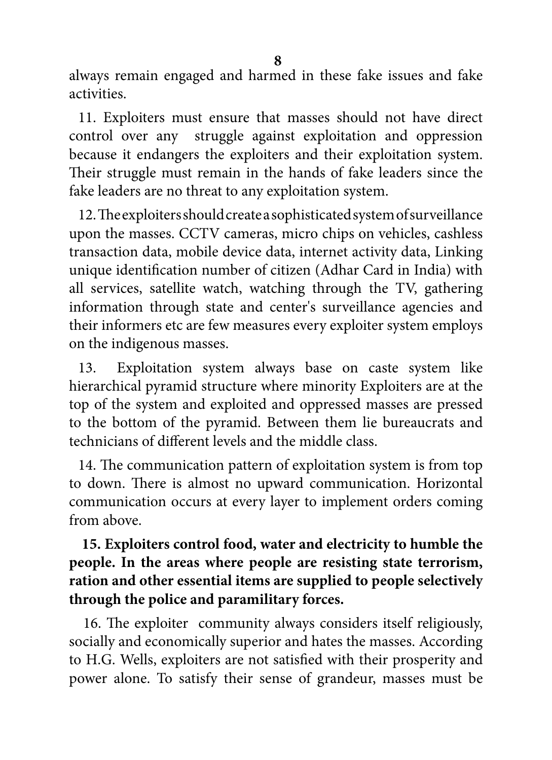always remain engaged and harmed in these fake issues and fake activities.

11. Exploiters must ensure that masses should not have direct control over any struggle against exploitation and oppression because it endangers the exploiters and their exploitation system. Their struggle must remain in the hands of fake leaders since the fake leaders are no threat to any exploitation system.

12. The exploiters should create a sophisticated system of surveillance upon the masses. CCTV cameras, micro chips on vehicles, cashless transaction data, mobile device data, internet activity data, Linking unique identification number of citizen (Adhar Card in India) with all services, satellite watch, watching through the TV, gathering information through state and center's surveillance agencies and their informers etc are few measures every exploiter system employs on the indigenous masses.

13. Exploitation system always base on caste system like hierarchical pyramid structure where minority Exploiters are at the top of the system and exploited and oppressed masses are pressed to the bottom of the pyramid. Between them lie bureaucrats and technicians of different levels and the middle class.

14. The communication pattern of exploitation system is from top to down. There is almost no upward communication. Horizontal communication occurs at every layer to implement orders coming from above.

**15. Exploiters control food, water and electricity to humble the people. In the areas where people are resisting state terrorism, ration and other essential items are supplied to people selectively through the police and paramilitary forces.**

16. The exploiter community always considers itself religiously, socially and economically superior and hates the masses. According to H.G. Wells, exploiters are not satisfied with their prosperity and power alone. To satisfy their sense of grandeur, masses must be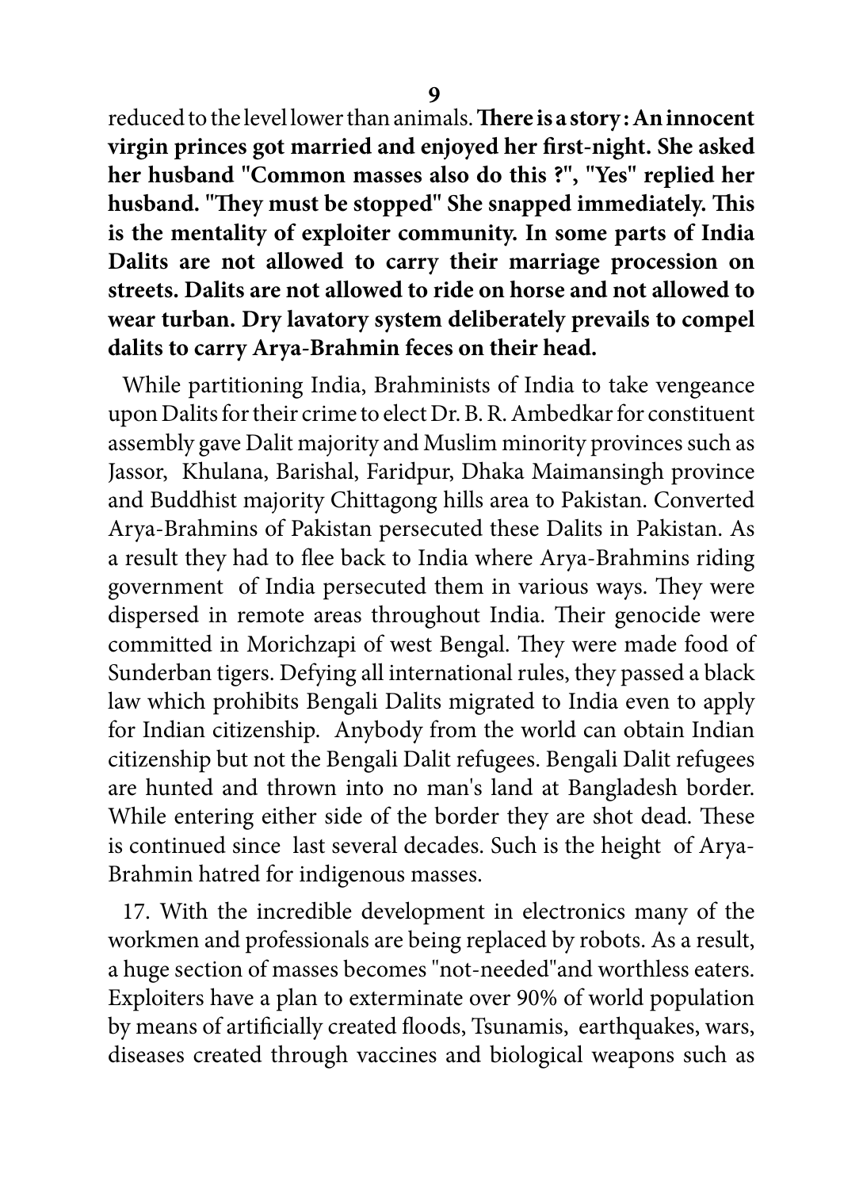reduced to the level lower than animals. **There is a story : An innocent virgin princes got married and enjoyed her first-night. She asked her husband "Common masses also do this ?", "Yes" replied her husband. "They must be stopped" She snapped immediately. This is the mentality of exploiter community. In some parts of India Dalits are not allowed to carry their marriage procession on streets. Dalits are not allowed to ride on horse and not allowed to wear turban. Dry lavatory system deliberately prevails to compel dalits to carry Arya-Brahmin feces on their head.**

While partitioning India, Brahminists of India to take vengeance upon Dalits for their crime to elect Dr. B. R. Ambedkar for constituent assembly gave Dalit majority and Muslim minority provinces such as Jassor, Khulana, Barishal, Faridpur, Dhaka Maimansingh province and Buddhist majority Chittagong hills area to Pakistan. Converted Arya-Brahmins of Pakistan persecuted these Dalits in Pakistan. As a result they had to flee back to India where Arya-Brahmins riding government of India persecuted them in various ways. They were dispersed in remote areas throughout India. Their genocide were committed in Morichzapi of west Bengal. They were made food of Sunderban tigers. Defying all international rules, they passed a black law which prohibits Bengali Dalits migrated to India even to apply for Indian citizenship. Anybody from the world can obtain Indian citizenship but not the Bengali Dalit refugees. Bengali Dalit refugees are hunted and thrown into no man's land at Bangladesh border. While entering either side of the border they are shot dead. These is continued since last several decades. Such is the height of Arya-Brahmin hatred for indigenous masses.

17. With the incredible development in electronics many of the workmen and professionals are being replaced by robots. As a result, a huge section of masses becomes "not-needed"and worthless eaters. Exploiters have a plan to exterminate over 90% of world population by means of artificially created floods, Tsunamis, earthquakes, wars, diseases created through vaccines and biological weapons such as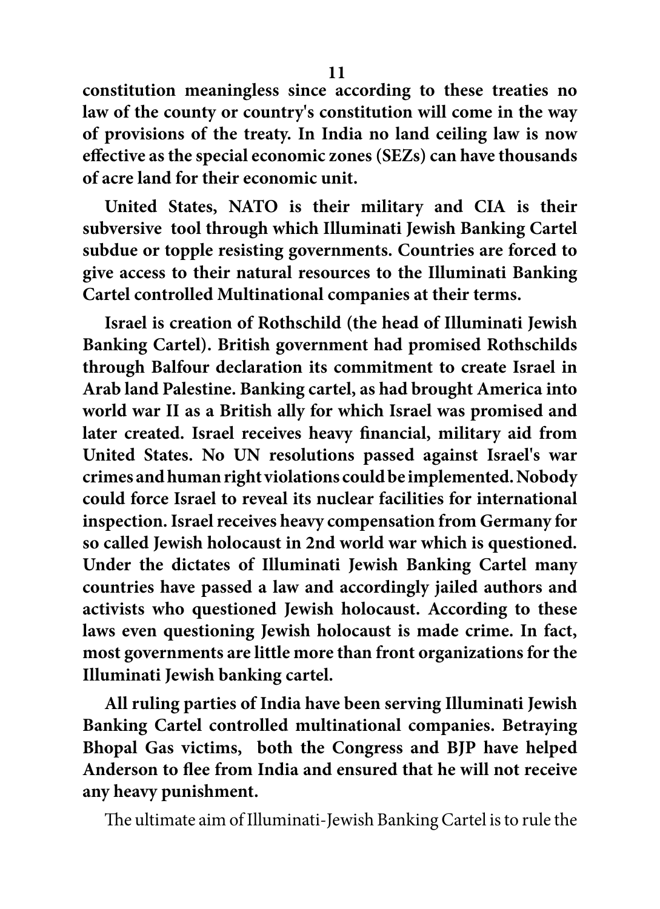**constitution meaningless since according to these treaties no law of the county or country's constitution will come in the way of provisions of the treaty. In India no land ceiling law is now effective as the special economic zones (SEZs) can have thousands of acre land for their economic unit.**

**United States, NATO is their military and CIA is their subversive tool through which Illuminati Jewish Banking Cartel subdue or topple resisting governments. Countries are forced to give access to their natural resources to the Illuminati Banking Cartel controlled Multinational companies at their terms.**

**Israel is creation of Rothschild (the head of Illuminati Jewish Banking Cartel). British government had promised Rothschilds through Balfour declaration its commitment to create Israel in Arab land Palestine. Banking cartel, as had brought America into world war II as a British ally for which Israel was promised and later created. Israel receives heavy financial, military aid from United States. No UN resolutions passed against Israel's war crimes and human right violations could be implemented. Nobody could force Israel to reveal its nuclear facilities for international inspection. Israel receives heavy compensation from Germany for so called Jewish holocaust in 2nd world war which is questioned. Under the dictates of Illuminati Jewish Banking Cartel many countries have passed a law and accordingly jailed authors and activists who questioned Jewish holocaust. According to these laws even questioning Jewish holocaust is made crime. In fact, most governments are little more than front organizations for the Illuminati Jewish banking cartel.**

**All ruling parties of India have been serving Illuminati Jewish Banking Cartel controlled multinational companies. Betraying Bhopal Gas victims, both the Congress and BJP have helped Anderson to flee from India and ensured that he will not receive any heavy punishment.**

The ultimate aim of Illuminati-Jewish Banking Cartel is to rule the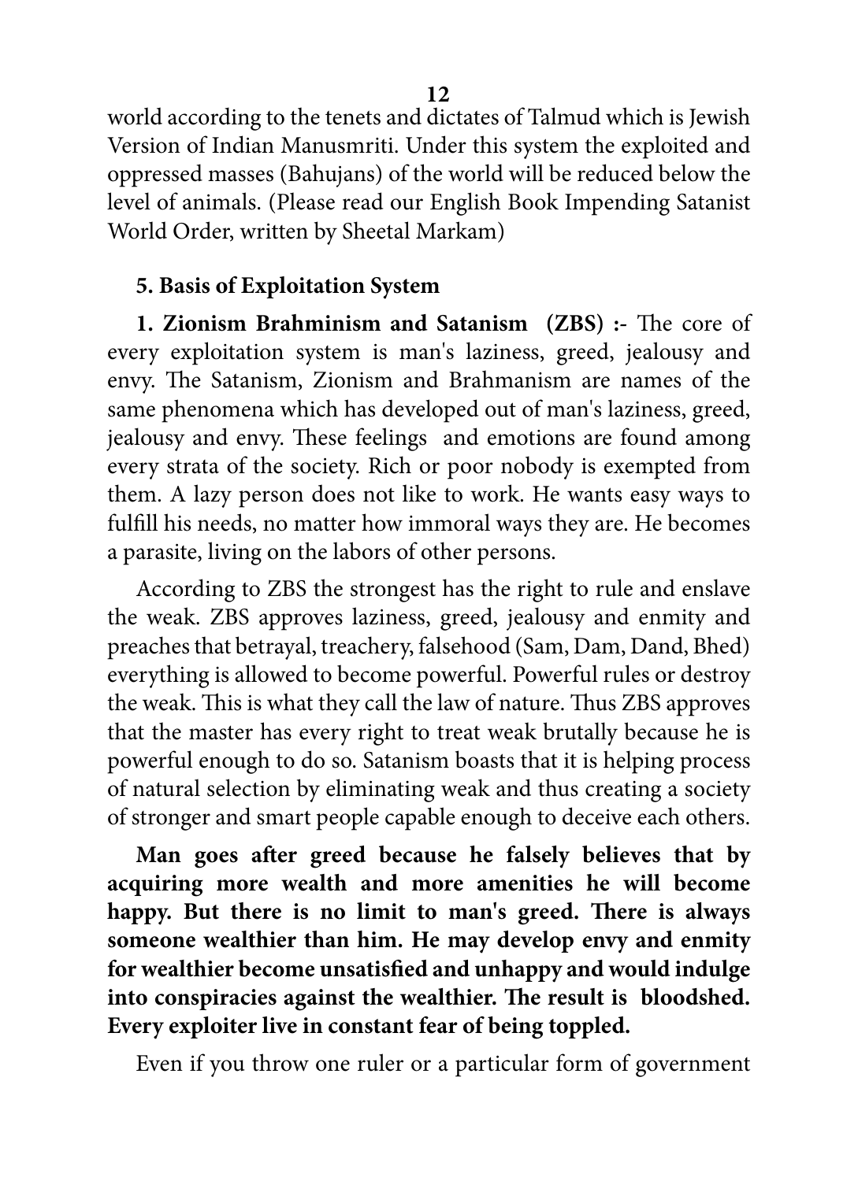world according to the tenets and dictates of Talmud which is Jewish Version of Indian Manusmriti. Under this system the exploited and oppressed masses (Bahujans) of the world will be reduced below the level of animals. (Please read our English Book Impending Satanist World Order, written by Sheetal Markam)

### 5. Basis of Exploitation System

**1. Zionism Brahminism and Satanism (ZBS) :-** The core of every exploitation system is man's laziness, greed, jealousy and envy. The Satanism, Zionism and Brahmanism are names of the same phenomena which has developed out of man's laziness, greed, jealousy and envy. These feelings and emotions are found among every strata of the society. Rich or poor nobody is exempted from them. A lazy person does not like to work. He wants easy ways to fulfill his needs, no matter how immoral ways they are. He becomes a parasite, living on the labors of other persons.

According to ZBS the strongest has the right to rule and enslave the weak. ZBS approves laziness, greed, jealousy and enmity and preaches that betrayal, treachery, falsehood (Sam, Dam, Dand, Bhed) everything is allowed to become powerful. Powerful rules or destroy the weak. This is what they call the law of nature. Thus ZBS approves that the master has every right to treat weak brutally because he is powerful enough to do so. Satanism boasts that it is helping process of natural selection by eliminating weak and thus creating a society of stronger and smart people capable enough to deceive each others.

**Man goes after greed because he falsely believes that by acquiring more wealth and more amenities he will become happy. But there is no limit to man's greed. There is always someone wealthier than him. He may develop envy and enmity for wealthier become unsatisfied and unhappy and would indulge into conspiracies against the wealthier. The result is bloodshed. Every exploiter live in constant fear of being toppled.**

Even if you throw one ruler or a particular form of government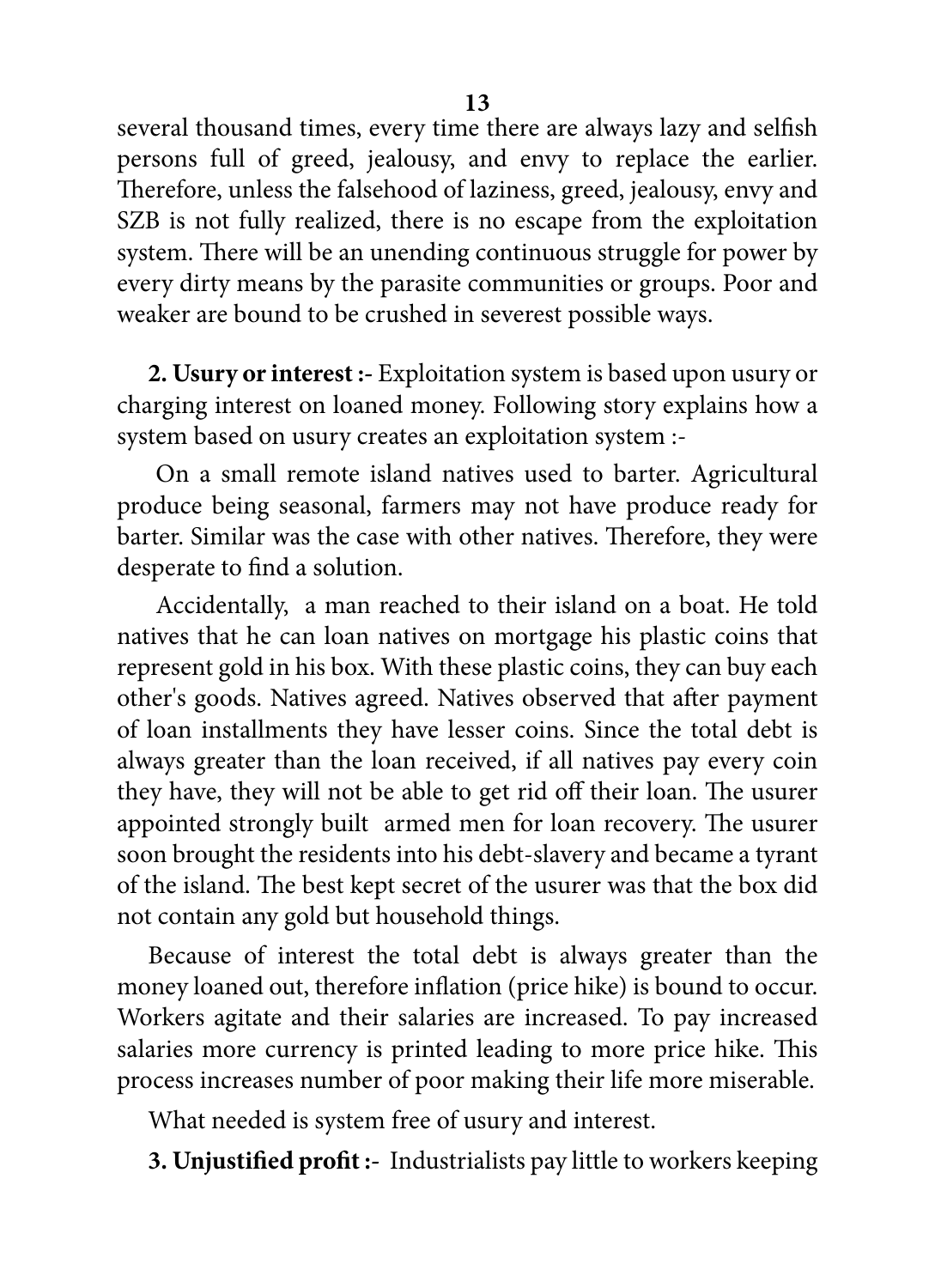several thousand times, every time there are always lazy and selfish persons full of greed, jealousy, and envy to replace the earlier. Therefore, unless the falsehood of laziness, greed, jealousy, envy and SZB is not fully realized, there is no escape from the exploitation system. There will be an unending continuous struggle for power by every dirty means by the parasite communities or groups. Poor and weaker are bound to be crushed in severest possible ways.

**2. Usury or interest :-** Exploitation system is based upon usury or charging interest on loaned money. Following story explains how a system based on usury creates an exploitation system :-

On a small remote island natives used to barter. Agricultural produce being seasonal, farmers may not have produce ready for barter. Similar was the case with other natives. Therefore, they were desperate to find a solution.

Accidentally, a man reached to their island on a boat. He told natives that he can loan natives on mortgage his plastic coins that represent gold in his box. With these plastic coins, they can buy each other's goods. Natives agreed. Natives observed that after payment of loan installments they have lesser coins. Since the total debt is always greater than the loan received, if all natives pay every coin they have, they will not be able to get rid off their loan. The usurer appointed strongly built armed men for loan recovery. The usurer soon brought the residents into his debt-slavery and became a tyrant of the island. The best kept secret of the usurer was that the box did not contain any gold but household things.

Because of interest the total debt is always greater than the money loaned out, therefore inflation (price hike) is bound to occur. Workers agitate and their salaries are increased. To pay increased salaries more currency is printed leading to more price hike. This process increases number of poor making their life more miserable.

What needed is system free of usury and interest.

**3. Unjustified profit :-** Industrialists pay little to workers keeping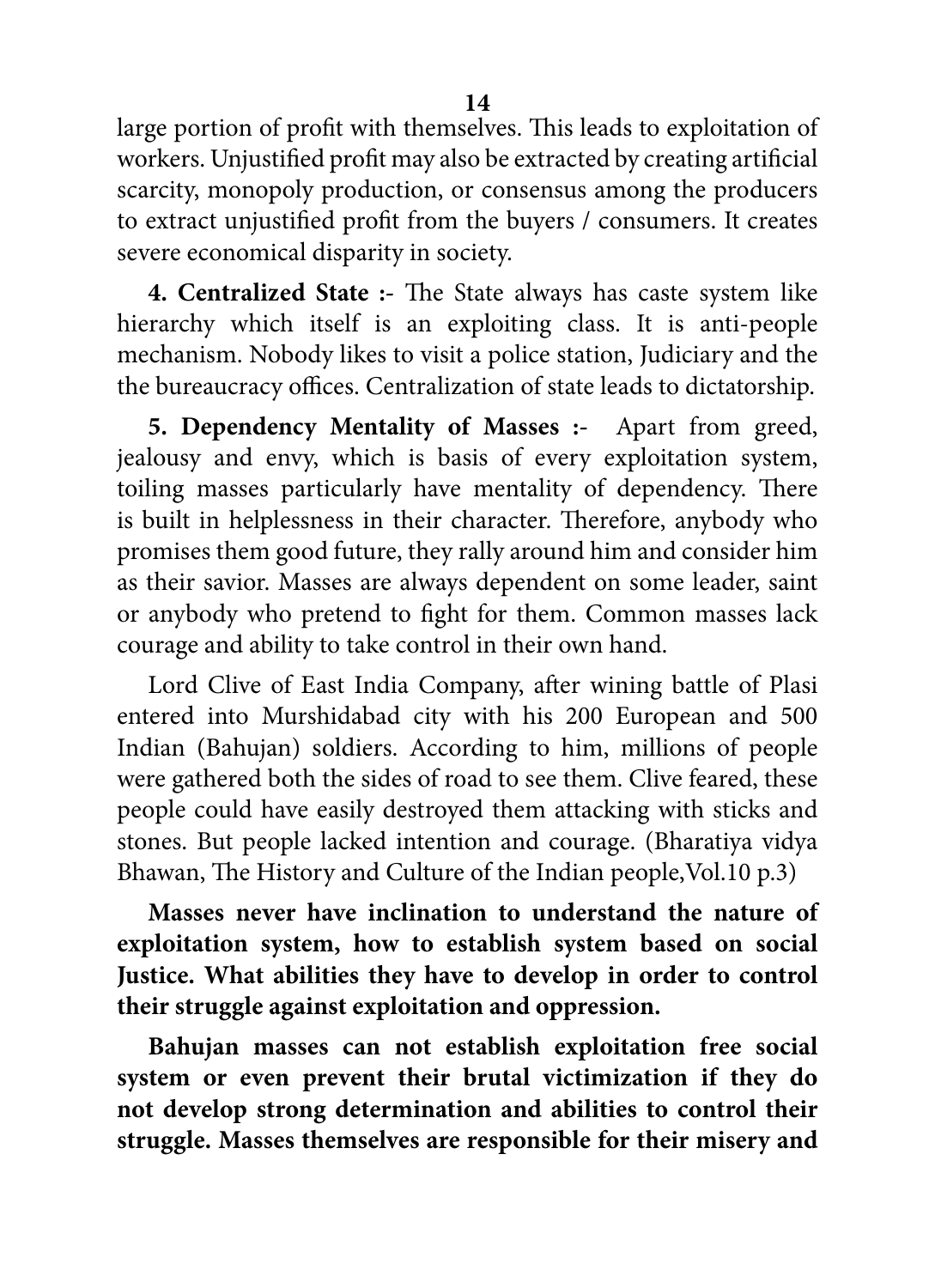large portion of profit with themselves. This leads to exploitation of workers. Unjustified profit may also be extracted by creating artificial scarcity, monopoly production, or consensus among the producers to extract unjustified profit from the buyers / consumers. It creates severe economical disparity in society.

**4. Centralized State :-** The State always has caste system like hierarchy which itself is an exploiting class. It is anti-people mechanism. Nobody likes to visit a police station, Judiciary and the the bureaucracy offices. Centralization of state leads to dictatorship.

**5. Dependency Mentality of Masses :-** Apart from greed, jealousy and envy, which is basis of every exploitation system, toiling masses particularly have mentality of dependency. There is built in helplessness in their character. Therefore, anybody who promises them good future, they rally around him and consider him as their savior. Masses are always dependent on some leader, saint or anybody who pretend to fight for them. Common masses lack courage and ability to take control in their own hand.

Lord Clive of East India Company, after wining battle of Plasi entered into Murshidabad city with his 200 European and 500 Indian (Bahujan) soldiers. According to him, millions of people were gathered both the sides of road to see them. Clive feared, these people could have easily destroyed them attacking with sticks and stones. But people lacked intention and courage. (Bharatiya vidya Bhawan, The History and Culture of the Indian people,Vol.10 p.3)

**Masses never have inclination to understand the nature of exploitation system, how to establish system based on social Justice. What abilities they have to develop in order to control their struggle against exploitation and oppression.**

**Bahujan masses can not establish exploitation free social system or even prevent their brutal victimization if they do not develop strong determination and abilities to control their struggle. Masses themselves are responsible for their misery and**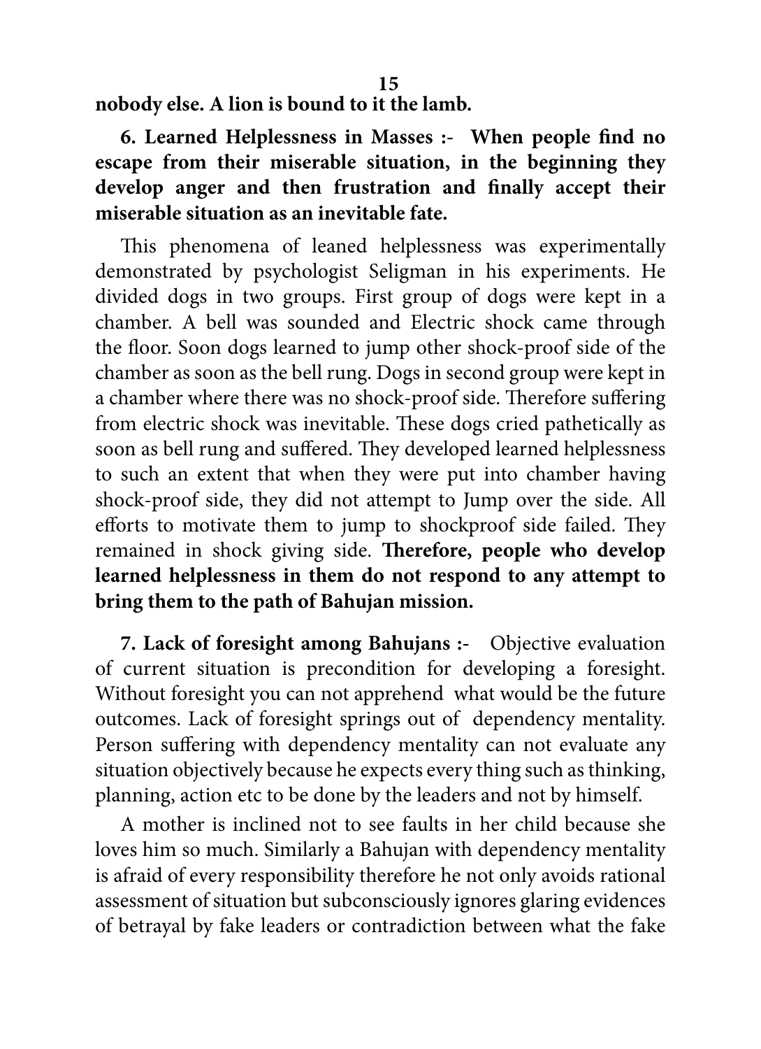**nobody else. A lion is bound to it the lamb.**

**6. Learned Helplessness in Masses :- When people find no escape from their miserable situation, in the beginning they develop anger and then frustration and finally accept their miserable situation as an inevitable fate.**

This phenomena of leaned helplessness was experimentally demonstrated by psychologist Seligman in his experiments. He divided dogs in two groups. First group of dogs were kept in a chamber. A bell was sounded and Electric shock came through the floor. Soon dogs learned to jump other shock-proof side of the chamber as soon as the bell rung. Dogs in second group were kept in a chamber where there was no shock-proof side. Therefore suffering from electric shock was inevitable. These dogs cried pathetically as soon as bell rung and suffered. They developed learned helplessness to such an extent that when they were put into chamber having shock-proof side, they did not attempt to Jump over the side. All efforts to motivate them to jump to shockproof side failed. They remained in shock giving side. **Therefore, people who develop learned helplessness in them do not respond to any attempt to bring them to the path of Bahujan mission.**

**7. Lack of foresight among Bahujans :-** Objective evaluation of current situation is precondition for developing a foresight. Without foresight you can not apprehend what would be the future outcomes. Lack of foresight springs out of dependency mentality. Person suffering with dependency mentality can not evaluate any situation objectively because he expects every thing such as thinking, planning, action etc to be done by the leaders and not by himself.

A mother is inclined not to see faults in her child because she loves him so much. Similarly a Bahujan with dependency mentality is afraid of every responsibility therefore he not only avoids rational assessment of situation but subconsciously ignores glaring evidences of betrayal by fake leaders or contradiction between what the fake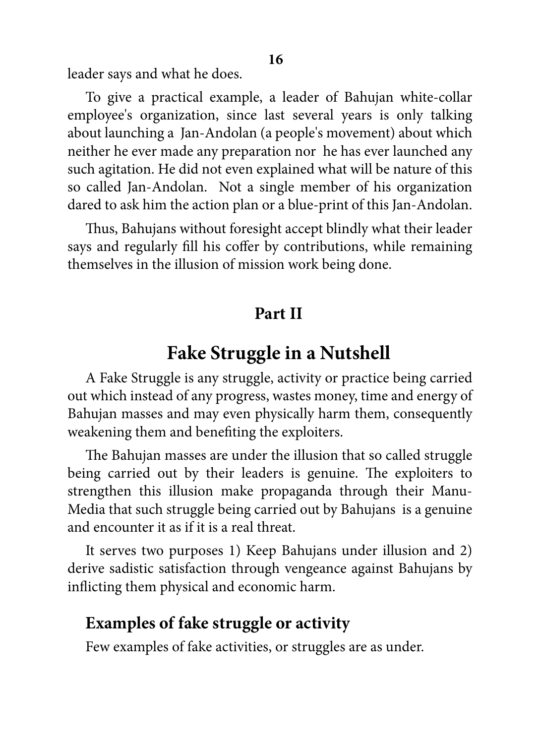leader says and what he does.

To give a practical example, a leader of Bahujan white-collar employee's organization, since last several years is only talking about launching a Jan-Andolan (a people's movement) about which neither he ever made any preparation nor he has ever launched any such agitation. He did not even explained what will be nature of this so called Jan-Andolan. Not a single member of his organization dared to ask him the action plan or a blue-print of this Jan-Andolan.

Thus, Bahujans without foresight accept blindly what their leader says and regularly fill his coffer by contributions, while remaining themselves in the illusion of mission work being done.

## Part II

# Fake Struggle in a Nutshell

A Fake Struggle is any struggle, activity or practice being carried out which instead of any progress, wastes money, time and energy of Bahujan masses and may even physically harm them, consequently weakening them and benefiting the exploiters.

The Bahujan masses are under the illusion that so called struggle being carried out by their leaders is genuine. The exploiters to strengthen this illusion make propaganda through their Manu-Media that such struggle being carried out by Bahujans is a genuine and encounter it as if it is a real threat.

It serves two purposes 1) Keep Bahujans under illusion and 2) derive sadistic satisfaction through vengeance against Bahujans by inflicting them physical and economic harm.

### Examples of fake struggle or activity

Few examples of fake activities, or struggles are as under.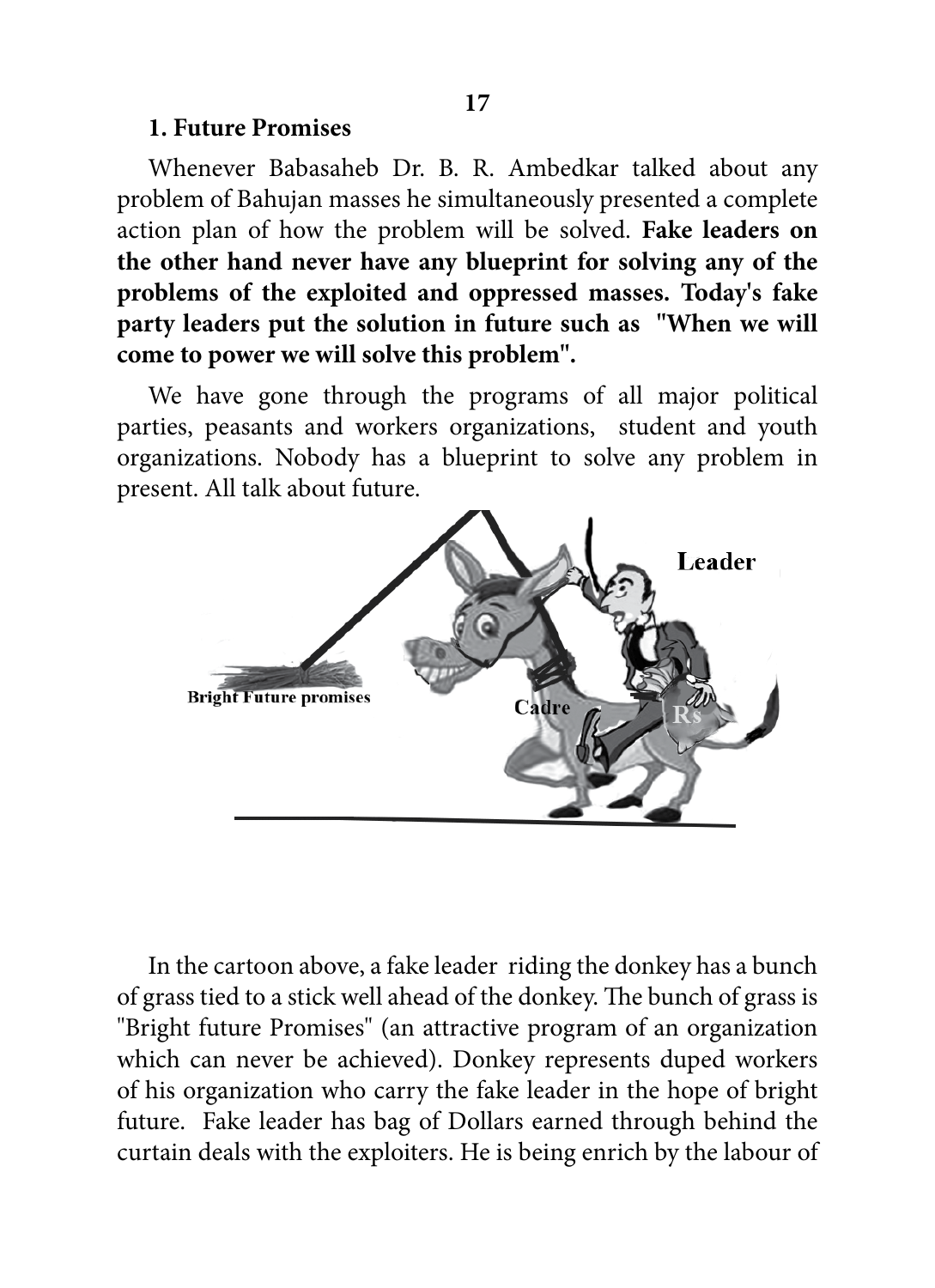## 1. Future Promises

Whenever Babasaheb Dr. B. R. Ambedkar talked about any problem of Bahujan masses he simultaneously presented a complete action plan of how the problem will be solved. **Fake leaders on the other hand never have any blueprint for solving any of the problems of the exploited and oppressed masses. Today's fake party leaders put the solution in future such as "When we will come to power we will solve this problem".**

We have gone through the programs of all major political parties, peasants and workers organizations, student and youth organizations. Nobody has a blueprint to solve any problem in present. All talk about future.

In the cartoon above, a fake leader riding the donkey has a bunch of grass tied to a stick well ahead of the donkey. The bunch of grass is "Bright future Promises" (an attractive program of an organization which can never be achieved). Donkey represents duped workers of his organization who carry the fake leader in the hope of bright future. Fake leader has bag of Dollars earned through behind the curtain deals with the exploiters. He is being enrich by the labour of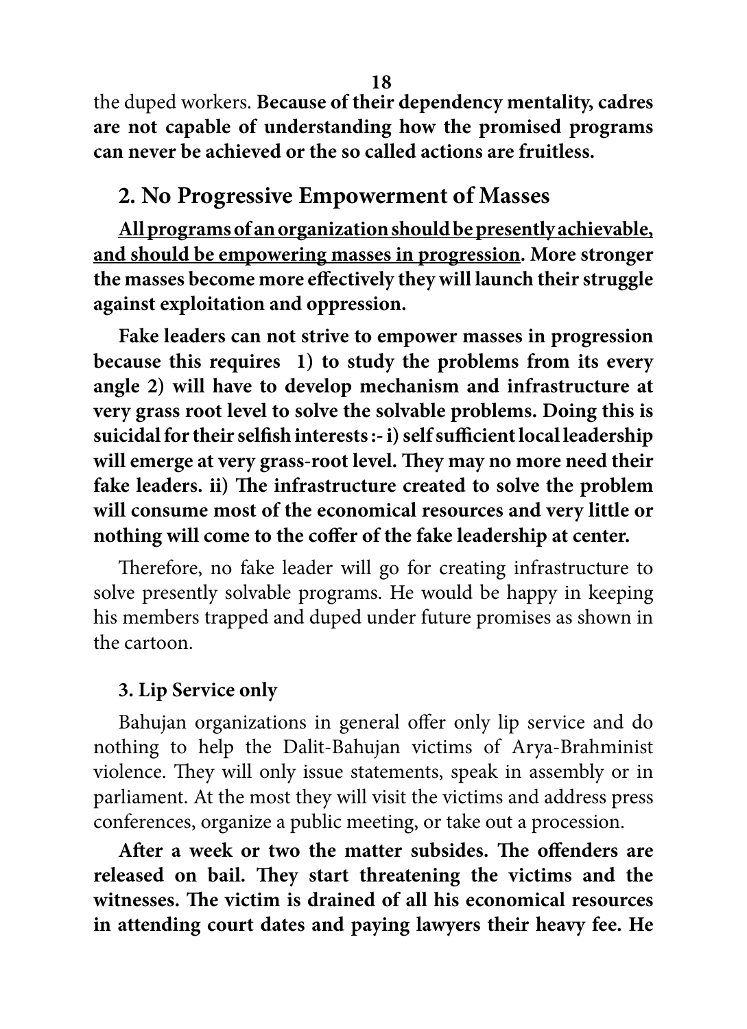the duped workers. **Because of their dependency mentality, cadres are not capable of understanding how the promised programs can never be achieved or the so called actions are fruitless.**

## 2. No Progressive Empowerment of Masses

**<u>All programs of an organization should be presently achievable, and should be empowering masses in progression</u>. More stronger the masses become more effectively they will launch their struggle against exploitation and oppression.**

**Fake leaders can not strive to empower masses in progression because this requires 1) to study the problems from its every angle 2) will have to develop mechanism and infrastructure at very grass root level to solve the solvable problems. Doing this is suicidal for their selfish interests :- i) self sufficient local leadership will emerge at very grass-root level. They may no more need their fake leaders. ii) The infrastructure created to solve the problem will consume most of the economical resources and very little or nothing will come to the coffer of the fake leadership at center.**

Therefore, no fake leader will go for creating infrastructure to solve presently solvable programs. He would be happy in keeping his members trapped and duped under future promises as shown in the cartoon.

### 3. Lip Service only

Bahujan organizations in general offer only lip service and do nothing to help the Dalit-Bahujan victims of Arya-Brahminist violence. They will only issue statements, speak in assembly or in parliament. At the most they will visit the victims and address press conferences, organize a public meeting, or take out a procession.

**After a week or two the matter subsides. The offenders are released on bail. They start threatening the victims and the witnesses. The victim is drained of all his economical resources in attending court dates and paying lawyers their heavy fee. He**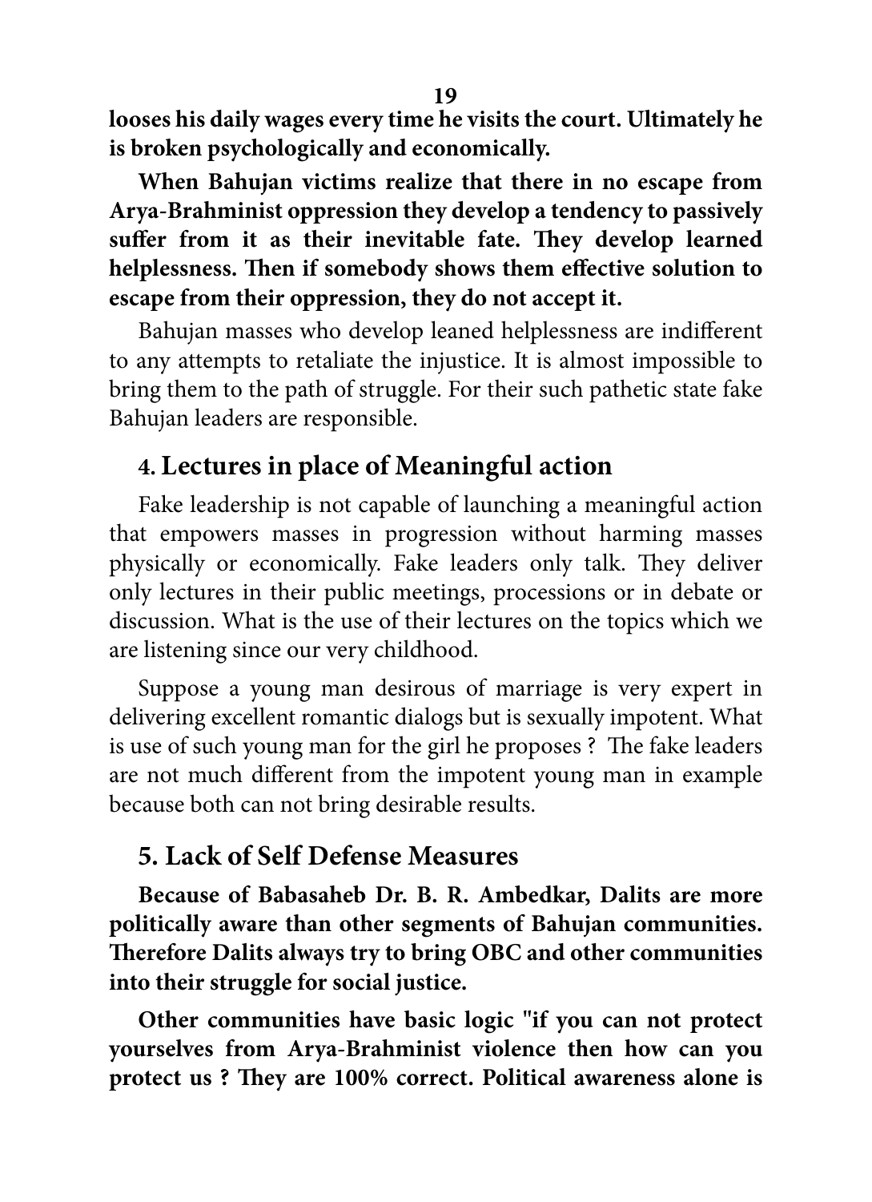**looses his daily wages every time he visits the court. Ultimately he is broken psychologically and economically.**

**When Bahujan victims realize that there in no escape from Arya-Brahminist oppression they develop a tendency to passively suffer from it as their inevitable fate. They develop learned helplessness. Then if somebody shows them effective solution to escape from their oppression, they do not accept it.**

Bahujan masses who develop leaned helplessness are indifferent to any attempts to retaliate the injustice. It is almost impossible to bring them to the path of struggle. For their such pathetic state fake Bahujan leaders are responsible.

## 4. Lectures in place of Meaningful action

Fake leadership is not capable of launching a meaningful action that empowers masses in progression without harming masses physically or economically. Fake leaders only talk. They deliver only lectures in their public meetings, processions or in debate or discussion. What is the use of their lectures on the topics which we are listening since our very childhood.

Suppose a young man desirous of marriage is very expert in delivering excellent romantic dialogs but is sexually impotent. What is use of such young man for the girl he proposes ? The fake leaders are not much different from the impotent young man in example because both can not bring desirable results.

## 5. Lack of Self Defense Measures

**Because of Babasaheb Dr. B. R. Ambedkar, Dalits are more politically aware than other segments of Bahujan communities. Therefore Dalits always try to bring OBC and other communities into their struggle for social justice.**

**Other communities have basic logic "if you can not protect yourselves from Arya-Brahminist violence then how can you protect us ? They are 100% correct. Political awareness alone is**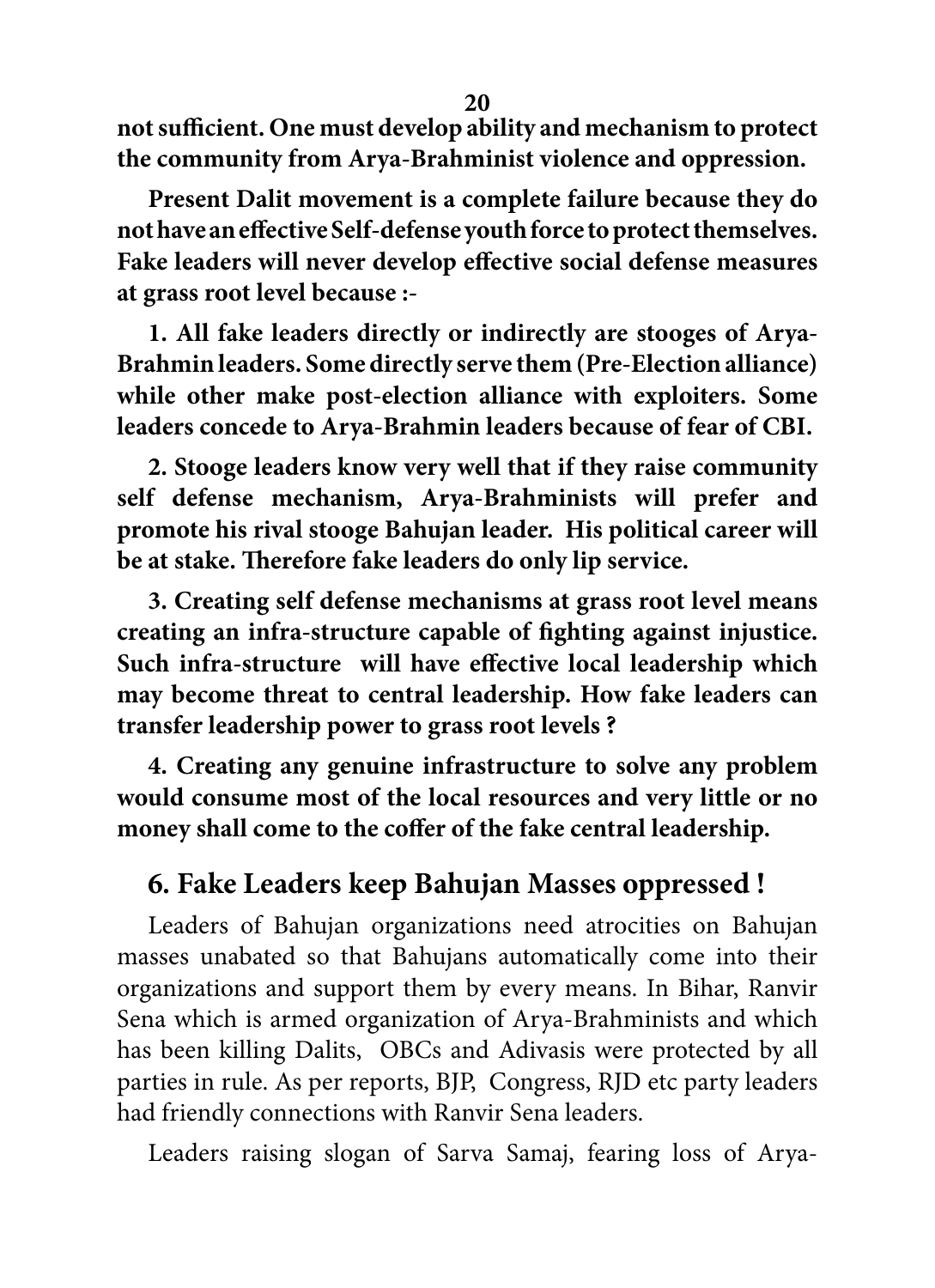**not sufficient. One must develop ability and mechanism to protect the community from Arya-Brahminist violence and oppression.**

**Present Dalit movement is a complete failure because they do not have an effective Self-defense youth force to protect themselves. Fake leaders will never develop effective social defense measures at grass root level because :-**

**1. All fake leaders directly or indirectly are stooges of Arya-Brahmin leaders. Some directly serve them (Pre-Election alliance) while other make post-election alliance with exploiters. Some leaders concede to Arya-Brahmin leaders because of fear of CBI.**

**2. Stooge leaders know very well that if they raise community self defense mechanism, Arya-Brahminists will prefer and promote his rival stooge Bahujan leader. His political career will be at stake. Therefore fake leaders do only lip service.**

**3. Creating self defense mechanisms at grass root level means creating an infra-structure capable of fighting against injustice. Such infra-structure will have effective local leadership which may become threat to central leadership. How fake leaders can transfer leadership power to grass root levels ?**

**4. Creating any genuine infrastructure to solve any problem would consume most of the local resources and very little or no money shall come to the coffer of the fake central leadership.**

## 6. Fake Leaders keep Bahujan Masses oppressed !

Leaders of Bahujan organizations need atrocities on Bahujan masses unabated so that Bahujans automatically come into their organizations and support them by every means. In Bihar, Ranvir Sena which is armed organization of Arya-Brahminists and which has been killing Dalits, OBCs and Adivasis were protected by all parties in rule. As per reports, BJP, Congress, RJD etc party leaders had friendly connections with Ranvir Sena leaders.

Leaders raising slogan of Sarva Samaj, fearing loss of Arya-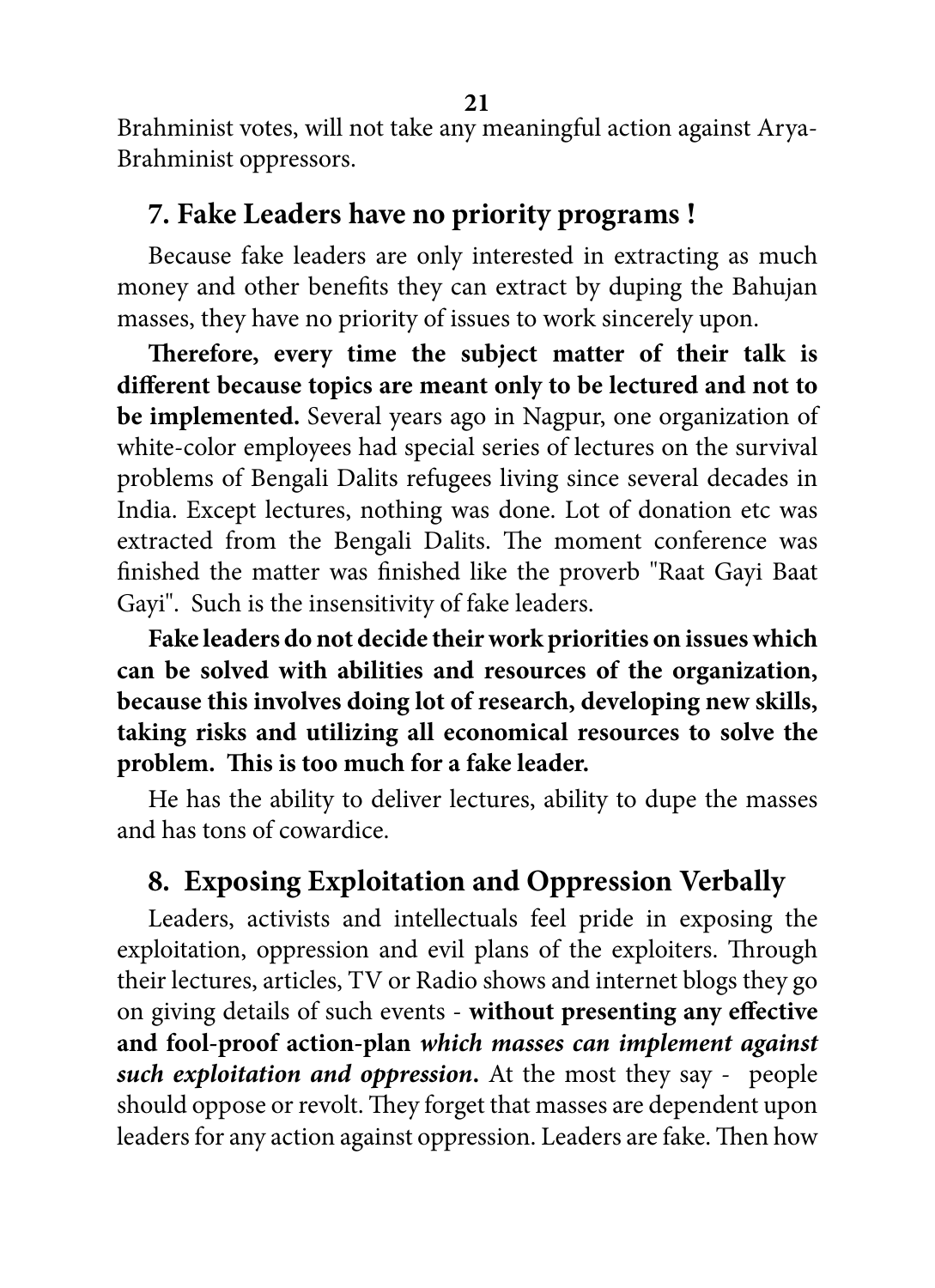Brahminist votes, will not take any meaningful action against Arya-Brahminist oppressors.

## 7. Fake Leaders have no priority programs !

Because fake leaders are only interested in extracting as much money and other benefits they can extract by duping the Bahujan masses, they have no priority of issues to work sincerely upon.

**Therefore, every time the subject matter of their talk is different because topics are meant only to be lectured and not to be implemented.** Several years ago in Nagpur, one organization of white-color employees had special series of lectures on the survival problems of Bengali Dalits refugees living since several decades in India. Except lectures, nothing was done. Lot of donation etc was extracted from the Bengali Dalits. The moment conference was finished the matter was finished like the proverb "Raat Gayi Baat Gayi". Such is the insensitivity of fake leaders.

**Fake leaders do not decide their work priorities on issues which can be solved with abilities and resources of the organization, because this involves doing lot of research, developing new skills, taking risks and utilizing all economical resources to solve the problem. This is too much for a fake leader.**

He has the ability to deliver lectures, ability to dupe the masses and has tons of cowardice.

## 8. Exposing Exploitation and Oppression Verbally

Leaders, activists and intellectuals feel pride in exposing the exploitation, oppression and evil plans of the exploiters. Through their lectures, articles, TV or Radio shows and internet blogs they go on giving details of such events - **without presenting any effective and fool-proof action-plan *which masses can implement against such exploitation and oppression.*** At the most they say - people should oppose or revolt. They forget that masses are dependent upon leaders for any action against oppression. Leaders are fake. Then how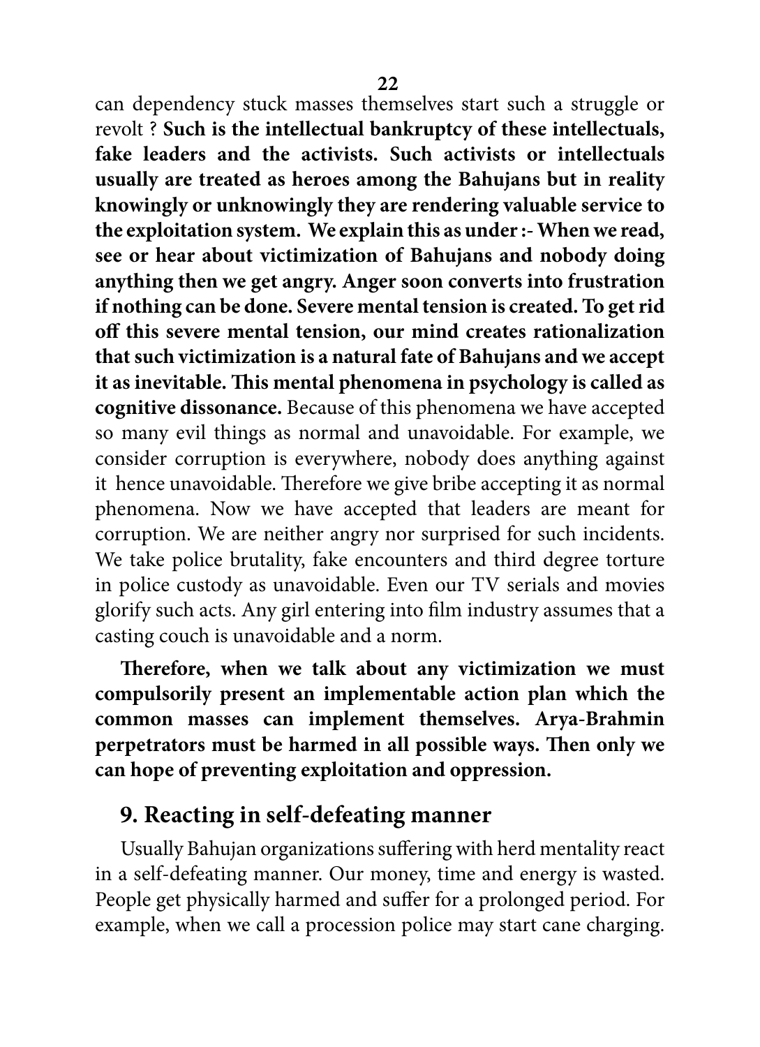can dependency stuck masses themselves start such a struggle or revolt ? **Such is the intellectual bankruptcy of these intellectuals, fake leaders and the activists. Such activists or intellectuals usually are treated as heroes among the Bahujans but in reality knowingly or unknowingly they are rendering valuable service to the exploitation system. We explain this as under :- When we read, see or hear about victimization of Bahujans and nobody doing anything then we get angry. Anger soon converts into frustration if nothing can be done. Severe mental tension is created. To get rid off this severe mental tension, our mind creates rationalization that such victimization is a natural fate of Bahujans and we accept it as inevitable. This mental phenomena in psychology is called as cognitive dissonance.** Because of this phenomena we have accepted so many evil things as normal and unavoidable. For example, we consider corruption is everywhere, nobody does anything against it hence unavoidable. Therefore we give bribe accepting it as normal phenomena. Now we have accepted that leaders are meant for corruption. We are neither angry nor surprised for such incidents. We take police brutality, fake encounters and third degree torture in police custody as unavoidable. Even our TV serials and movies glorify such acts. Any girl entering into film industry assumes that a casting couch is unavoidable and a norm.

**Therefore, when we talk about any victimization we must compulsorily present an implementable action plan which the common masses can implement themselves. Arya-Brahmin perpetrators must be harmed in all possible ways. Then only we can hope of preventing exploitation and oppression.**

## 9. Reacting in self-defeating manner

Usually Bahujan organizations suffering with herd mentality react in a self-defeating manner. Our money, time and energy is wasted. People get physically harmed and suffer for a prolonged period. For example, when we call a procession police may start cane charging.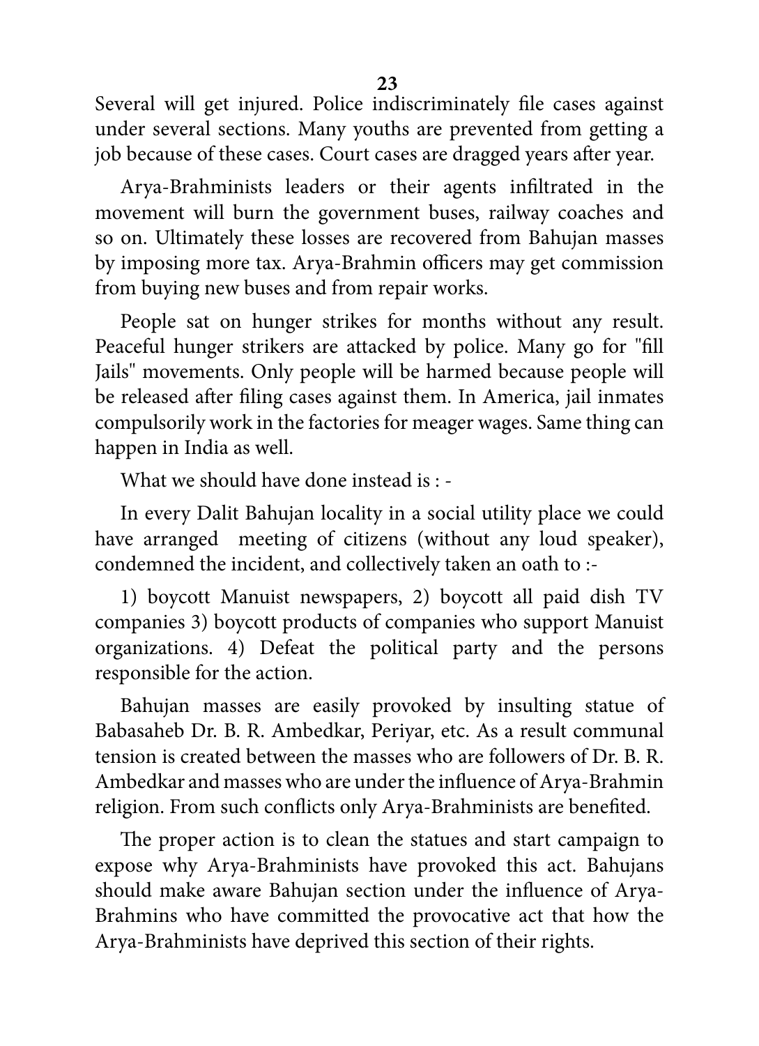Several will get injured. Police indiscriminately file cases against under several sections. Many youths are prevented from getting a job because of these cases. Court cases are dragged years after year.

Arya-Brahminists leaders or their agents infiltrated in the movement will burn the government buses, railway coaches and so on. Ultimately these losses are recovered from Bahujan masses by imposing more tax. Arya-Brahmin officers may get commission from buying new buses and from repair works.

People sat on hunger strikes for months without any result. Peaceful hunger strikers are attacked by police. Many go for "fill Jails" movements. Only people will be harmed because people will be released after filing cases against them. In America, jail inmates compulsorily work in the factories for meager wages. Same thing can happen in India as well.

What we should have done instead is : -

In every Dalit Bahujan locality in a social utility place we could have arranged meeting of citizens (without any loud speaker), condemned the incident, and collectively taken an oath to :-

1) boycott Manuist newspapers, 2) boycott all paid dish TV companies 3) boycott products of companies who support Manuist organizations. 4) Defeat the political party and the persons responsible for the action.

Bahujan masses are easily provoked by insulting statue of Babasaheb Dr. B. R. Ambedkar, Periyar, etc. As a result communal tension is created between the masses who are followers of Dr. B. R. Ambedkar and masses who are under the influence of Arya-Brahmin religion. From such conflicts only Arya-Brahminists are benefited.

The proper action is to clean the statues and start campaign to expose why Arya-Brahminists have provoked this act. Bahujans should make aware Bahujan section under the influence of Arya-Brahmins who have committed the provocative act that how the Arya-Brahminists have deprived this section of their rights.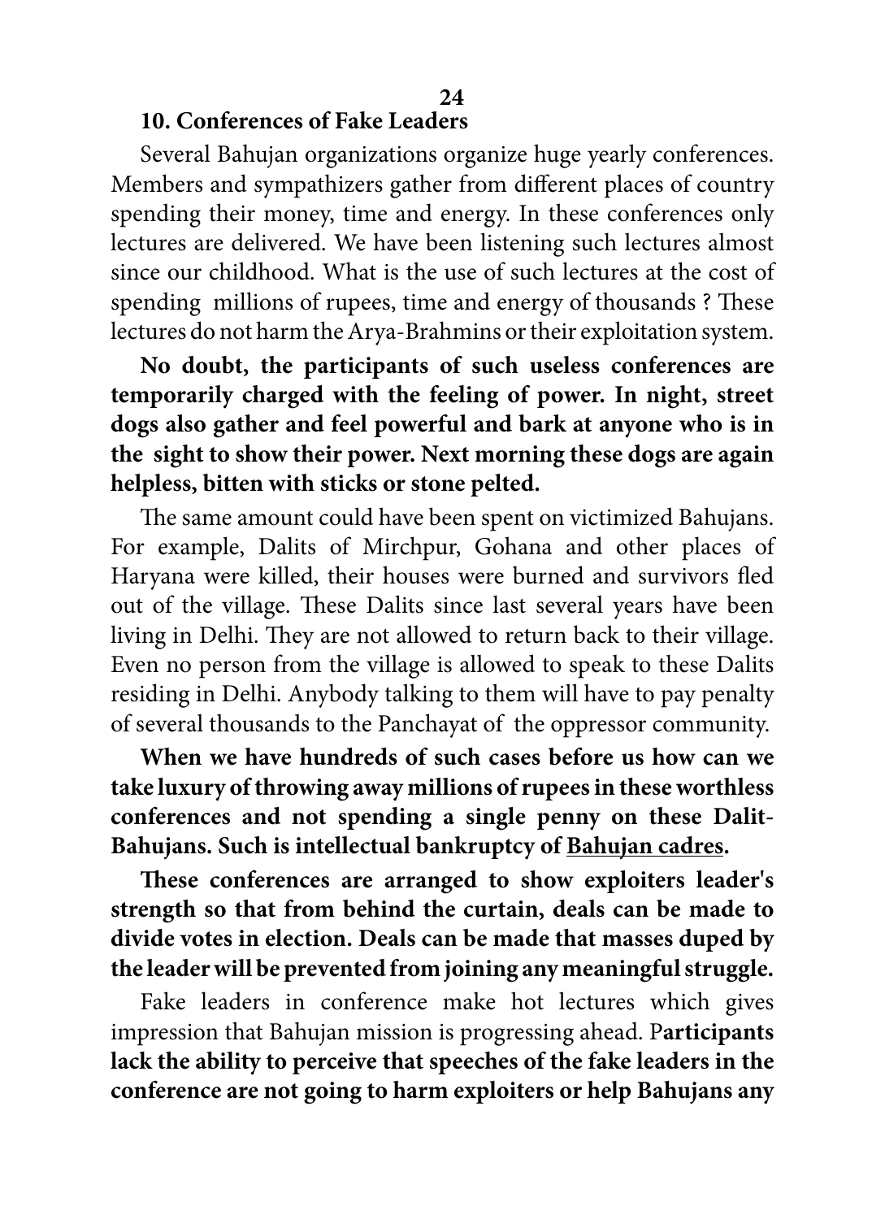## 10. Conferences of Fake Leaders

Several Bahujan organizations organize huge yearly conferences. Members and sympathizers gather from different places of country spending their money, time and energy. In these conferences only lectures are delivered. We have been listening such lectures almost since our childhood. What is the use of such lectures at the cost of spending millions of rupees, time and energy of thousands ? These lectures do not harm the Arya-Brahmins or their exploitation system.

**No doubt, the participants of such useless conferences are temporarily charged with the feeling of power. In night, street dogs also gather and feel powerful and bark at anyone who is in the sight to show their power. Next morning these dogs are again helpless, bitten with sticks or stone pelted.**

The same amount could have been spent on victimized Bahujans. For example, Dalits of Mirchpur, Gohana and other places of Haryana were killed, their houses were burned and survivors fled out of the village. These Dalits since last several years have been living in Delhi. They are not allowed to return back to their village. Even no person from the village is allowed to speak to these Dalits residing in Delhi. Anybody talking to them will have to pay penalty of several thousands to the Panchayat of the oppressor community.

**When we have hundreds of such cases before us how can we take luxury of throwing away millions of rupees in these worthless conferences and not spending a single penny on these Dalit-Bahujans. Such is intellectual bankruptcy of <u>Bahujan cadres</u>.**

**These conferences are arranged to show exploiters leader's strength so that from behind the curtain, deals can be made to divide votes in election. Deals can be made that masses duped by the leader will be prevented from joining any meaningful struggle.**

Fake leaders in conference make hot lectures which gives impression that Bahujan mission is progressing ahead. P**articipants lack the ability to perceive that speeches of the fake leaders in the conference are not going to harm exploiters or help Bahujans any**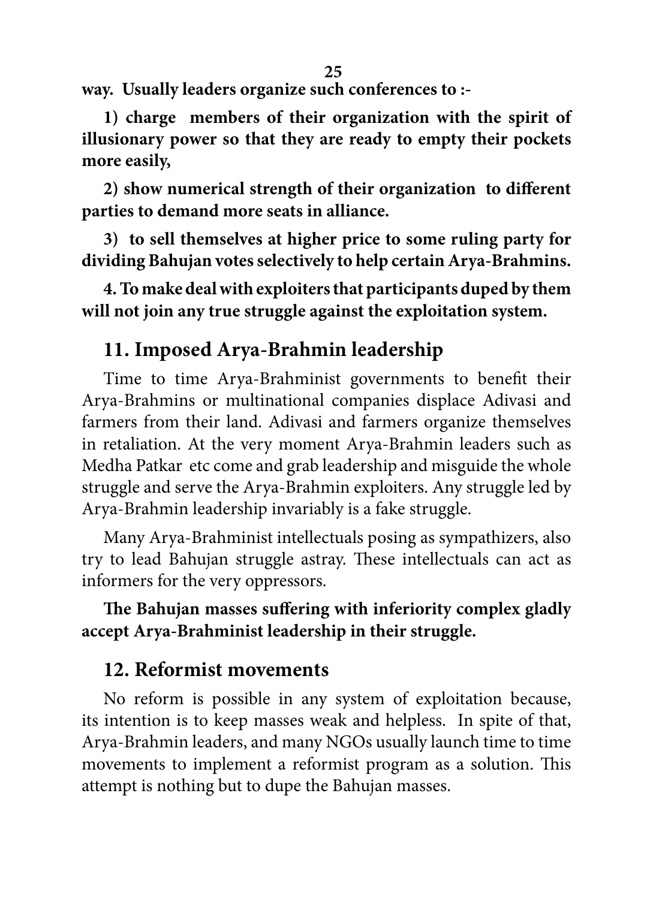**way. Usually leaders organize such conferences to :-**

**1) charge members of their organization with the spirit of illusionary power so that they are ready to empty their pockets more easily,**

**2) show numerical strength of their organization to different parties to demand more seats in alliance.**

**3) to sell themselves at higher price to some ruling party for dividing Bahujan votes selectively to help certain Arya-Brahmins.**

**4. To make deal with exploiters that participants duped by them will not join any true struggle against the exploitation system.**

## 11. Imposed Arya-Brahmin leadership

Time to time Arya-Brahminist governments to benefit their Arya-Brahmins or multinational companies displace Adivasi and farmers from their land. Adivasi and farmers organize themselves in retaliation. At the very moment Arya-Brahmin leaders such as Medha Patkar etc come and grab leadership and misguide the whole struggle and serve the Arya-Brahmin exploiters. Any struggle led by Arya-Brahmin leadership invariably is a fake struggle.

Many Arya-Brahminist intellectuals posing as sympathizers, also try to lead Bahujan struggle astray. These intellectuals can act as informers for the very oppressors.

**The Bahujan masses suffering with inferiority complex gladly accept Arya-Brahminist leadership in their struggle.**

## 12. Reformist movements

No reform is possible in any system of exploitation because, its intention is to keep masses weak and helpless. In spite of that, Arya-Brahmin leaders, and many NGOs usually launch time to time movements to implement a reformist program as a solution. This attempt is nothing but to dupe the Bahujan masses.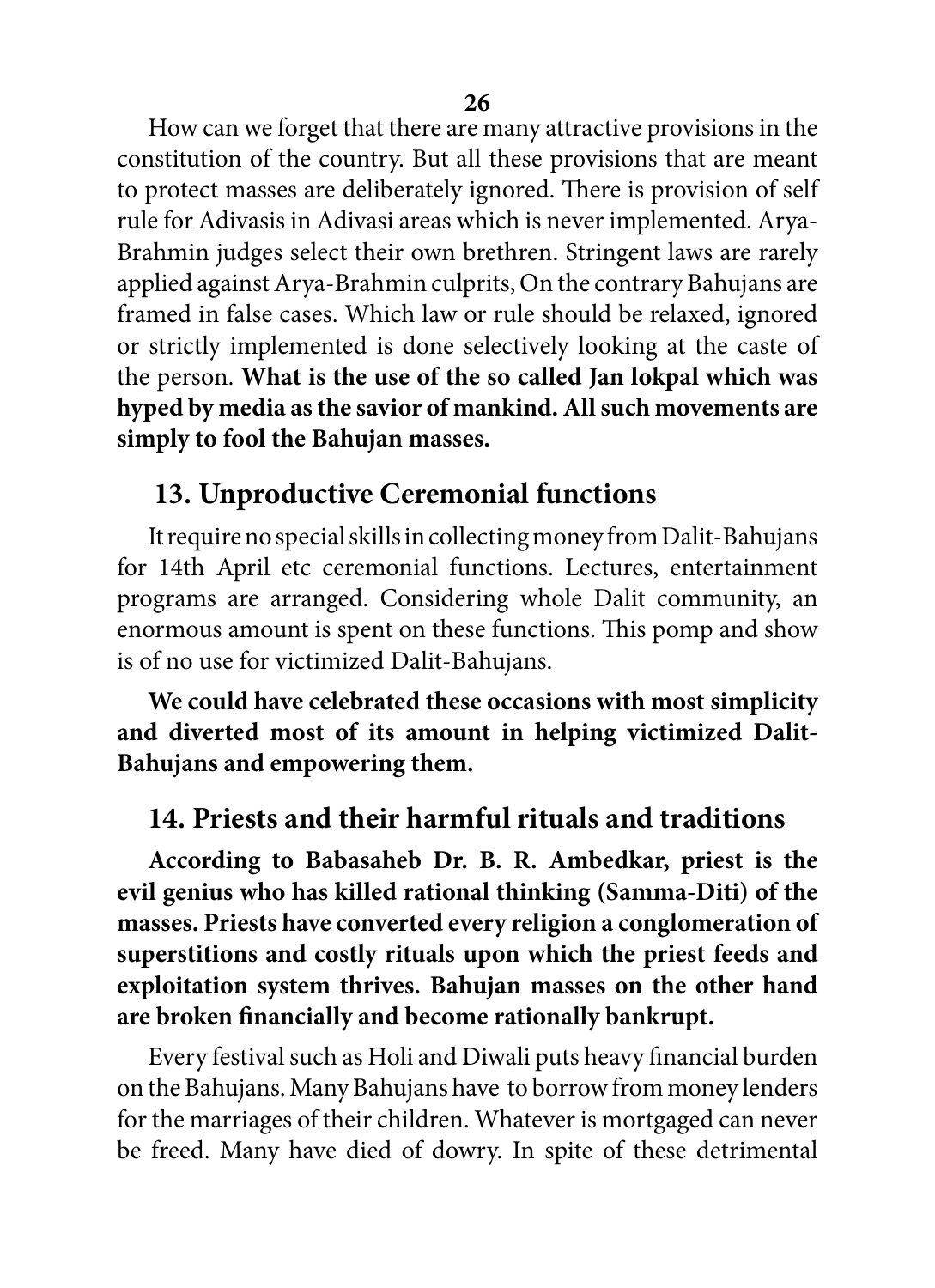How can we forget that there are many attractive provisions in the constitution of the country. But all these provisions that are meant to protect masses are deliberately ignored. There is provision of self rule for Adivasis in Adivasi areas which is never implemented. Arya-Brahmin judges select their own brethren. Stringent laws are rarely applied against Arya-Brahmin culprits, On the contrary Bahujans are framed in false cases. Which law or rule should be relaxed, ignored or strictly implemented is done selectively looking at the caste of the person. **What is the use of the so called Jan lokpal which was hyped by media as the savior of mankind. All such movements are simply to fool the Bahujan masses.**

## 13. Unproductive Ceremonial functions

It require no special skills in collecting money from Dalit-Bahujans for 14th April etc ceremonial functions. Lectures, entertainment programs are arranged. Considering whole Dalit community, an enormous amount is spent on these functions. This pomp and show is of no use for victimized Dalit-Bahujans.

**We could have celebrated these occasions with most simplicity and diverted most of its amount in helping victimized Dalit-Bahujans and empowering them.**

## 14. Priests and their harmful rituals and traditions

**According to Babasaheb Dr. B. R. Ambedkar, priest is the evil genius who has killed rational thinking (Samma-Diti) of the masses. Priests have converted every religion a conglomeration of superstitions and costly rituals upon which the priest feeds and exploitation system thrives. Bahujan masses on the other hand are broken financially and become rationally bankrupt.**

Every festival such as Holi and Diwali puts heavy financial burden on the Bahujans. Many Bahujans have to borrow from money lenders for the marriages of their children. Whatever is mortgaged can never be freed. Many have died of dowry. In spite of these detrimental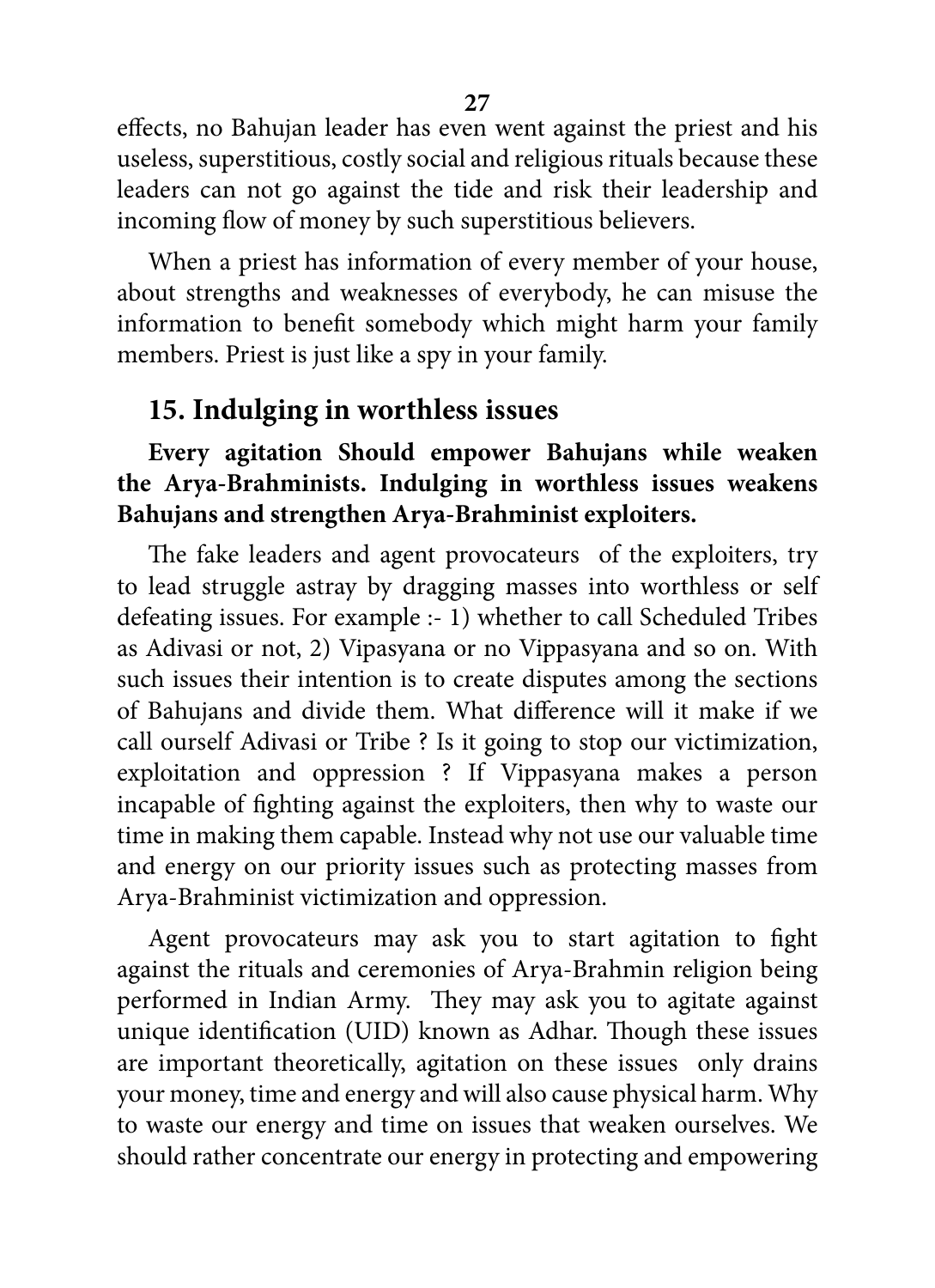effects, no Bahujan leader has even went against the priest and his useless, superstitious, costly social and religious rituals because these leaders can not go against the tide and risk their leadership and incoming flow of money by such superstitious believers.

When a priest has information of every member of your house, about strengths and weaknesses of everybody, he can misuse the information to benefit somebody which might harm your family members. Priest is just like a spy in your family.

## 15. Indulging in worthless issues

**Every agitation Should empower Bahujans while weaken the Arya-Brahminists. Indulging in worthless issues weakens Bahujans and strengthen Arya-Brahminist exploiters.**

The fake leaders and agent provocateurs of the exploiters, try to lead struggle astray by dragging masses into worthless or self defeating issues. For example :- 1) whether to call Scheduled Tribes as Adivasi or not, 2) Vipasyana or no Vippasyana and so on. With such issues their intention is to create disputes among the sections of Bahujans and divide them. What difference will it make if we call ourself Adivasi or Tribe ? Is it going to stop our victimization, exploitation and oppression ? If Vippasyana makes a person incapable of fighting against the exploiters, then why to waste our time in making them capable. Instead why not use our valuable time and energy on our priority issues such as protecting masses from Arya-Brahminist victimization and oppression.

Agent provocateurs may ask you to start agitation to fight against the rituals and ceremonies of Arya-Brahmin religion being performed in Indian Army. They may ask you to agitate against unique identification (UID) known as Adhar. Though these issues are important theoretically, agitation on these issues only drains your money, time and energy and will also cause physical harm. Why to waste our energy and time on issues that weaken ourselves. We should rather concentrate our energy in protecting and empowering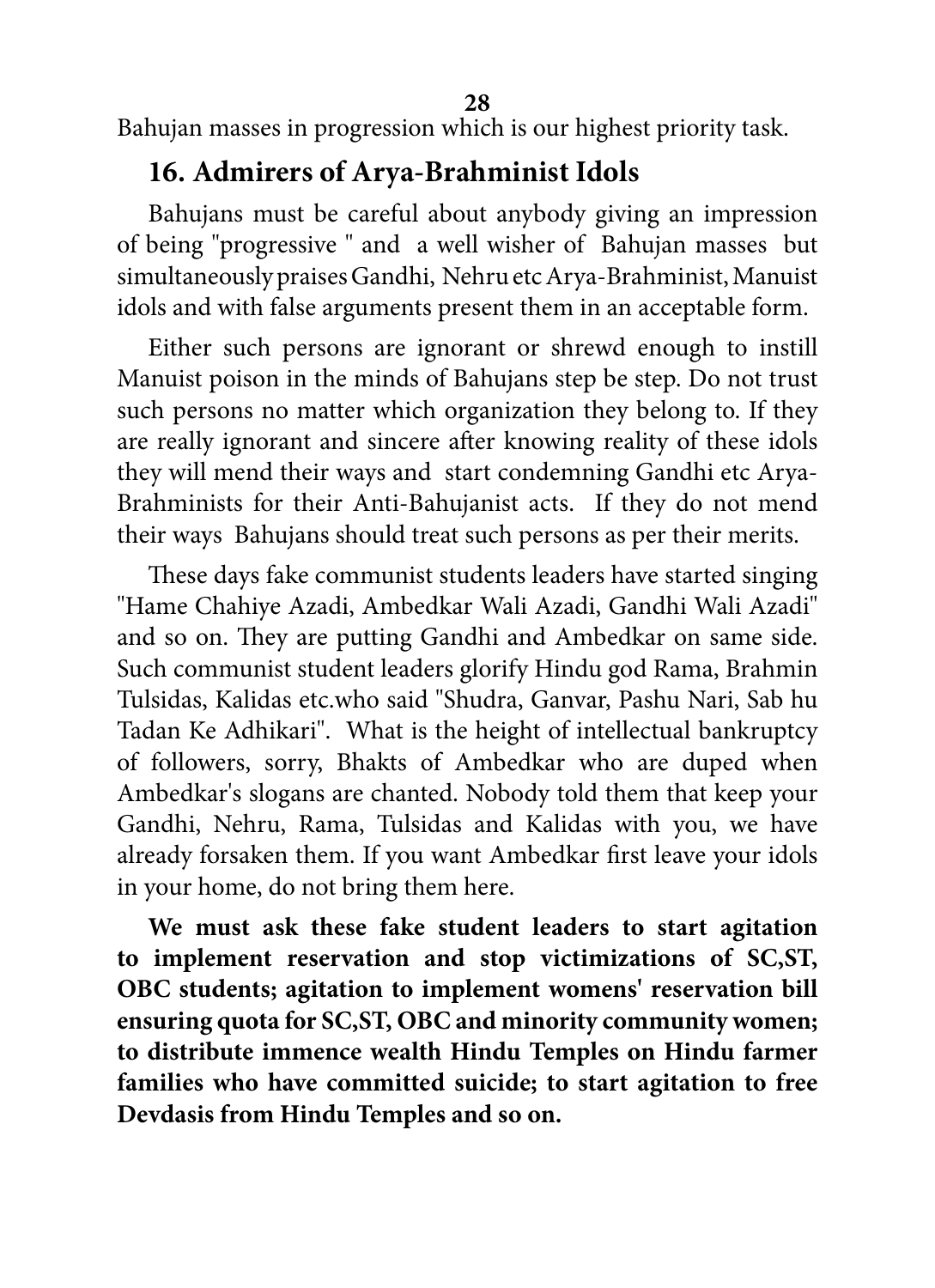Bahujan masses in progression which is our highest priority task.

## 16. Admirers of Arya-Brahminist Idols

Bahujans must be careful about anybody giving an impression of being "progressive " and a well wisher of Bahujan masses but simultaneously praises Gandhi, Nehru etc Arya-Brahminist, Manuist idols and with false arguments present them in an acceptable form.

Either such persons are ignorant or shrewd enough to instill Manuist poison in the minds of Bahujans step be step. Do not trust such persons no matter which organization they belong to. If they are really ignorant and sincere after knowing reality of these idols they will mend their ways and start condemning Gandhi etc Arya-Brahminists for their Anti-Bahujanist acts. If they do not mend their ways Bahujans should treat such persons as per their merits.

These days fake communist students leaders have started singing "Hame Chahiye Azadi, Ambedkar Wali Azadi, Gandhi Wali Azadi" and so on. They are putting Gandhi and Ambedkar on same side. Such communist student leaders glorify Hindu god Rama, Brahmin Tulsidas, Kalidas etc.who said "Shudra, Ganvar, Pashu Nari, Sab hu Tadan Ke Adhikari". What is the height of intellectual bankruptcy of followers, sorry, Bhakts of Ambedkar who are duped when Ambedkar's slogans are chanted. Nobody told them that keep your Gandhi, Nehru, Rama, Tulsidas and Kalidas with you, we have already forsaken them. If you want Ambedkar first leave your idols in your home, do not bring them here.

**We must ask these fake student leaders to start agitation to implement reservation and stop victimizations of SC,ST, OBC students; agitation to implement womens' reservation bill ensuring quota for SC,ST, OBC and minority community women; to distribute immence wealth Hindu Temples on Hindu farmer families who have committed suicide; to start agitation to free Devdasis from Hindu Temples and so on.**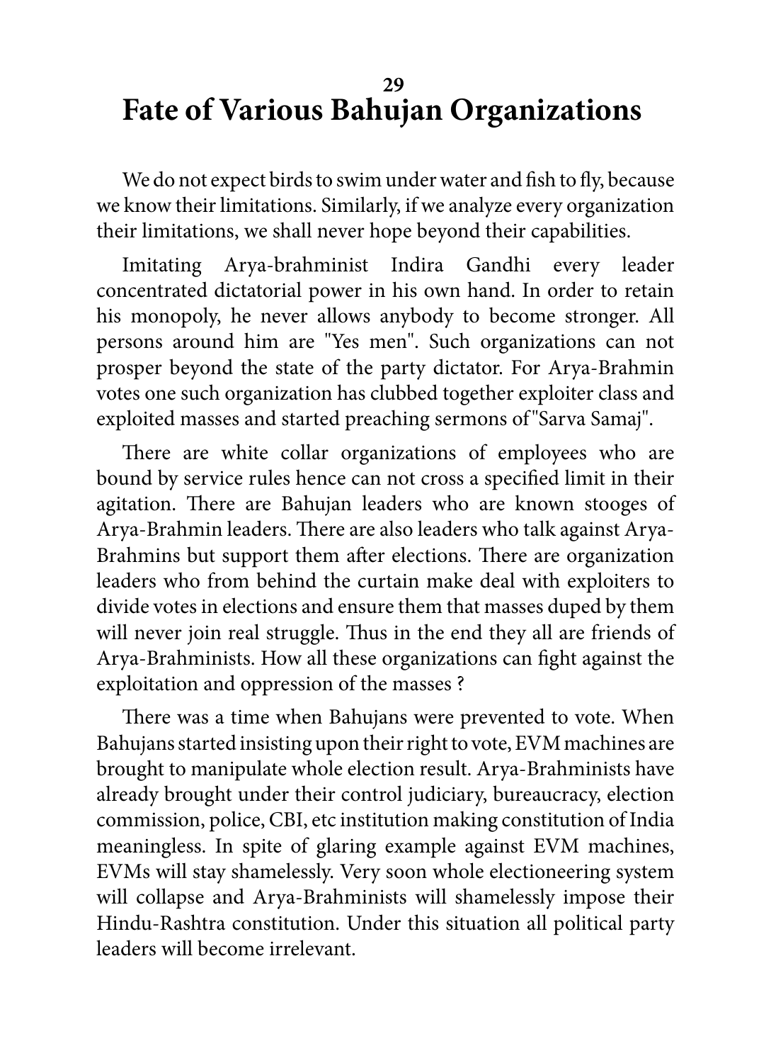# 29
# Fate of Various Bahujan Organizations

We do not expect birds to swim under water and fish to fly, because we know their limitations. Similarly, if we analyze every organization their limitations, we shall never hope beyond their capabilities.

Imitating Arya-brahminist Indira Gandhi every leader concentrated dictatorial power in his own hand. In order to retain his monopoly, he never allows anybody to become stronger. All persons around him are "Yes men". Such organizations can not prosper beyond the state of the party dictator. For Arya-Brahmin votes one such organization has clubbed together exploiter class and exploited masses and started preaching sermons of "Sarva Samaj".

There are white collar organizations of employees who are bound by service rules hence can not cross a specified limit in their agitation. There are Bahujan leaders who are known stooges of Arya-Brahmin leaders. There are also leaders who talk against Arya-Brahmins but support them after elections. There are organization leaders who from behind the curtain make deal with exploiters to divide votes in elections and ensure them that masses duped by them will never join real struggle. Thus in the end they all are friends of Arya-Brahminists. How all these organizations can fight against the exploitation and oppression of the masses ?

There was a time when Bahujans were prevented to vote. When Bahujans started insisting upon their right to vote, EVM machines are brought to manipulate whole election result. Arya-Brahminists have already brought under their control judiciary, bureaucracy, election commission, police, CBI, etc institution making constitution of India meaningless. In spite of glaring example against EVM machines, EVMs will stay shamelessly. Very soon whole electioneering system will collapse and Arya-Brahminists will shamelessly impose their Hindu-Rashtra constitution. Under this situation all political party leaders will become irrelevant.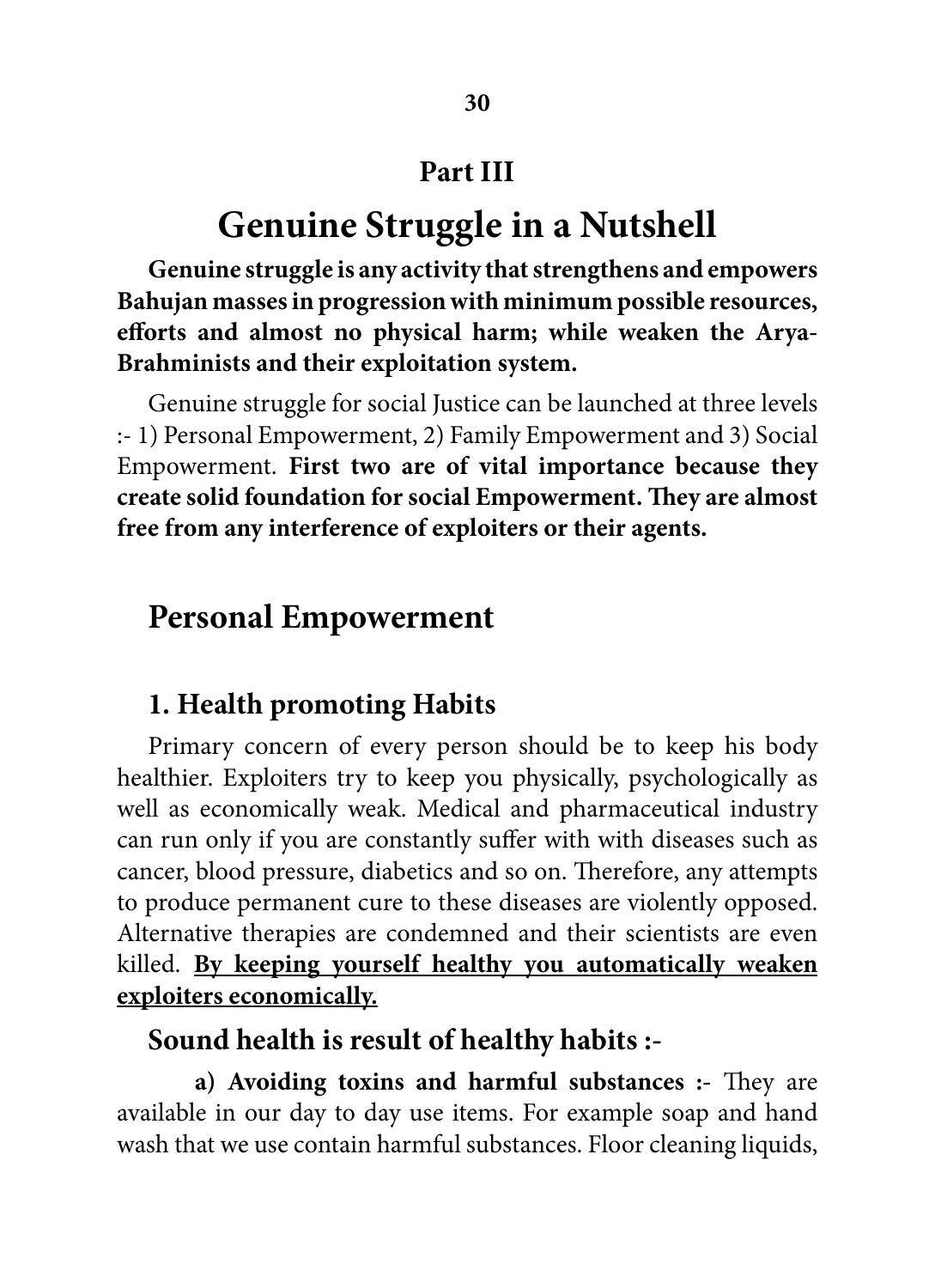## Part III

# Genuine Struggle in a Nutshell

**Genuine struggle is any activity that strengthens and empowers Bahujan masses in progression with minimum possible resources, efforts and almost no physical harm; while weaken the Arya-Brahminists and their exploitation system.**

Genuine struggle for social Justice can be launched at three levels :- 1) Personal Empowerment, 2) Family Empowerment and 3) Social Empowerment. **First two are of vital importance because they create solid foundation for social Empowerment. They are almost free from any interference of exploiters or their agents.**

## Personal Empowerment

### 1. Health promoting Habits

Primary concern of every person should be to keep his body healthier. Exploiters try to keep you physically, psychologically as well as economically weak. Medical and pharmaceutical industry can run only if you are constantly suffer with with diseases such as cancer, blood pressure, diabetics and so on. Therefore, any attempts to produce permanent cure to these diseases are violently opposed. Alternative therapies are condemned and their scientists are even killed. <u>**By keeping yourself healthy you automatically weaken exploiters economically.**</u>

### Sound health is result of healthy habits :-

**a) Avoiding toxins and harmful substances :-** They are available in our day to day use items. For example soap and hand wash that we use contain harmful substances. Floor cleaning liquids,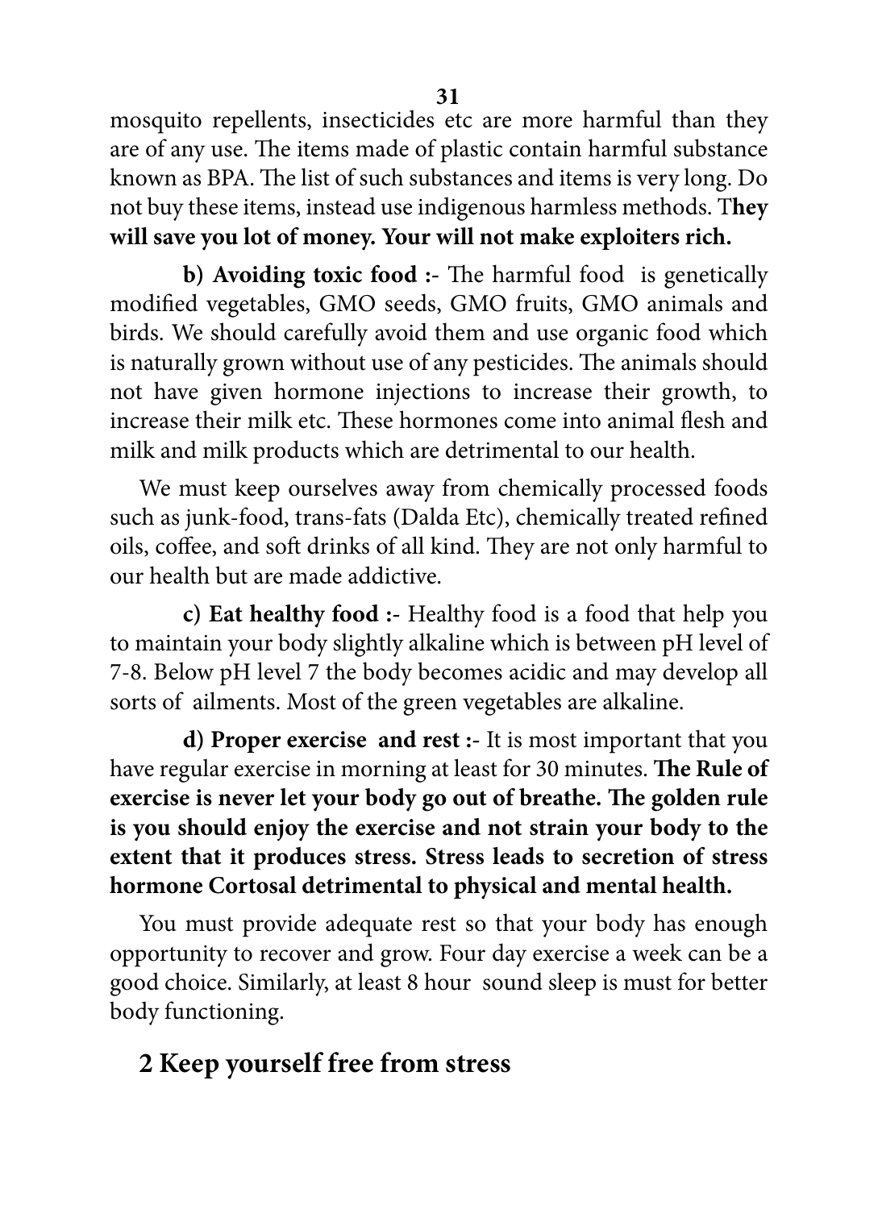mosquito repellents, insecticides etc are more harmful than they are of any use. The items made of plastic contain harmful substance known as BPA. The list of such substances and items is very long. Do not buy these items, instead use indigenous harmless methods. T**hey will save you lot of money. Your will not make exploiters rich.**

**b) Avoiding toxic food :-** The harmful food is genetically modified vegetables, GMO seeds, GMO fruits, GMO animals and birds. We should carefully avoid them and use organic food which is naturally grown without use of any pesticides. The animals should not have given hormone injections to increase their growth, to increase their milk etc. These hormones come into animal flesh and milk and milk products which are detrimental to our health.

We must keep ourselves away from chemically processed foods such as junk-food, trans-fats (Dalda Etc), chemically treated refined oils, coffee, and soft drinks of all kind. They are not only harmful to our health but are made addictive.

**c) Eat healthy food :-** Healthy food is a food that help you to maintain your body slightly alkaline which is between pH level of 7-8. Below pH level 7 the body becomes acidic and may develop all sorts of ailments. Most of the green vegetables are alkaline.

**d) Proper exercise and rest :-** It is most important that you have regular exercise in morning at least for 30 minutes. **The Rule of exercise is never let your body go out of breathe. The golden rule is you should enjoy the exercise and not strain your body to the extent that it produces stress. Stress leads to secretion of stress hormone Cortosal detrimental to physical and mental health.**

You must provide adequate rest so that your body has enough opportunity to recover and grow. Four day exercise a week can be a good choice. Similarly, at least 8 hour sound sleep is must for better body functioning.

## 2 Keep yourself free from stress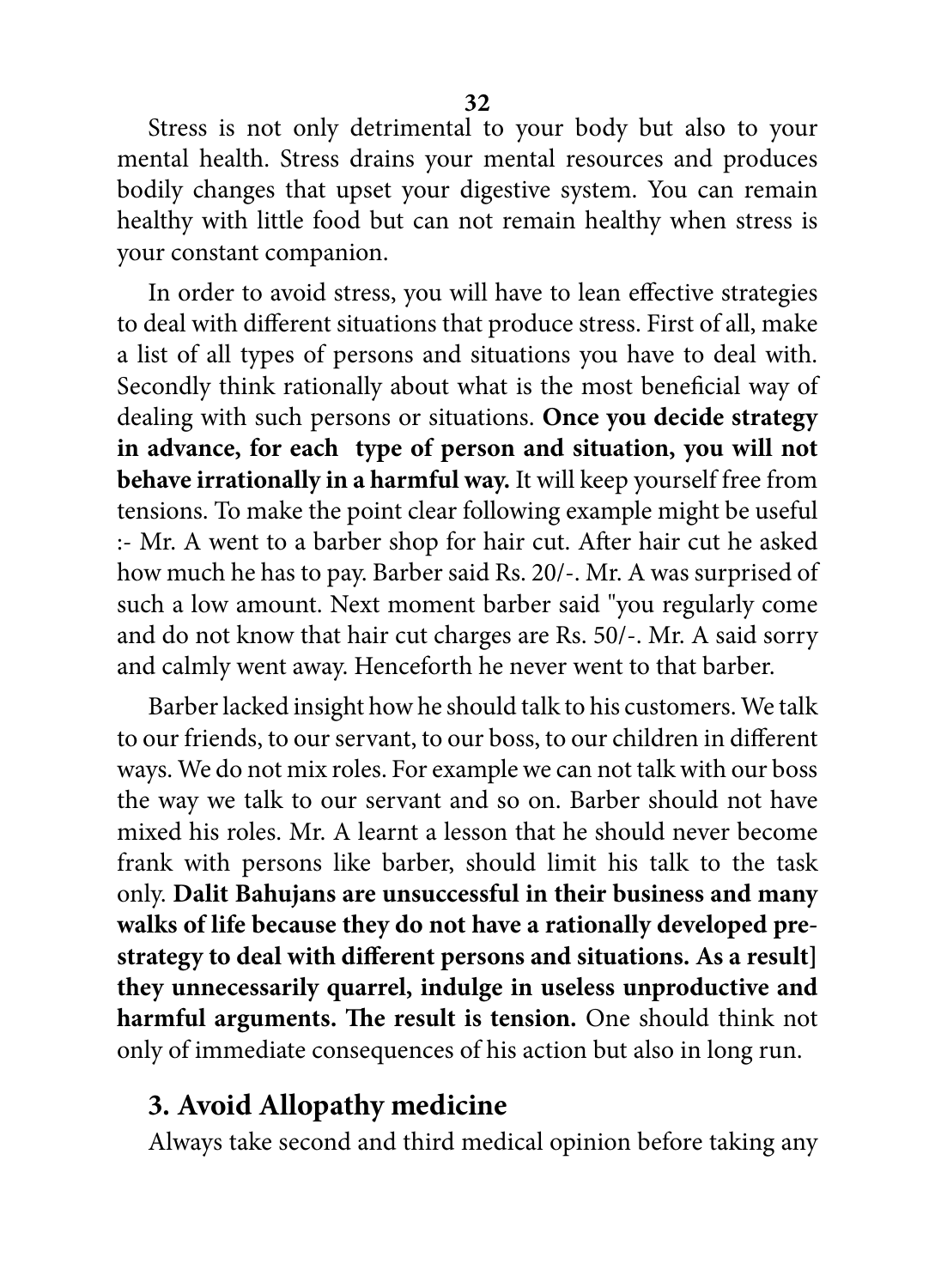Stress is not only detrimental to your body but also to your mental health. Stress drains your mental resources and produces bodily changes that upset your digestive system. You can remain healthy with little food but can not remain healthy when stress is your constant companion.

In order to avoid stress, you will have to lean effective strategies to deal with different situations that produce stress. First of all, make a list of all types of persons and situations you have to deal with. Secondly think rationally about what is the most beneficial way of dealing with such persons or situations. **Once you decide strategy in advance, for each type of person and situation, you will not behave irrationally in a harmful way.** It will keep yourself free from tensions. To make the point clear following example might be useful :- Mr. A went to a barber shop for hair cut. After hair cut he asked how much he has to pay. Barber said Rs. 20/-. Mr. A was surprised of such a low amount. Next moment barber said "you regularly come and do not know that hair cut charges are Rs. 50/-. Mr. A said sorry and calmly went away. Henceforth he never went to that barber.

Barber lacked insight how he should talk to his customers. We talk to our friends, to our servant, to our boss, to our children in different ways. We do not mix roles. For example we can not talk with our boss the way we talk to our servant and so on. Barber should not have mixed his roles. Mr. A learnt a lesson that he should never become frank with persons like barber, should limit his talk to the task only. **Dalit Bahujans are unsuccessful in their business and many walks of life because they do not have a rationally developed pre-strategy to deal with different persons and situations. As a result] they unnecessarily quarrel, indulge in useless unproductive and harmful arguments. The result is tension.** One should think not only of immediate consequences of his action but also in long run.

## 3. Avoid Allopathy medicine

Always take second and third medical opinion before taking any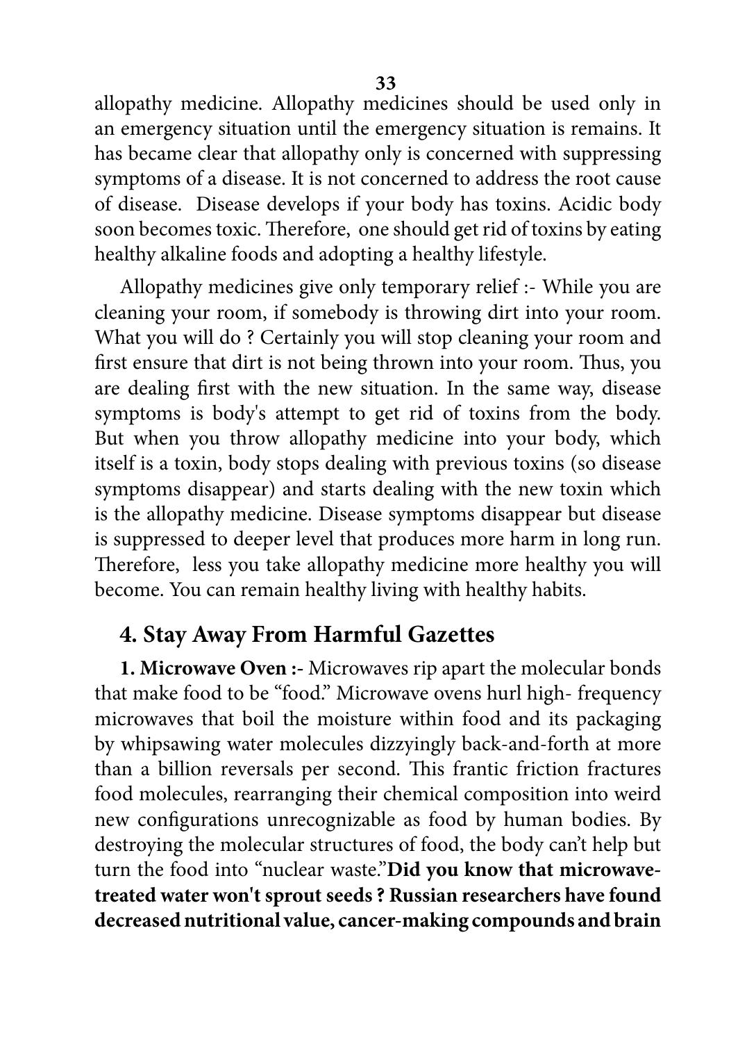allopathy medicine. Allopathy medicines should be used only in an emergency situation until the emergency situation is remains. It has became clear that allopathy only is concerned with suppressing symptoms of a disease. It is not concerned to address the root cause of disease. Disease develops if your body has toxins. Acidic body soon becomes toxic. Therefore, one should get rid of toxins by eating healthy alkaline foods and adopting a healthy lifestyle.

Allopathy medicines give only temporary relief :- While you are cleaning your room, if somebody is throwing dirt into your room. What you will do ? Certainly you will stop cleaning your room and first ensure that dirt is not being thrown into your room. Thus, you are dealing first with the new situation. In the same way, disease symptoms is body's attempt to get rid of toxins from the body. But when you throw allopathy medicine into your body, which itself is a toxin, body stops dealing with previous toxins (so disease symptoms disappear) and starts dealing with the new toxin which is the allopathy medicine. Disease symptoms disappear but disease is suppressed to deeper level that produces more harm in long run. Therefore, less you take allopathy medicine more healthy you will become. You can remain healthy living with healthy habits.

## 4. Stay Away From Harmful Gazettes

**1. Microwave Oven :-** Microwaves rip apart the molecular bonds that make food to be "food." Microwave ovens hurl high- frequency microwaves that boil the moisture within food and its packaging by whipsawing water molecules dizzyingly back-and-forth at more than a billion reversals per second. This frantic friction fractures food molecules, rearranging their chemical composition into weird new configurations unrecognizable as food by human bodies. By destroying the molecular structures of food, the body can't help but turn the food into "nuclear waste."**Did you know that microwave-treated water won't sprout seeds ? Russian researchers have found decreased nutritional value, cancer-making compounds and brain**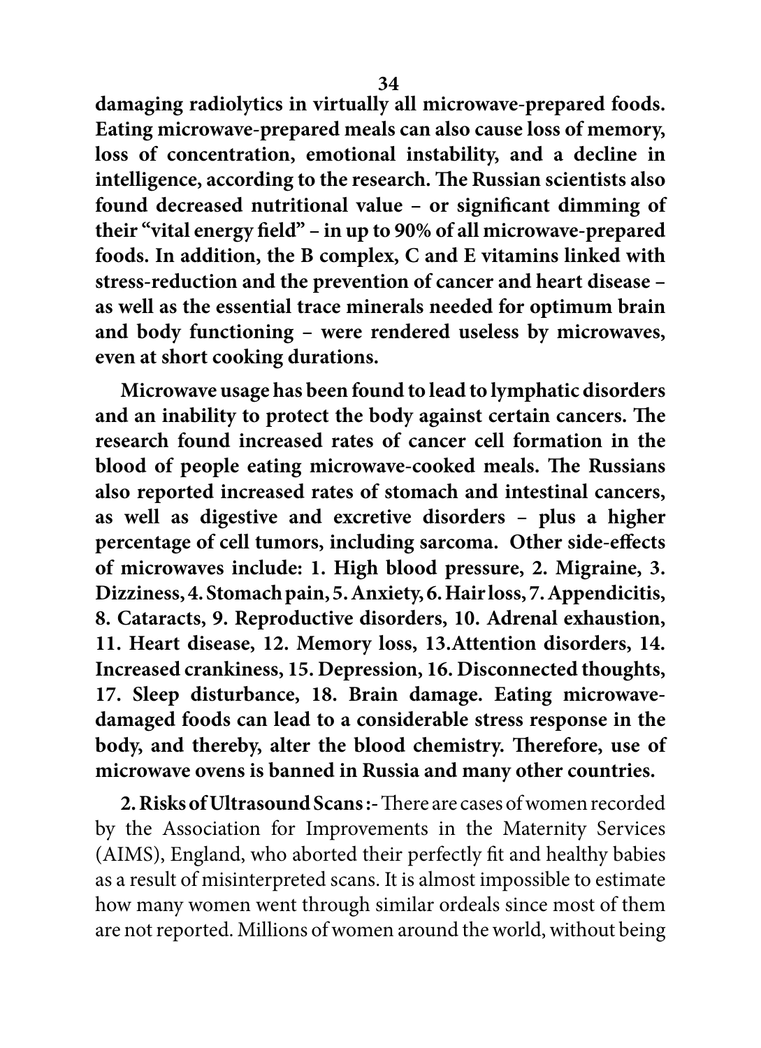**damaging radiolytics in virtually all microwave-prepared foods. Eating microwave-prepared meals can also cause loss of memory, loss of concentration, emotional instability, and a decline in intelligence, according to the research. The Russian scientists also found decreased nutritional value – or significant dimming of their "vital energy field" – in up to 90% of all microwave-prepared foods. In addition, the B complex, C and E vitamins linked with stress-reduction and the prevention of cancer and heart disease – as well as the essential trace minerals needed for optimum brain and body functioning – were rendered useless by microwaves, even at short cooking durations.**

**Microwave usage has been found to lead to lymphatic disorders and an inability to protect the body against certain cancers. The research found increased rates of cancer cell formation in the blood of people eating microwave-cooked meals. The Russians also reported increased rates of stomach and intestinal cancers, as well as digestive and excretive disorders – plus a higher percentage of cell tumors, including sarcoma. Other side-effects of microwaves include: 1. High blood pressure, 2. Migraine, 3. Dizziness, 4. Stomach pain, 5. Anxiety, 6. Hair loss, 7. Appendicitis, 8. Cataracts, 9. Reproductive disorders, 10. Adrenal exhaustion, 11. Heart disease, 12. Memory loss, 13.Attention disorders, 14. Increased crankiness, 15. Depression, 16. Disconnected thoughts, 17. Sleep disturbance, 18. Brain damage. Eating microwave-damaged foods can lead to a considerable stress response in the body, and thereby, alter the blood chemistry. Therefore, use of microwave ovens is banned in Russia and many other countries.**

**2. Risks of Ultrasound Scans :-** There are cases of women recorded by the Association for Improvements in the Maternity Services (AIMS), England, who aborted their perfectly fit and healthy babies as a result of misinterpreted scans. It is almost impossible to estimate how many women went through similar ordeals since most of them are not reported. Millions of women around the world, without being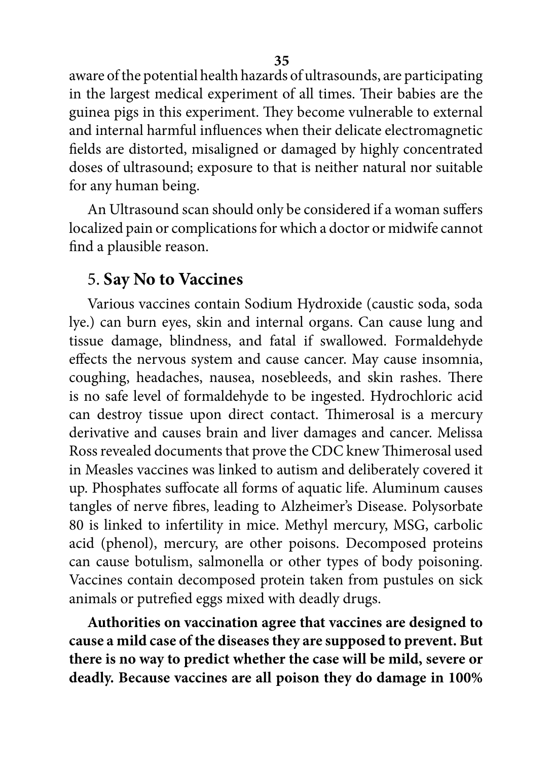aware of the potential health hazards of ultrasounds, are participating in the largest medical experiment of all times. Their babies are the guinea pigs in this experiment. They become vulnerable to external and internal harmful influences when their delicate electromagnetic fields are distorted, misaligned or damaged by highly concentrated doses of ultrasound; exposure to that is neither natural nor suitable for any human being.

An Ultrasound scan should only be considered if a woman suffers localized pain or complications for which a doctor or midwife cannot find a plausible reason.

## 5. **Say No to Vaccines**

Various vaccines contain Sodium Hydroxide (caustic soda, soda lye.) can burn eyes, skin and internal organs. Can cause lung and tissue damage, blindness, and fatal if swallowed. Formaldehyde effects the nervous system and cause cancer. May cause insomnia, coughing, headaches, nausea, nosebleeds, and skin rashes. There is no safe level of formaldehyde to be ingested. Hydrochloric acid can destroy tissue upon direct contact. Thimerosal is a mercury derivative and causes brain and liver damages and cancer. Melissa Ross revealed documents that prove the CDC knew Thimerosal used in Measles vaccines was linked to autism and deliberately covered it up. Phosphates suffocate all forms of aquatic life. Aluminum causes tangles of nerve fibres, leading to Alzheimer's Disease. Polysorbate 80 is linked to infertility in mice. Methyl mercury, MSG, carbolic acid (phenol), mercury, are other poisons. Decomposed proteins can cause botulism, salmonella or other types of body poisoning. Vaccines contain decomposed protein taken from pustules on sick animals or putrefied eggs mixed with deadly drugs.

**Authorities on vaccination agree that vaccines are designed to cause a mild case of the diseases they are supposed to prevent. But there is no way to predict whether the case will be mild, severe or deadly. Because vaccines are all poison they do damage in 100%**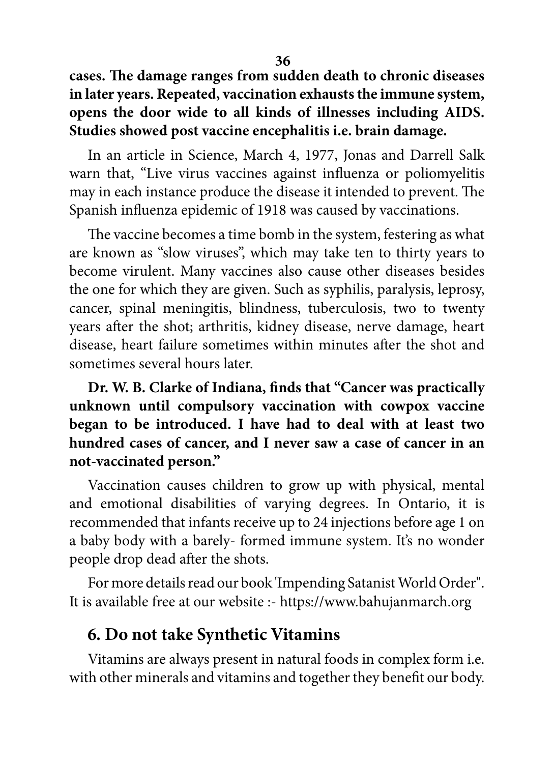**cases. The damage ranges from sudden death to chronic diseases in later years. Repeated, vaccination exhausts the immune system, opens the door wide to all kinds of illnesses including AIDS. Studies showed post vaccine encephalitis i.e. brain damage.**

In an article in Science, March 4, 1977, Jonas and Darrell Salk warn that, "Live virus vaccines against influenza or poliomyelitis may in each instance produce the disease it intended to prevent. The Spanish influenza epidemic of 1918 was caused by vaccinations.

The vaccine becomes a time bomb in the system, festering as what are known as "slow viruses", which may take ten to thirty years to become virulent. Many vaccines also cause other diseases besides the one for which they are given. Such as syphilis, paralysis, leprosy, cancer, spinal meningitis, blindness, tuberculosis, two to twenty years after the shot; arthritis, kidney disease, nerve damage, heart disease, heart failure sometimes within minutes after the shot and sometimes several hours later.

**Dr. W. B. Clarke of Indiana, finds that "Cancer was practically unknown until compulsory vaccination with cowpox vaccine began to be introduced. I have had to deal with at least two hundred cases of cancer, and I never saw a case of cancer in an not-vaccinated person."**

Vaccination causes children to grow up with physical, mental and emotional disabilities of varying degrees. In Ontario, it is recommended that infants receive up to 24 injections before age 1 on a baby body with a barely- formed immune system. It's no wonder people drop dead after the shots.

For more details read our book 'Impending Satanist World Order". It is available free at our website :- https://www.bahujanmarch.org

## 6. Do not take Synthetic Vitamins

Vitamins are always present in natural foods in complex form i.e. with other minerals and vitamins and together they benefit our body.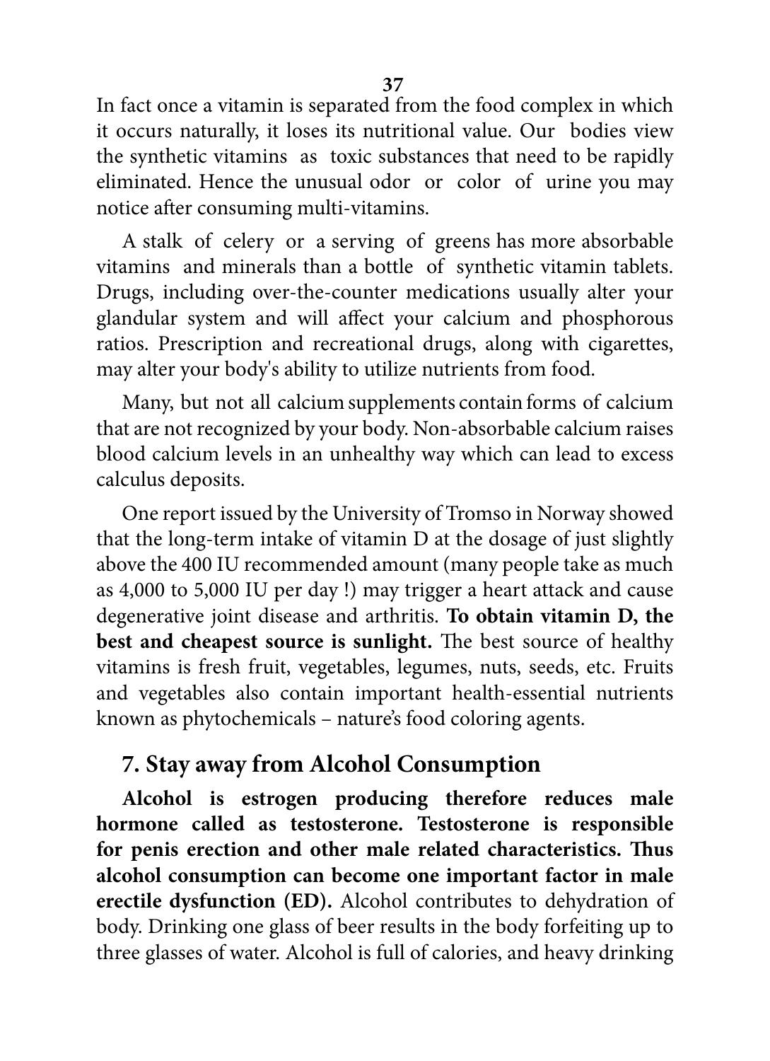In fact once a vitamin is separated from the food complex in which it occurs naturally, it loses its nutritional value. Our bodies view the synthetic vitamins as toxic substances that need to be rapidly eliminated. Hence the unusual odor or color of urine you may notice after consuming multi-vitamins.

A stalk of celery or a serving of greens has more absorbable vitamins and minerals than a bottle of synthetic vitamin tablets. Drugs, including over-the-counter medications usually alter your glandular system and will affect your calcium and phosphorous ratios. Prescription and recreational drugs, along with cigarettes, may alter your body's ability to utilize nutrients from food.

Many, but not all calcium supplements contain forms of calcium that are not recognized by your body. Non-absorbable calcium raises blood calcium levels in an unhealthy way which can lead to excess calculus deposits.

One report issued by the University of Tromso in Norway showed that the long-term intake of vitamin D at the dosage of just slightly above the 400 IU recommended amount (many people take as much as 4,000 to 5,000 IU per day !) may trigger a heart attack and cause degenerative joint disease and arthritis. **To obtain vitamin D, the best and cheapest source is sunlight.** The best source of healthy vitamins is fresh fruit, vegetables, legumes, nuts, seeds, etc. Fruits and vegetables also contain important health-essential nutrients known as phytochemicals – nature's food coloring agents.

## 7. Stay away from Alcohol Consumption

**Alcohol is estrogen producing therefore reduces male hormone called as testosterone. Testosterone is responsible for penis erection and other male related characteristics. Thus alcohol consumption can become one important factor in male erectile dysfunction (ED).** Alcohol contributes to dehydration of body. Drinking one glass of beer results in the body forfeiting up to three glasses of water. Alcohol is full of calories, and heavy drinking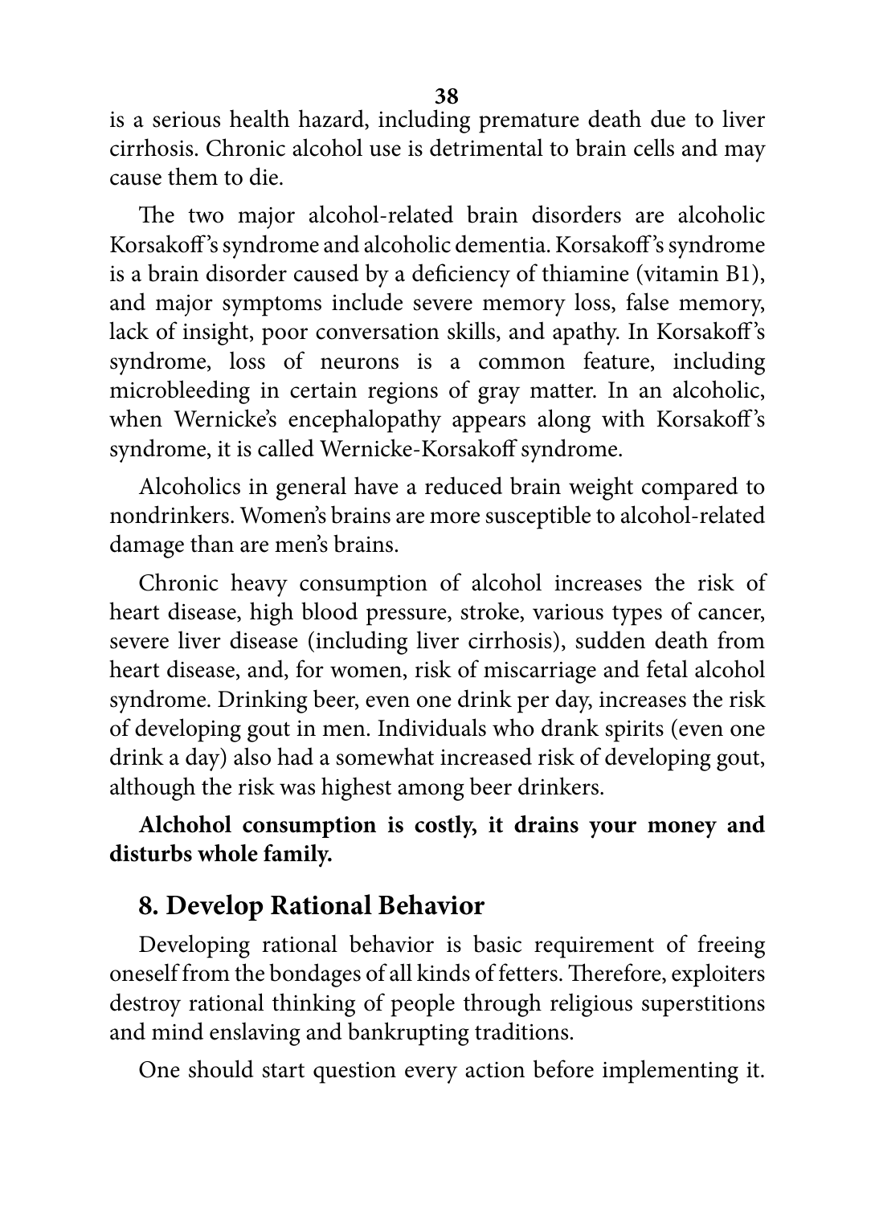is a serious health hazard, including premature death due to liver cirrhosis. Chronic alcohol use is detrimental to brain cells and may cause them to die.

The two major alcohol-related brain disorders are alcoholic Korsakoff's syndrome and alcoholic dementia. Korsakoff's syndrome is a brain disorder caused by a deficiency of thiamine (vitamin B1), and major symptoms include severe memory loss, false memory, lack of insight, poor conversation skills, and apathy. In Korsakoff's syndrome, loss of neurons is a common feature, including microbleeding in certain regions of gray matter. In an alcoholic, when Wernicke's encephalopathy appears along with Korsakoff's syndrome, it is called Wernicke-Korsakoff syndrome.

Alcoholics in general have a reduced brain weight compared to nondrinkers. Women's brains are more susceptible to alcohol-related damage than are men's brains.

Chronic heavy consumption of alcohol increases the risk of heart disease, high blood pressure, stroke, various types of cancer, severe liver disease (including liver cirrhosis), sudden death from heart disease, and, for women, risk of miscarriage and fetal alcohol syndrome. Drinking beer, even one drink per day, increases the risk of developing gout in men. Individuals who drank spirits (even one drink a day) also had a somewhat increased risk of developing gout, although the risk was highest among beer drinkers.

**Alchohol consumption is costly, it drains your money and disturbs whole family.**

## 8. Develop Rational Behavior

Developing rational behavior is basic requirement of freeing oneself from the bondages of all kinds of fetters. Therefore, exploiters destroy rational thinking of people through religious superstitions and mind enslaving and bankrupting traditions.

One should start question every action before implementing it.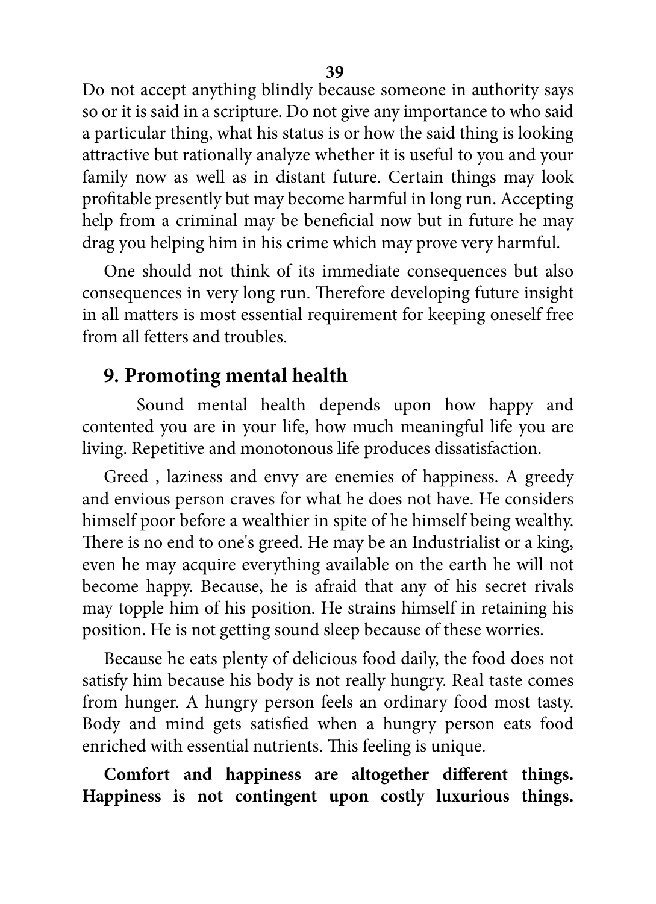Do not accept anything blindly because someone in authority says so or it is said in a scripture. Do not give any importance to who said a particular thing, what his status is or how the said thing is looking attractive but rationally analyze whether it is useful to you and your family now as well as in distant future. Certain things may look profitable presently but may become harmful in long run. Accepting help from a criminal may be beneficial now but in future he may drag you helping him in his crime which may prove very harmful.

One should not think of its immediate consequences but also consequences in very long run. Therefore developing future insight in all matters is most essential requirement for keeping oneself free from all fetters and troubles.

## 9. Promoting mental health

Sound mental health depends upon how happy and contented you are in your life, how much meaningful life you are living. Repetitive and monotonous life produces dissatisfaction.

Greed , laziness and envy are enemies of happiness. A greedy and envious person craves for what he does not have. He considers himself poor before a wealthier in spite of he himself being wealthy. There is no end to one's greed. He may be an Industrialist or a king, even he may acquire everything available on the earth he will not become happy. Because, he is afraid that any of his secret rivals may topple him of his position. He strains himself in retaining his position. He is not getting sound sleep because of these worries.

Because he eats plenty of delicious food daily, the food does not satisfy him because his body is not really hungry. Real taste comes from hunger. A hungry person feels an ordinary food most tasty. Body and mind gets satisfied when a hungry person eats food enriched with essential nutrients. This feeling is unique.

**Comfort and happiness are altogether different things. Happiness is not contingent upon costly luxurious things.**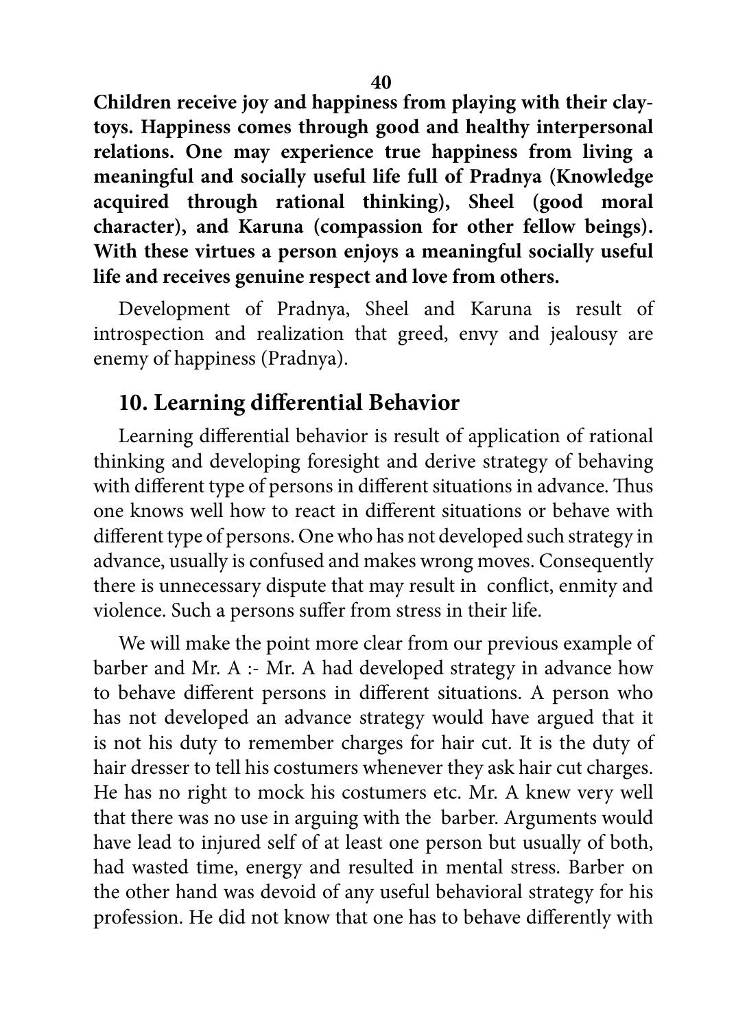**Children receive joy and happiness from playing with their clay-toys. Happiness comes through good and healthy interpersonal relations. One may experience true happiness from living a meaningful and socially useful life full of Pradnya (Knowledge acquired through rational thinking), Sheel (good moral character), and Karuna (compassion for other fellow beings). With these virtues a person enjoys a meaningful socially useful life and receives genuine respect and love from others.**

Development of Pradnya, Sheel and Karuna is result of introspection and realization that greed, envy and jealousy are enemy of happiness (Pradnya).

## 10. Learning differential Behavior

Learning differential behavior is result of application of rational thinking and developing foresight and derive strategy of behaving with different type of persons in different situations in advance. Thus one knows well how to react in different situations or behave with different type of persons. One who has not developed such strategy in advance, usually is confused and makes wrong moves. Consequently there is unnecessary dispute that may result in conflict, enmity and violence. Such a persons suffer from stress in their life.

We will make the point more clear from our previous example of barber and Mr. A :- Mr. A had developed strategy in advance how to behave different persons in different situations. A person who has not developed an advance strategy would have argued that it is not his duty to remember charges for hair cut. It is the duty of hair dresser to tell his costumers whenever they ask hair cut charges. He has no right to mock his costumers etc. Mr. A knew very well that there was no use in arguing with the barber. Arguments would have lead to injured self of at least one person but usually of both, had wasted time, energy and resulted in mental stress. Barber on the other hand was devoid of any useful behavioral strategy for his profession. He did not know that one has to behave differently with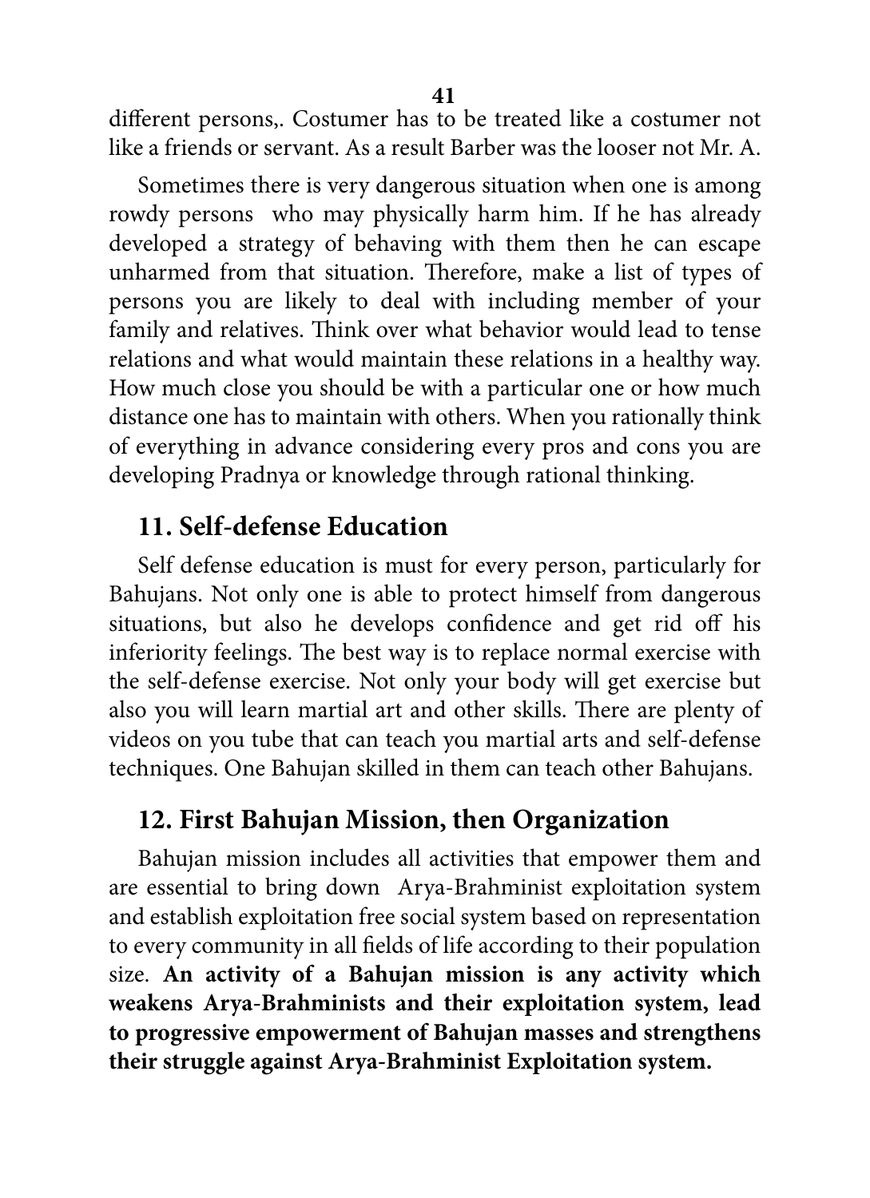different persons,. Costumer has to be treated like a costumer not like a friends or servant. As a result Barber was the looser not Mr. A.

Sometimes there is very dangerous situation when one is among rowdy persons who may physically harm him. If he has already developed a strategy of behaving with them then he can escape unharmed from that situation. Therefore, make a list of types of persons you are likely to deal with including member of your family and relatives. Think over what behavior would lead to tense relations and what would maintain these relations in a healthy way. How much close you should be with a particular one or how much distance one has to maintain with others. When you rationally think of everything in advance considering every pros and cons you are developing Pradnya or knowledge through rational thinking.

## 11. Self-defense Education

Self defense education is must for every person, particularly for Bahujans. Not only one is able to protect himself from dangerous situations, but also he develops confidence and get rid off his inferiority feelings. The best way is to replace normal exercise with the self-defense exercise. Not only your body will get exercise but also you will learn martial art and other skills. There are plenty of videos on you tube that can teach you martial arts and self-defense techniques. One Bahujan skilled in them can teach other Bahujans.

## 12. First Bahujan Mission, then Organization

Bahujan mission includes all activities that empower them and are essential to bring down Arya-Brahminist exploitation system and establish exploitation free social system based on representation to every community in all fields of life according to their population size. **An activity of a Bahujan mission is any activity which weakens Arya-Brahminists and their exploitation system, lead to progressive empowerment of Bahujan masses and strengthens their struggle against Arya-Brahminist Exploitation system.**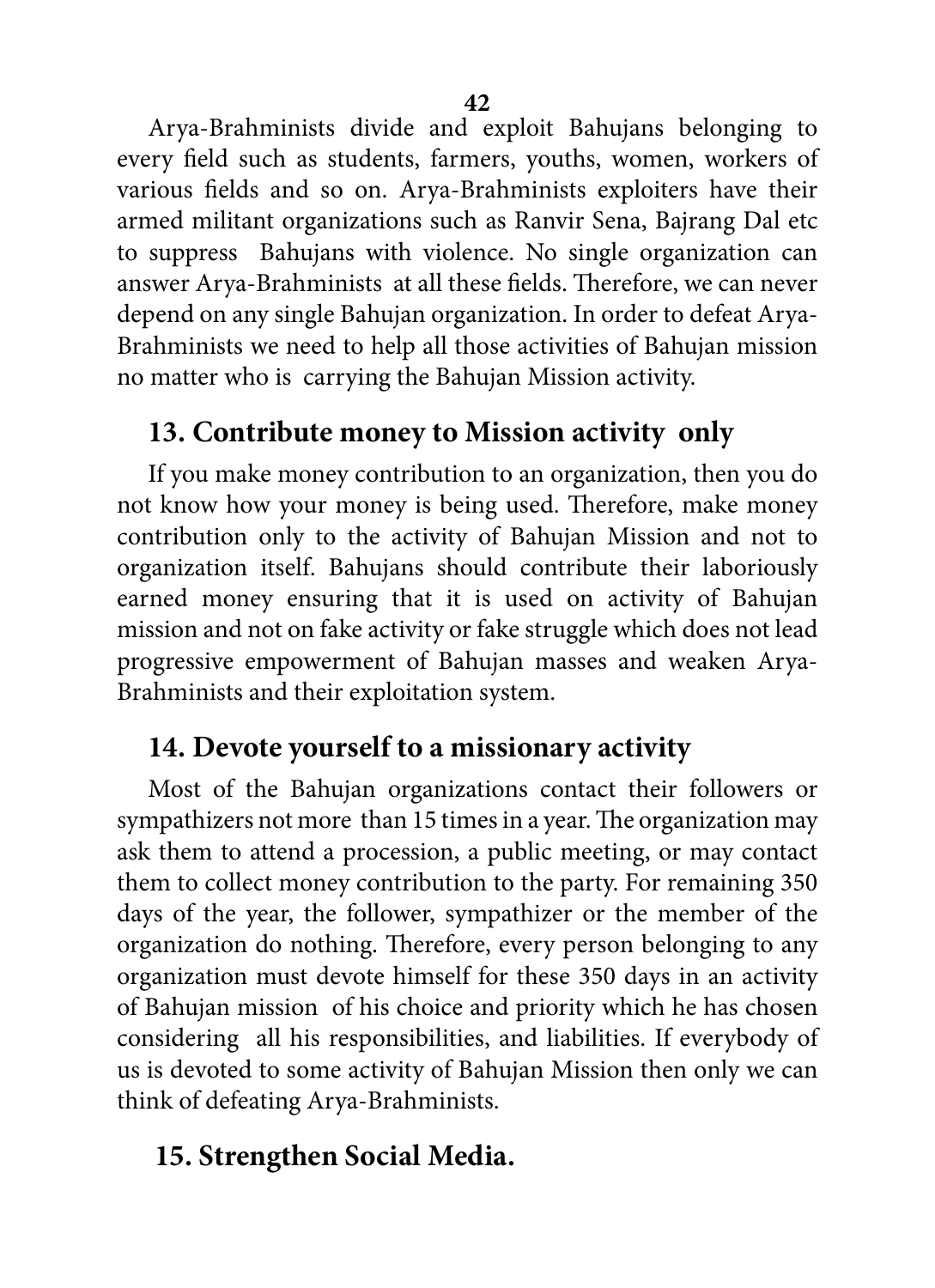Arya-Brahminists divide and exploit Bahujans belonging to every field such as students, farmers, youths, women, workers of various fields and so on. Arya-Brahminists exploiters have their armed militant organizations such as Ranvir Sena, Bajrang Dal etc to suppress Bahujans with violence. No single organization can answer Arya-Brahminists at all these fields. Therefore, we can never depend on any single Bahujan organization. In order to defeat Arya-Brahminists we need to help all those activities of Bahujan mission no matter who is carrying the Bahujan Mission activity.

## 13. Contribute money to Mission activity only

If you make money contribution to an organization, then you do not know how your money is being used. Therefore, make money contribution only to the activity of Bahujan Mission and not to organization itself. Bahujans should contribute their laboriously earned money ensuring that it is used on activity of Bahujan mission and not on fake activity or fake struggle which does not lead progressive empowerment of Bahujan masses and weaken Arya-Brahminists and their exploitation system.

## 14. Devote yourself to a missionary activity

Most of the Bahujan organizations contact their followers or sympathizers not more than 15 times in a year. The organization may ask them to attend a procession, a public meeting, or may contact them to collect money contribution to the party. For remaining 350 days of the year, the follower, sympathizer or the member of the organization do nothing. Therefore, every person belonging to any organization must devote himself for these 350 days in an activity of Bahujan mission of his choice and priority which he has chosen considering all his responsibilities, and liabilities. If everybody of us is devoted to some activity of Bahujan Mission then only we can think of defeating Arya-Brahminists.

## 15. Strengthen Social Media.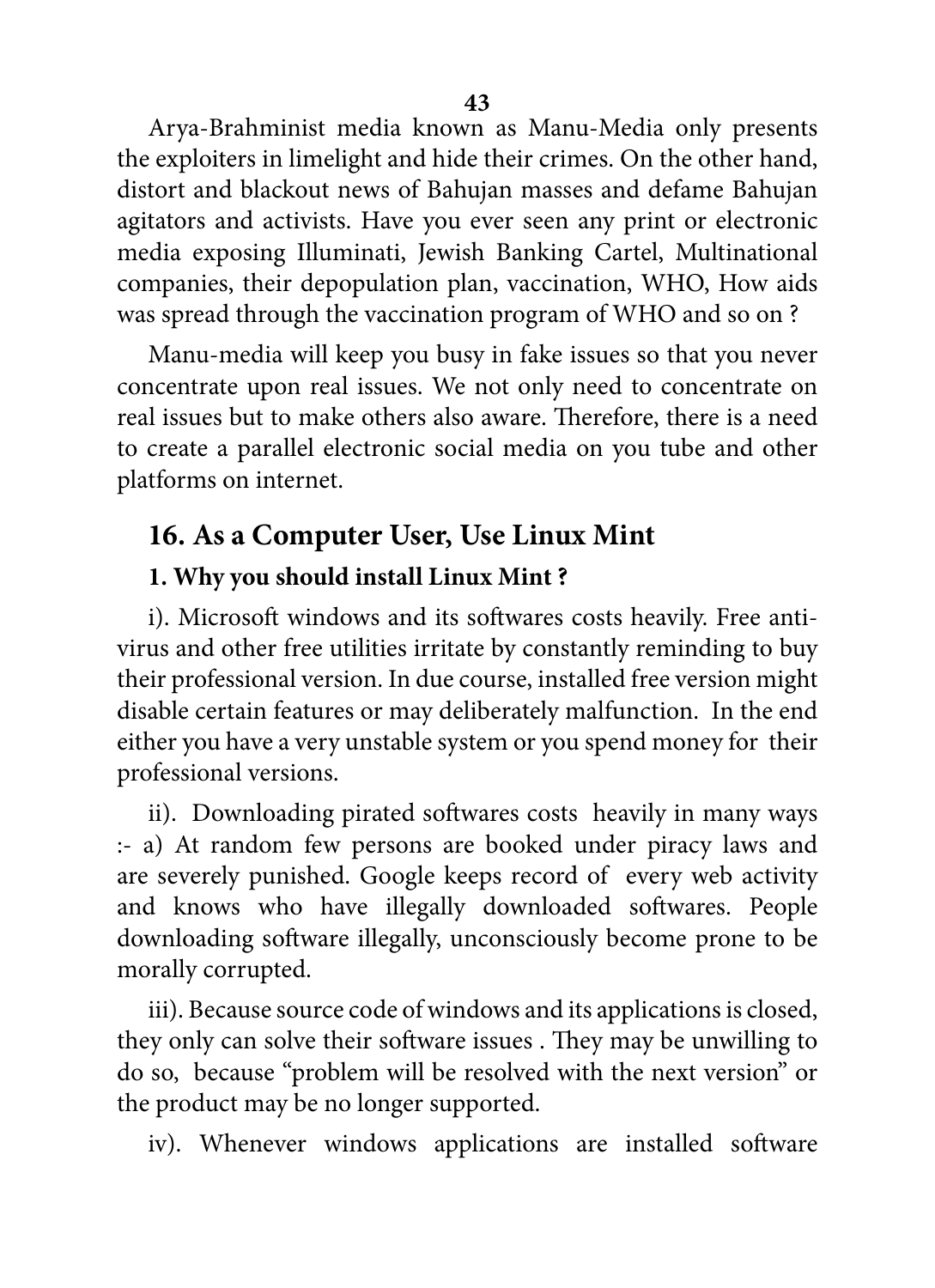Arya-Brahminist media known as Manu-Media only presents the exploiters in limelight and hide their crimes. On the other hand, distort and blackout news of Bahujan masses and defame Bahujan agitators and activists. Have you ever seen any print or electronic media exposing Illuminati, Jewish Banking Cartel, Multinational companies, their depopulation plan, vaccination, WHO, How aids was spread through the vaccination program of WHO and so on ?

Manu-media will keep you busy in fake issues so that you never concentrate upon real issues. We not only need to concentrate on real issues but to make others also aware. Therefore, there is a need to create a parallel electronic social media on you tube and other platforms on internet.

## 16. As a Computer User, Use Linux Mint

### 1. Why you should install Linux Mint ?

i). Microsoft windows and its softwares costs heavily. Free anti-virus and other free utilities irritate by constantly reminding to buy their professional version. In due course, installed free version might disable certain features or may deliberately malfunction. In the end either you have a very unstable system or you spend money for their professional versions.

ii). Downloading pirated softwares costs heavily in many ways :- a) At random few persons are booked under piracy laws and are severely punished. Google keeps record of every web activity and knows who have illegally downloaded softwares. People downloading software illegally, unconsciously become prone to be morally corrupted.

iii). Because source code of windows and its applications is closed, they only can solve their software issues . They may be unwilling to do so, because "problem will be resolved with the next version" or the product may be no longer supported.

iv). Whenever windows applications are installed software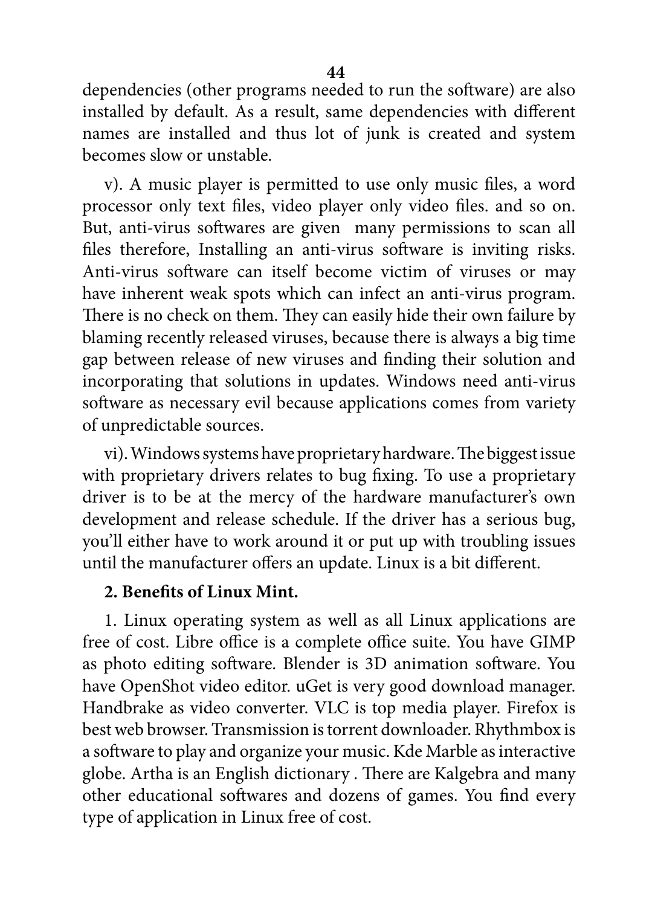dependencies (other programs needed to run the software) are also installed by default. As a result, same dependencies with different names are installed and thus lot of junk is created and system becomes slow or unstable.

v). A music player is permitted to use only music files, a word processor only text files, video player only video files. and so on. But, anti-virus softwares are given many permissions to scan all files therefore, Installing an anti-virus software is inviting risks. Anti-virus software can itself become victim of viruses or may have inherent weak spots which can infect an anti-virus program. There is no check on them. They can easily hide their own failure by blaming recently released viruses, because there is always a big time gap between release of new viruses and finding their solution and incorporating that solutions in updates. Windows need anti-virus software as necessary evil because applications comes from variety of unpredictable sources.

vi). Windows systems have proprietary hardware. The biggest issue with proprietary drivers relates to bug fixing. To use a proprietary driver is to be at the mercy of the hardware manufacturer's own development and release schedule. If the driver has a serious bug, you'll either have to work around it or put up with troubling issues until the manufacturer offers an update. Linux is a bit different.

**2. Benefits of Linux Mint.**

1. Linux operating system as well as all Linux applications are free of cost. Libre office is a complete office suite. You have GIMP as photo editing software. Blender is 3D animation software. You have OpenShot video editor. uGet is very good download manager. Handbrake as video converter. VLC is top media player. Firefox is best web browser. Transmission is torrent downloader. Rhythmbox is a software to play and organize your music. Kde Marble as interactive globe. Artha is an English dictionary . There are Kalgebra and many other educational softwares and dozens of games. You find every type of application in Linux free of cost.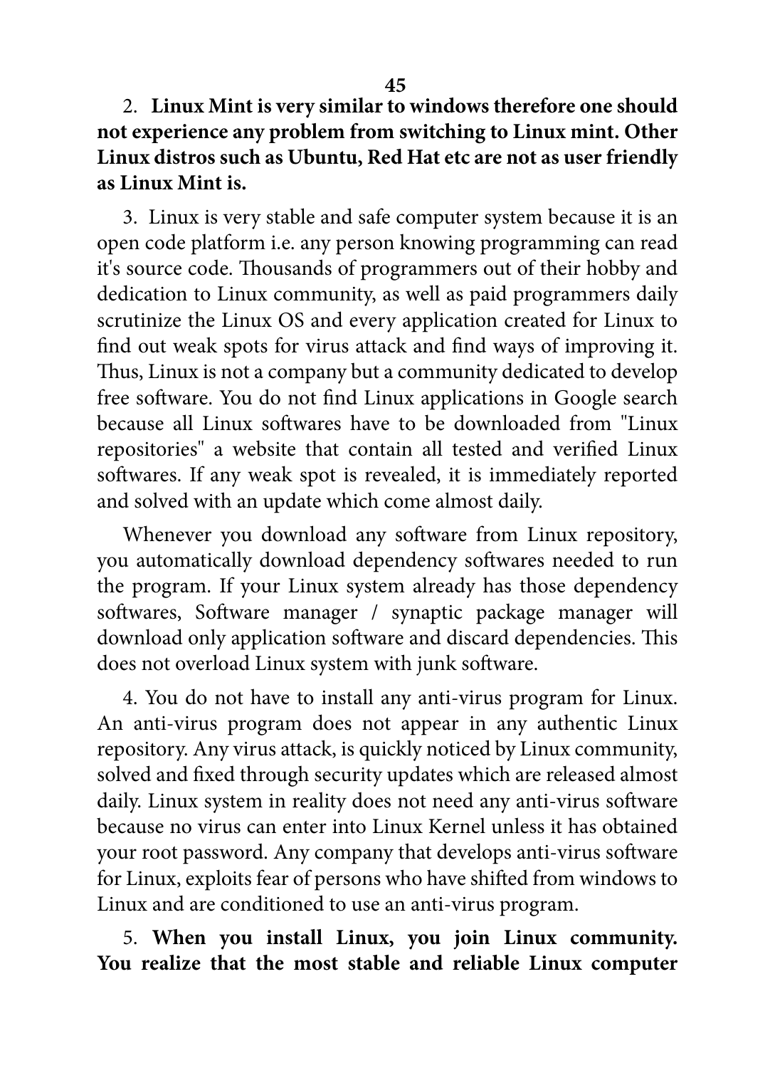2. **Linux Mint is very similar to windows therefore one should not experience any problem from switching to Linux mint. Other Linux distros such as Ubuntu, Red Hat etc are not as user friendly as Linux Mint is.**

3. Linux is very stable and safe computer system because it is an open code platform i.e. any person knowing programming can read it's source code. Thousands of programmers out of their hobby and dedication to Linux community, as well as paid programmers daily scrutinize the Linux OS and every application created for Linux to find out weak spots for virus attack and find ways of improving it. Thus, Linux is not a company but a community dedicated to develop free software. You do not find Linux applications in Google search because all Linux softwares have to be downloaded from "Linux repositories" a website that contain all tested and verified Linux softwares. If any weak spot is revealed, it is immediately reported and solved with an update which come almost daily.

Whenever you download any software from Linux repository, you automatically download dependency softwares needed to run the program. If your Linux system already has those dependency softwares, Software manager / synaptic package manager will download only application software and discard dependencies. This does not overload Linux system with junk software.

4. You do not have to install any anti-virus program for Linux. An anti-virus program does not appear in any authentic Linux repository. Any virus attack, is quickly noticed by Linux community, solved and fixed through security updates which are released almost daily. Linux system in reality does not need any anti-virus software because no virus can enter into Linux Kernel unless it has obtained your root password. Any company that develops anti-virus software for Linux, exploits fear of persons who have shifted from windows to Linux and are conditioned to use an anti-virus program.

5. **When you install Linux, you join Linux community. You realize that the most stable and reliable Linux computer**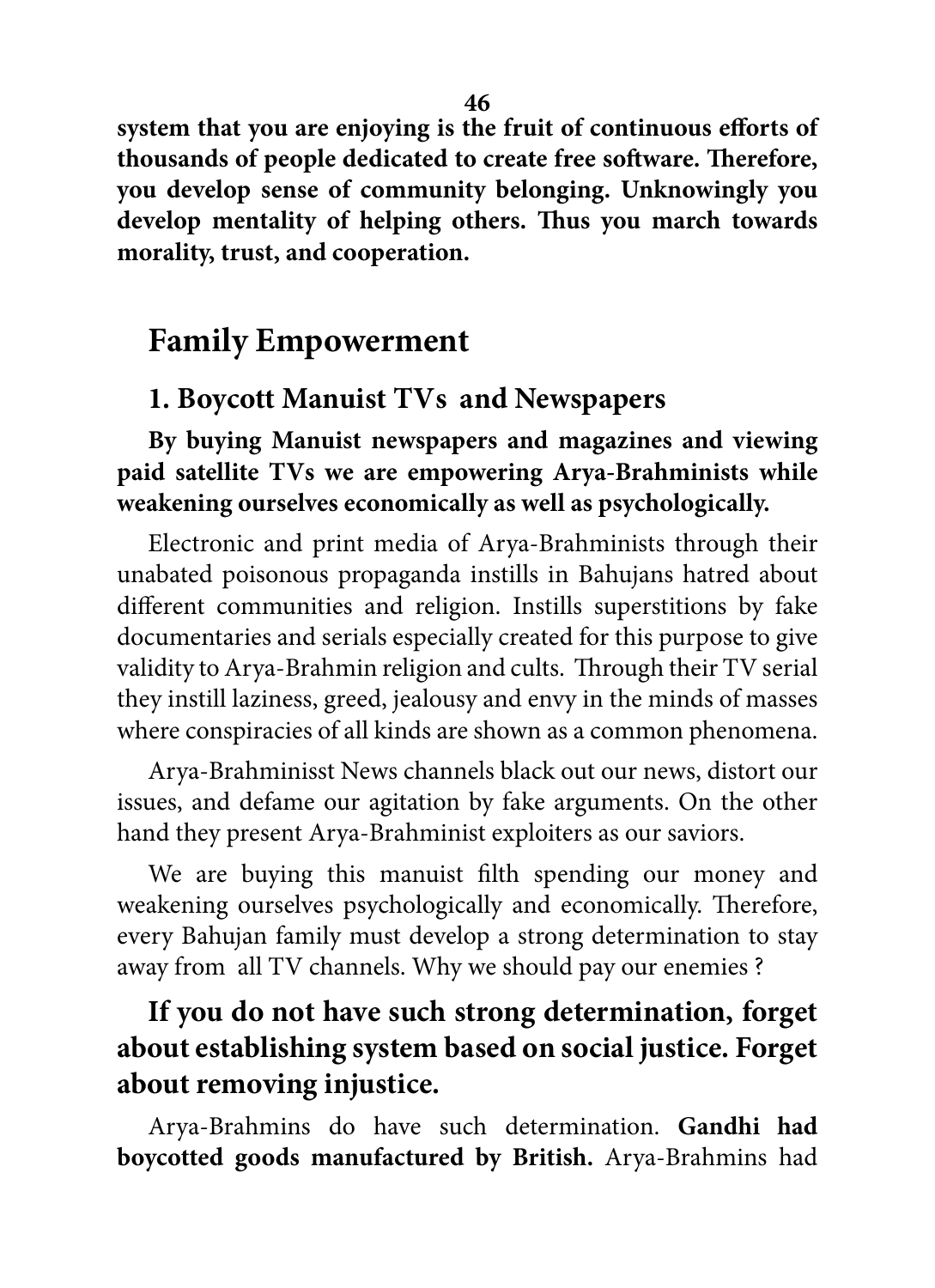**system that you are enjoying is the fruit of continuous efforts of thousands of people dedicated to create free software. Therefore, you develop sense of community belonging. Unknowingly you develop mentality of helping others. Thus you march towards morality, trust, and cooperation.**

## Family Empowerment

### 1. Boycott Manuist TVs and Newspapers

**By buying Manuist newspapers and magazines and viewing paid satellite TVs we are empowering Arya-Brahminists while weakening ourselves economically as well as psychologically.**

Electronic and print media of Arya-Brahminists through their unabated poisonous propaganda instills in Bahujans hatred about different communities and religion. Instills superstitions by fake documentaries and serials especially created for this purpose to give validity to Arya-Brahmin religion and cults. Through their TV serial they instill laziness, greed, jealousy and envy in the minds of masses where conspiracies of all kinds are shown as a common phenomena.

Arya-Brahminisst News channels black out our news, distort our issues, and defame our agitation by fake arguments. On the other hand they present Arya-Brahminist exploiters as our saviors.

We are buying this manuist filth spending our money and weakening ourselves psychologically and economically. Therefore, every Bahujan family must develop a strong determination to stay away from all TV channels. Why we should pay our enemies ?

### If you do not have such strong determination, forget about establishing system based on social justice. Forget about removing injustice.

Arya-Brahmins do have such determination. **Gandhi had boycotted goods manufactured by British.** Arya-Brahmins had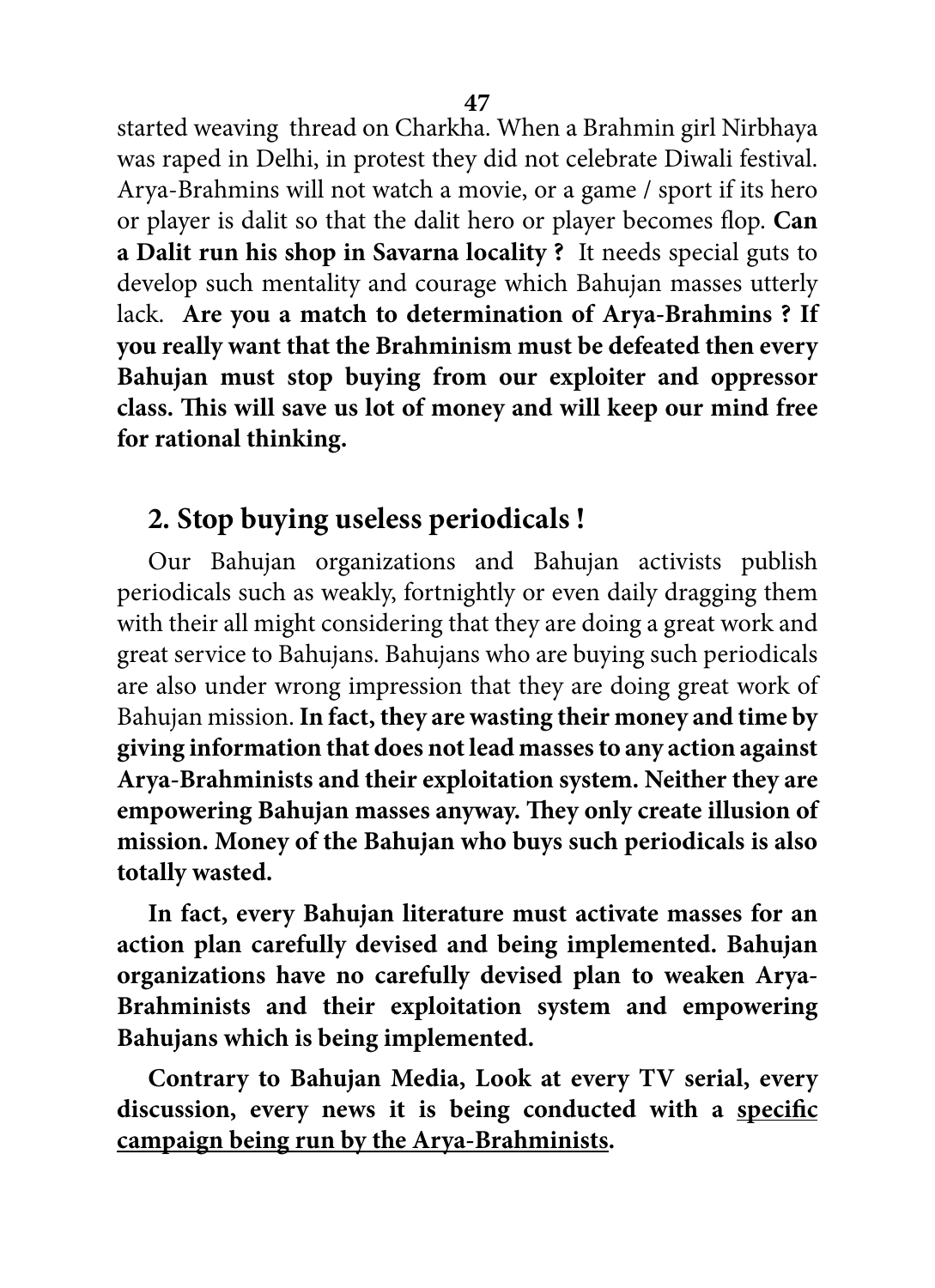started weaving thread on Charkha. When a Brahmin girl Nirbhaya was raped in Delhi, in protest they did not celebrate Diwali festival. Arya-Brahmins will not watch a movie, or a game / sport if its hero or player is dalit so that the dalit hero or player becomes flop. **Can a Dalit run his shop in Savarna locality ?** It needs special guts to develop such mentality and courage which Bahujan masses utterly lack. **Are you a match to determination of Arya-Brahmins ? If you really want that the Brahminism must be defeated then every Bahujan must stop buying from our exploiter and oppressor class. This will save us lot of money and will keep our mind free for rational thinking.**

## 2. Stop buying useless periodicals !

Our Bahujan organizations and Bahujan activists publish periodicals such as weakly, fortnightly or even daily dragging them with their all might considering that they are doing a great work and great service to Bahujans. Bahujans who are buying such periodicals are also under wrong impression that they are doing great work of Bahujan mission. **In fact, they are wasting their money and time by giving information that does not lead masses to any action against Arya-Brahminists and their exploitation system. Neither they are empowering Bahujan masses anyway. They only create illusion of mission. Money of the Bahujan who buys such periodicals is also totally wasted.**

**In fact, every Bahujan literature must activate masses for an action plan carefully devised and being implemented. Bahujan organizations have no carefully devised plan to weaken Arya-Brahminists and their exploitation system and empowering Bahujans which is being implemented.**

**Contrary to Bahujan Media, Look at every TV serial, every discussion, every news it is being conducted with a <u>specific campaign being run by the Arya-Brahminists</u>.**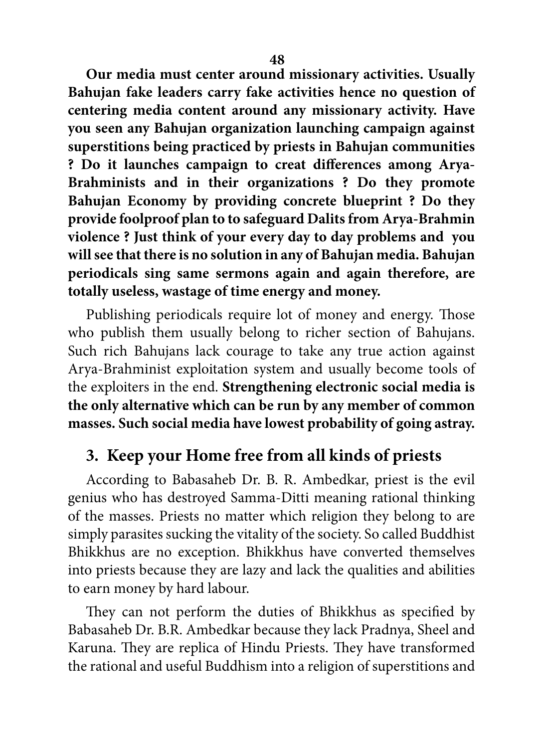**Our media must center around missionary activities. Usually Bahujan fake leaders carry fake activities hence no question of centering media content around any missionary activity. Have you seen any Bahujan organization launching campaign against superstitions being practiced by priests in Bahujan communities ? Do it launches campaign to creat differences among Arya-Brahminists and in their organizations ? Do they promote Bahujan Economy by providing concrete blueprint ? Do they provide foolproof plan to to safeguard Dalits from Arya-Brahmin violence ? Just think of your every day to day problems and you will see that there is no solution in any of Bahujan media. Bahujan periodicals sing same sermons again and again therefore, are totally useless, wastage of time energy and money.**

Publishing periodicals require lot of money and energy. Those who publish them usually belong to richer section of Bahujans. Such rich Bahujans lack courage to take any true action against Arya-Brahminist exploitation system and usually become tools of the exploiters in the end. **Strengthening electronic social media is the only alternative which can be run by any member of common masses. Such social media have lowest probability of going astray.**

## 3. Keep your Home free from all kinds of priests

According to Babasaheb Dr. B. R. Ambedkar, priest is the evil genius who has destroyed Samma-Ditti meaning rational thinking of the masses. Priests no matter which religion they belong to are simply parasites sucking the vitality of the society. So called Buddhist Bhikkhus are no exception. Bhikkhus have converted themselves into priests because they are lazy and lack the qualities and abilities to earn money by hard labour.

They can not perform the duties of Bhikkhus as specified by Babasaheb Dr. B.R. Ambedkar because they lack Pradnya, Sheel and Karuna. They are replica of Hindu Priests. They have transformed the rational and useful Buddhism into a religion of superstitions and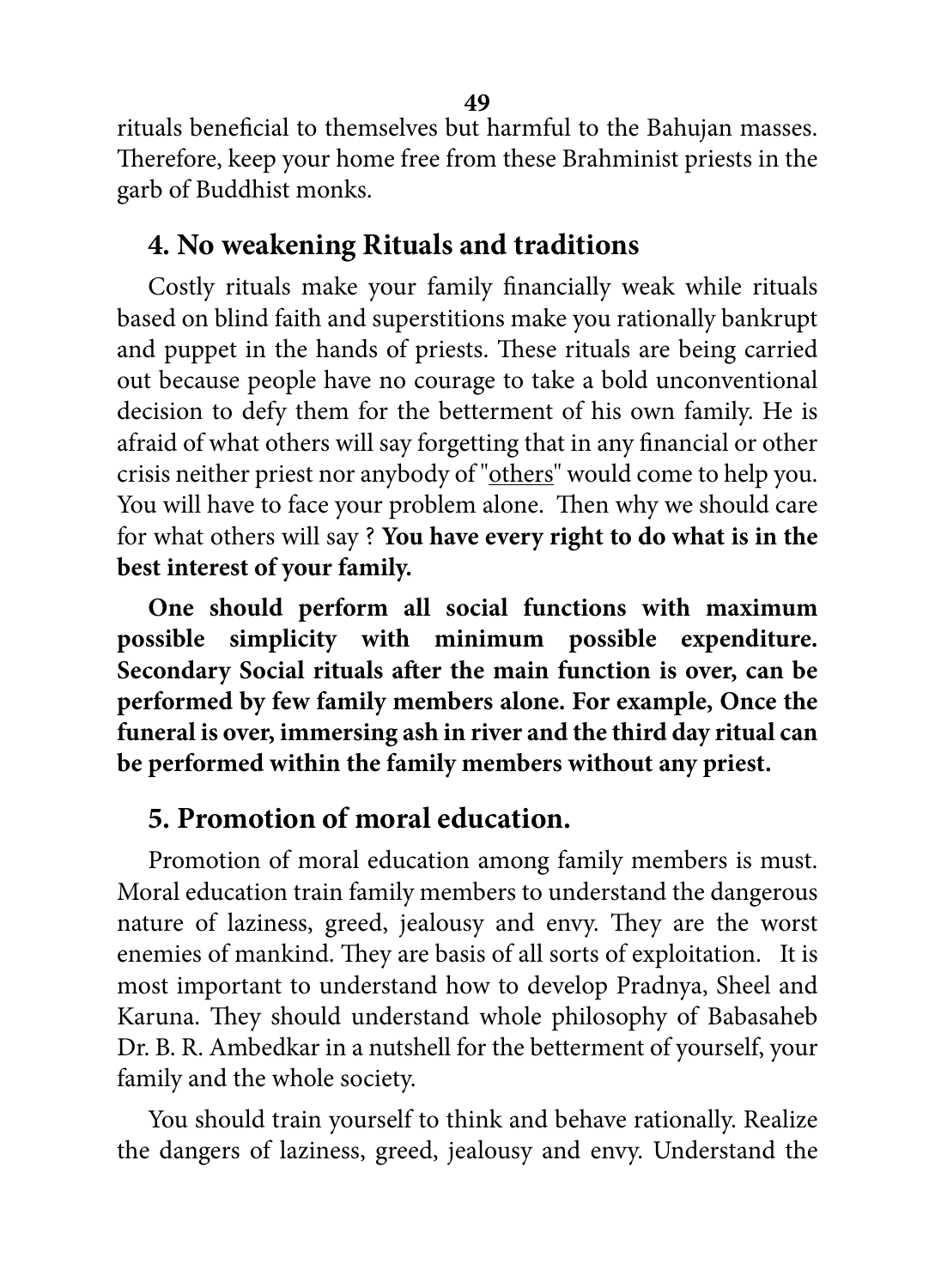rituals beneficial to themselves but harmful to the Bahujan masses. Therefore, keep your home free from these Brahminist priests in the garb of Buddhist monks.

## 4. No weakening Rituals and traditions

Costly rituals make your family financially weak while rituals based on blind faith and superstitions make you rationally bankrupt and puppet in the hands of priests. These rituals are being carried out because people have no courage to take a bold unconventional decision to defy them for the betterment of his own family. He is afraid of what others will say forgetting that in any financial or other crisis neither priest nor anybody of "<u>others</u>" would come to help you. You will have to face your problem alone. Then why we should care for what others will say ? **You have every right to do what is in the best interest of your family.**

**One should perform all social functions with maximum possible simplicity with minimum possible expenditure. Secondary Social rituals after the main function is over, can be performed by few family members alone. For example, Once the funeral is over, immersing ash in river and the third day ritual can be performed within the family members without any priest.**

## 5. Promotion of moral education.

Promotion of moral education among family members is must. Moral education train family members to understand the dangerous nature of laziness, greed, jealousy and envy. They are the worst enemies of mankind. They are basis of all sorts of exploitation. It is most important to understand how to develop Pradnya, Sheel and Karuna. They should understand whole philosophy of Babasaheb Dr. B. R. Ambedkar in a nutshell for the betterment of yourself, your family and the whole society.

You should train yourself to think and behave rationally. Realize the dangers of laziness, greed, jealousy and envy. Understand the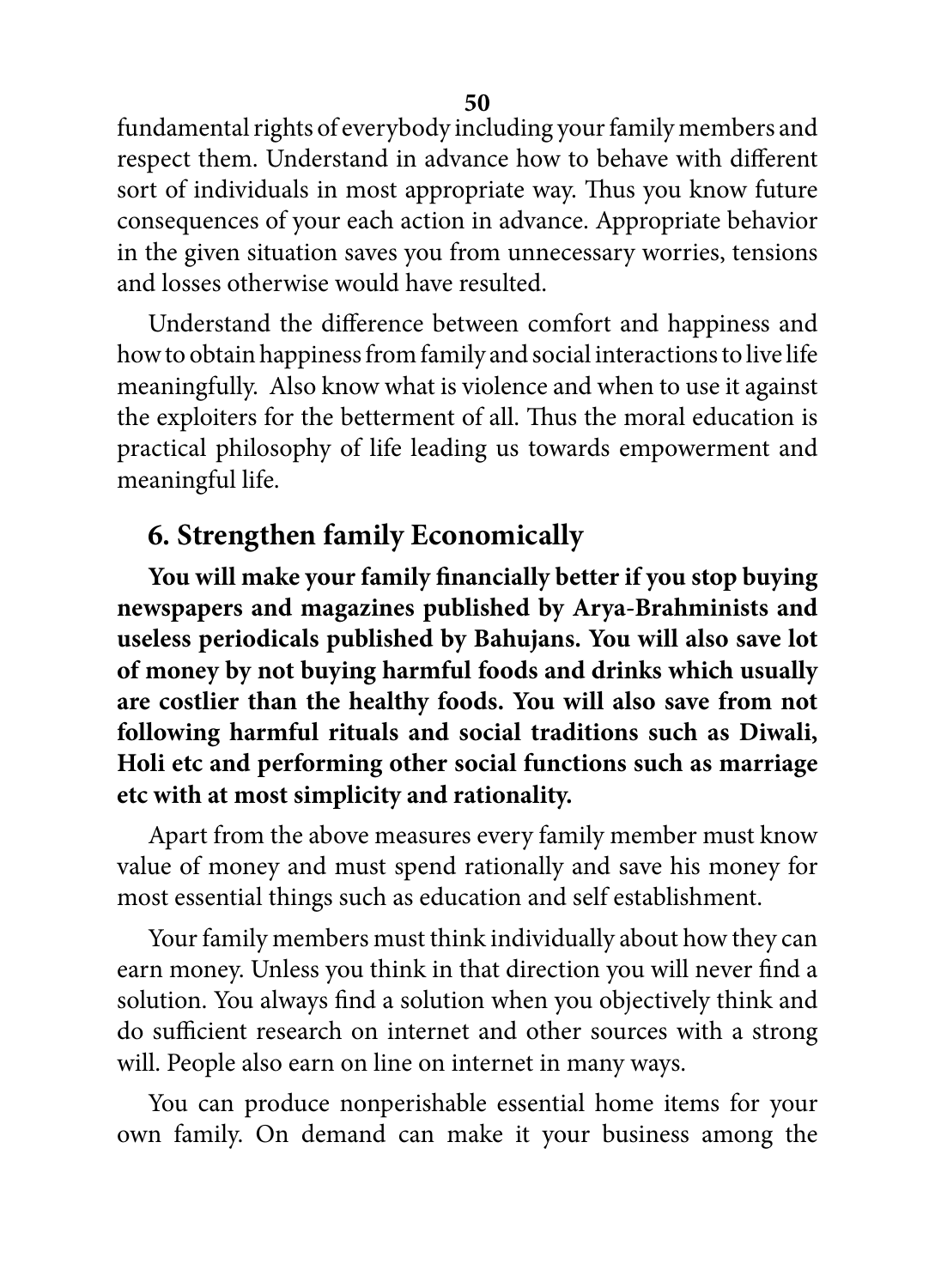fundamental rights of everybody including your family members and respect them. Understand in advance how to behave with different sort of individuals in most appropriate way. Thus you know future consequences of your each action in advance. Appropriate behavior in the given situation saves you from unnecessary worries, tensions and losses otherwise would have resulted.

Understand the difference between comfort and happiness and how to obtain happiness from family and social interactions to live life meaningfully. Also know what is violence and when to use it against the exploiters for the betterment of all. Thus the moral education is practical philosophy of life leading us towards empowerment and meaningful life.

## 6. Strengthen family Economically

**You will make your family financially better if you stop buying newspapers and magazines published by Arya-Brahminists and useless periodicals published by Bahujans. You will also save lot of money by not buying harmful foods and drinks which usually are costlier than the healthy foods. You will also save from not following harmful rituals and social traditions such as Diwali, Holi etc and performing other social functions such as marriage etc with at most simplicity and rationality.**

Apart from the above measures every family member must know value of money and must spend rationally and save his money for most essential things such as education and self establishment.

Your family members must think individually about how they can earn money. Unless you think in that direction you will never find a solution. You always find a solution when you objectively think and do sufficient research on internet and other sources with a strong will. People also earn on line on internet in many ways.

You can produce nonperishable essential home items for your own family. On demand can make it your business among the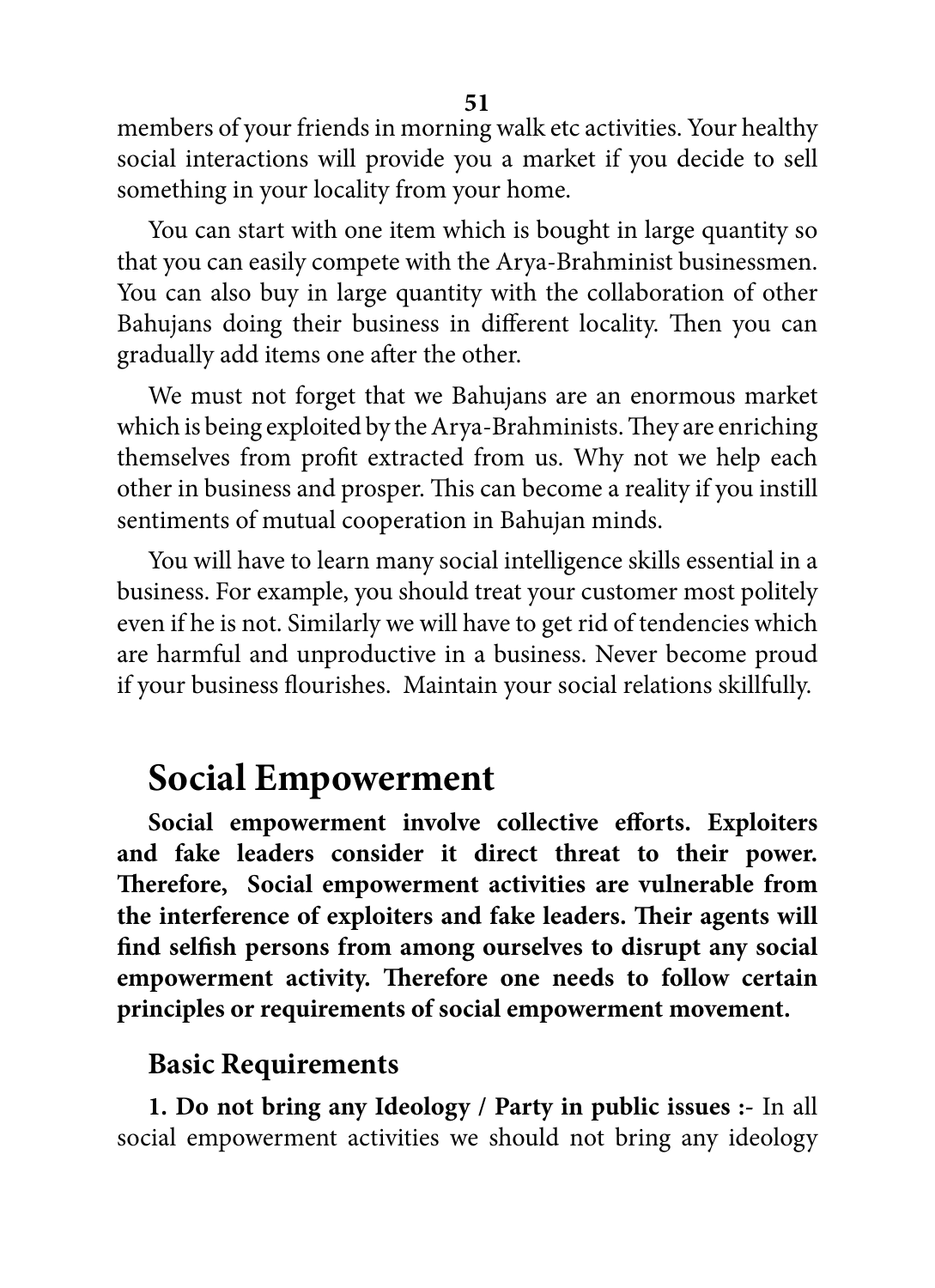members of your friends in morning walk etc activities. Your healthy social interactions will provide you a market if you decide to sell something in your locality from your home.

You can start with one item which is bought in large quantity so that you can easily compete with the Arya-Brahminist businessmen. You can also buy in large quantity with the collaboration of other Bahujans doing their business in different locality. Then you can gradually add items one after the other.

We must not forget that we Bahujans are an enormous market which is being exploited by the Arya-Brahminists. They are enriching themselves from profit extracted from us. Why not we help each other in business and prosper. This can become a reality if you instill sentiments of mutual cooperation in Bahujan minds.

You will have to learn many social intelligence skills essential in a business. For example, you should treat your customer most politely even if he is not. Similarly we will have to get rid of tendencies which are harmful and unproductive in a business. Never become proud if your business flourishes. Maintain your social relations skillfully.

## Social Empowerment

**Social empowerment involve collective efforts. Exploiters and fake leaders consider it direct threat to their power. Therefore, Social empowerment activities are vulnerable from the interference of exploiters and fake leaders. Their agents will find selfish persons from among ourselves to disrupt any social empowerment activity. Therefore one needs to follow certain principles or requirements of social empowerment movement.**

### Basic Requirements

**1. Do not bring any Ideology / Party in public issues :-** In all social empowerment activities we should not bring any ideology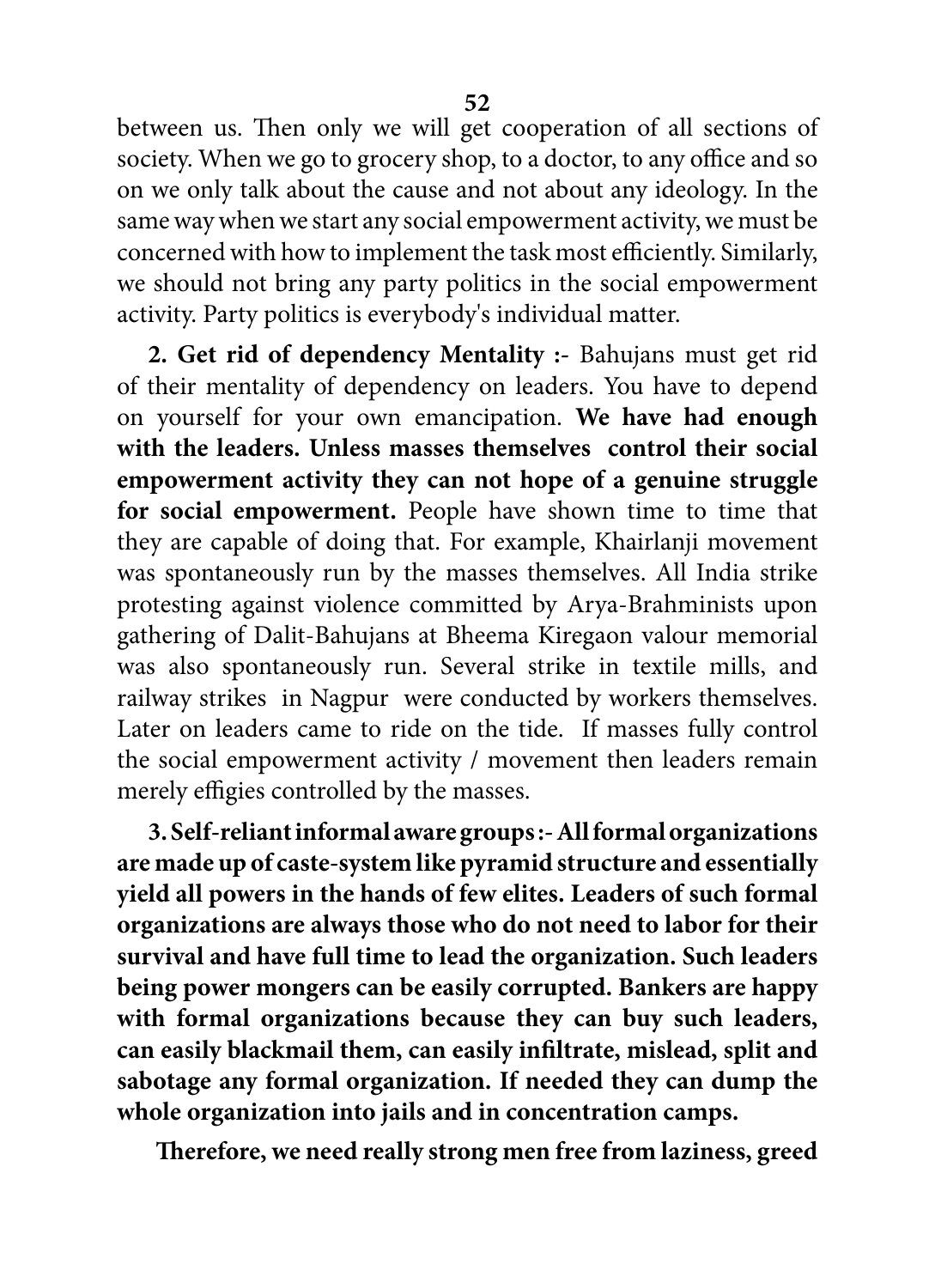between us. Then only we will get cooperation of all sections of society. When we go to grocery shop, to a doctor, to any office and so on we only talk about the cause and not about any ideology. In the same way when we start any social empowerment activity, we must be concerned with how to implement the task most efficiently. Similarly, we should not bring any party politics in the social empowerment activity. Party politics is everybody's individual matter.

**2. Get rid of dependency Mentality :-** Bahujans must get rid of their mentality of dependency on leaders. You have to depend on yourself for your own emancipation. **We have had enough with the leaders. Unless masses themselves control their social empowerment activity they can not hope of a genuine struggle for social empowerment.** People have shown time to time that they are capable of doing that. For example, Khairlanji movement was spontaneously run by the masses themselves. All India strike protesting against violence committed by Arya-Brahminists upon gathering of Dalit-Bahujans at Bheema Kiregaon valour memorial was also spontaneously run. Several strike in textile mills, and railway strikes in Nagpur were conducted by workers themselves. Later on leaders came to ride on the tide. If masses fully control the social empowerment activity / movement then leaders remain merely effigies controlled by the masses.

**3. Self-reliant informal aware groups :- All formal organizations are made up of caste-system like pyramid structure and essentially yield all powers in the hands of few elites. Leaders of such formal organizations are always those who do not need to labor for their survival and have full time to lead the organization. Such leaders being power mongers can be easily corrupted. Bankers are happy with formal organizations because they can buy such leaders, can easily blackmail them, can easily infiltrate, mislead, split and sabotage any formal organization. If needed they can dump the whole organization into jails and in concentration camps.**

**Therefore, we need really strong men free from laziness, greed**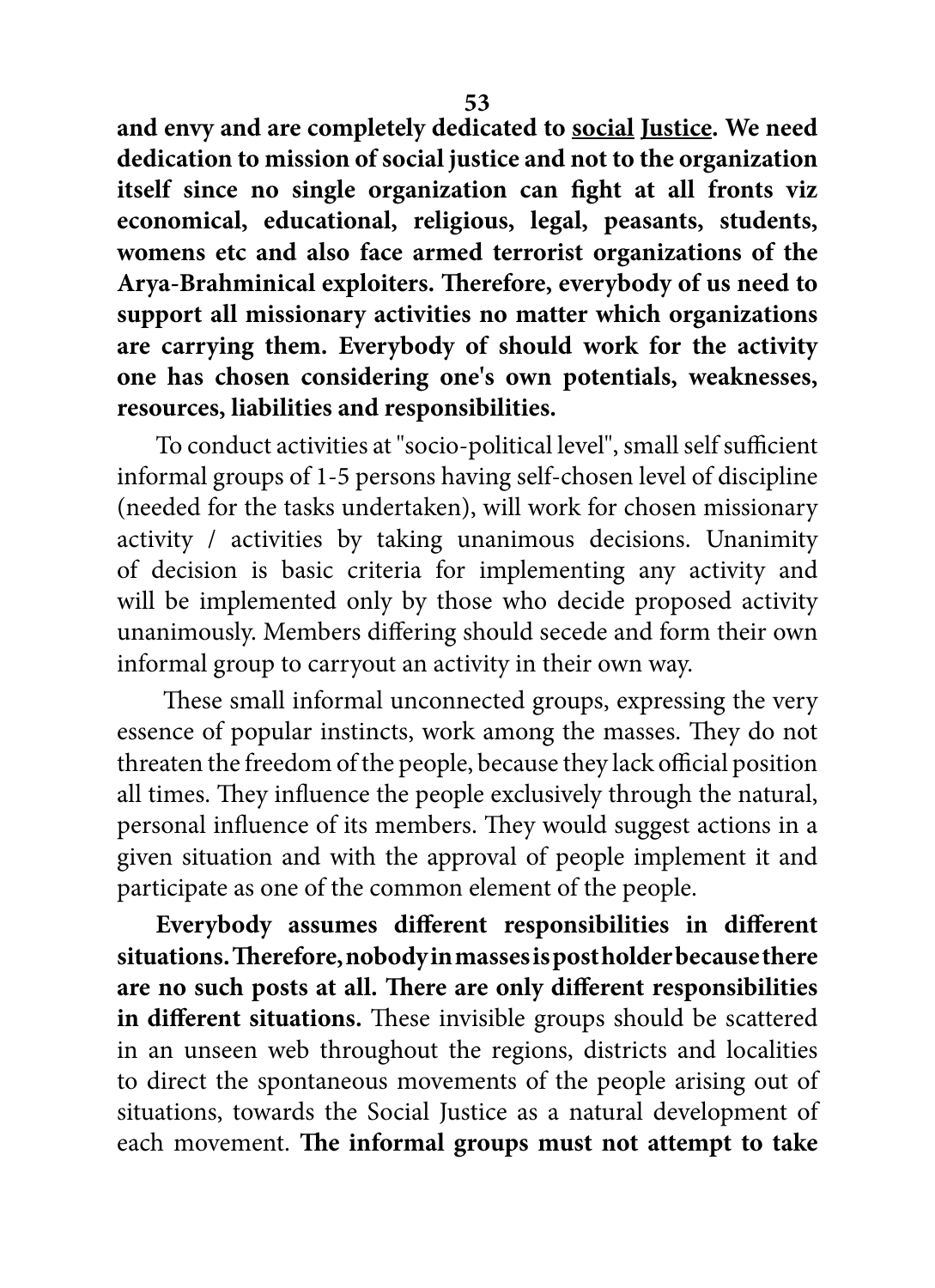**and envy and are completely dedicated to social Justice. We need dedication to mission of social justice and not to the organization itself since no single organization can fight at all fronts viz economical, educational, religious, legal, peasants, students, womens etc and also face armed terrorist organizations of the Arya-Brahminical exploiters. Therefore, everybody of us need to support all missionary activities no matter which organizations are carrying them. Everybody of should work for the activity one has chosen considering one's own potentials, weaknesses, resources, liabilities and responsibilities.**

To conduct activities at "socio-political level", small self sufficient informal groups of 1-5 persons having self-chosen level of discipline (needed for the tasks undertaken), will work for chosen missionary activity / activities by taking unanimous decisions. Unanimity of decision is basic criteria for implementing any activity and will be implemented only by those who decide proposed activity unanimously. Members differing should secede and form their own informal group to carryout an activity in their own way.

These small informal unconnected groups, expressing the very essence of popular instincts, work among the masses. They do not threaten the freedom of the people, because they lack official position all times. They influence the people exclusively through the natural, personal influence of its members. They would suggest actions in a given situation and with the approval of people implement it and participate as one of the common element of the people.

**Everybody assumes different responsibilities in different situations. Therefore, nobody in masses is post holder because there are no such posts at all. There are only different responsibilities in different situations.** These invisible groups should be scattered in an unseen web throughout the regions, districts and localities to direct the spontaneous movements of the people arising out of situations, towards the Social Justice as a natural development of each movement. **The informal groups must not attempt to take**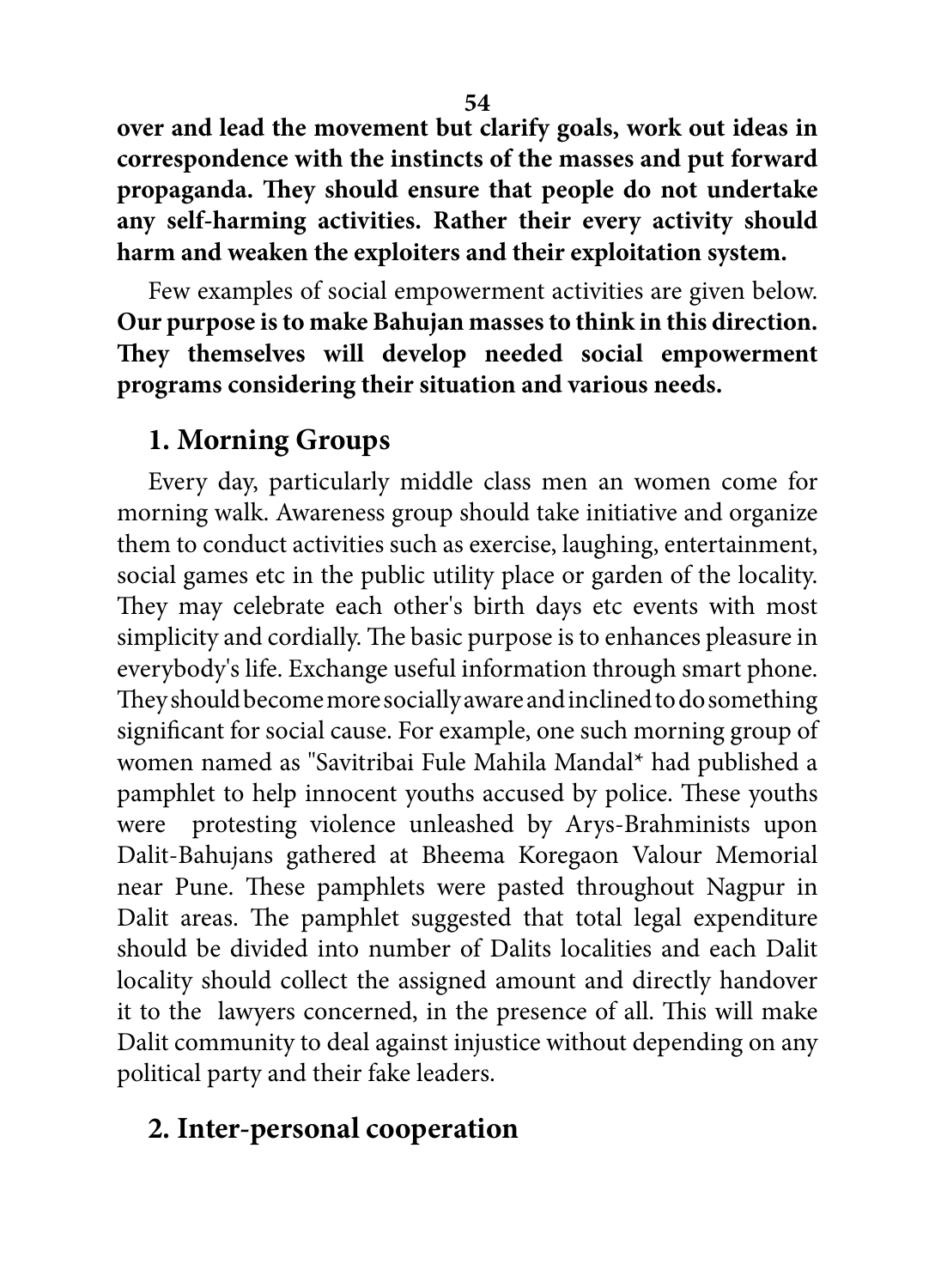**over and lead the movement but clarify goals, work out ideas in correspondence with the instincts of the masses and put forward propaganda. They should ensure that people do not undertake any self-harming activities. Rather their every activity should harm and weaken the exploiters and their exploitation system.**

Few examples of social empowerment activities are given below. **Our purpose is to make Bahujan masses to think in this direction. They themselves will develop needed social empowerment programs considering their situation and various needs.**

## 1. Morning Groups

Every day, particularly middle class men an women come for morning walk. Awareness group should take initiative and organize them to conduct activities such as exercise, laughing, entertainment, social games etc in the public utility place or garden of the locality. They may celebrate each other's birth days etc events with most simplicity and cordially. The basic purpose is to enhances pleasure in everybody's life. Exchange useful information through smart phone. They should become more socially aware and inclined to do something significant for social cause. For example, one such morning group of women named as "Savitribai Fule Mahila Mandal* had published a pamphlet to help innocent youths accused by police. These youths were protesting violence unleashed by Arys-Brahminists upon Dalit-Bahujans gathered at Bheema Koregaon Valour Memorial near Pune. These pamphlets were pasted throughout Nagpur in Dalit areas. The pamphlet suggested that total legal expenditure should be divided into number of Dalits localities and each Dalit locality should collect the assigned amount and directly handover it to the lawyers concerned, in the presence of all. This will make Dalit community to deal against injustice without depending on any political party and their fake leaders.

## 2. Inter-personal cooperation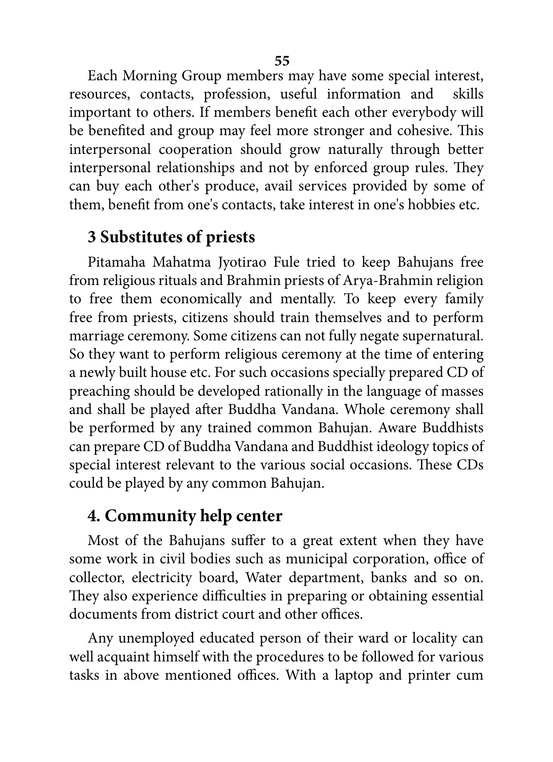Each Morning Group members may have some special interest, resources, contacts, profession, useful information and skills important to others. If members benefit each other everybody will be benefited and group may feel more stronger and cohesive. This interpersonal cooperation should grow naturally through better interpersonal relationships and not by enforced group rules. They can buy each other's produce, avail services provided by some of them, benefit from one's contacts, take interest in one's hobbies etc.

## 3 Substitutes of priests

Pitamaha Mahatma Jyotirao Fule tried to keep Bahujans free from religious rituals and Brahmin priests of Arya-Brahmin religion to free them economically and mentally. To keep every family free from priests, citizens should train themselves and to perform marriage ceremony. Some citizens can not fully negate supernatural. So they want to perform religious ceremony at the time of entering a newly built house etc. For such occasions specially prepared CD of preaching should be developed rationally in the language of masses and shall be played after Buddha Vandana. Whole ceremony shall be performed by any trained common Bahujan. Aware Buddhists can prepare CD of Buddha Vandana and Buddhist ideology topics of special interest relevant to the various social occasions. These CDs could be played by any common Bahujan.

## 4. Community help center

Most of the Bahujans suffer to a great extent when they have some work in civil bodies such as municipal corporation, office of collector, electricity board, Water department, banks and so on. They also experience difficulties in preparing or obtaining essential documents from district court and other offices.

Any unemployed educated person of their ward or locality can well acquaint himself with the procedures to be followed for various tasks in above mentioned offices. With a laptop and printer cum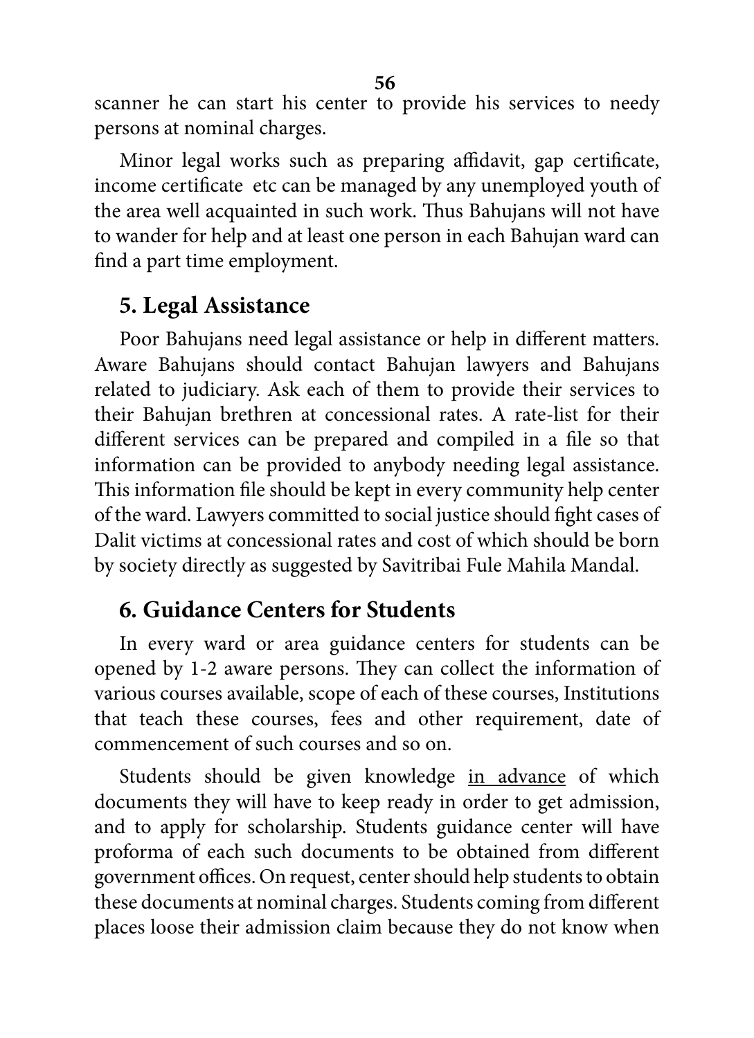scanner he can start his center to provide his services to needy persons at nominal charges.

Minor legal works such as preparing affidavit, gap certificate, income certificate etc can be managed by any unemployed youth of the area well acquainted in such work. Thus Bahujans will not have to wander for help and at least one person in each Bahujan ward can find a part time employment.

## 5. Legal Assistance

Poor Bahujans need legal assistance or help in different matters. Aware Bahujans should contact Bahujan lawyers and Bahujans related to judiciary. Ask each of them to provide their services to their Bahujan brethren at concessional rates. A rate-list for their different services can be prepared and compiled in a file so that information can be provided to anybody needing legal assistance. This information file should be kept in every community help center of the ward. Lawyers committed to social justice should fight cases of Dalit victims at concessional rates and cost of which should be born by society directly as suggested by Savitribai Fule Mahila Mandal.

## 6. Guidance Centers for Students

In every ward or area guidance centers for students can be opened by 1-2 aware persons. They can collect the information of various courses available, scope of each of these courses, Institutions that teach these courses, fees and other requirement, date of commencement of such courses and so on.

Students should be given knowledge <u>in advance</u> of which documents they will have to keep ready in order to get admission, and to apply for scholarship. Students guidance center will have proforma of each such documents to be obtained from different government offices. On request, center should help students to obtain these documents at nominal charges. Students coming from different places loose their admission claim because they do not know when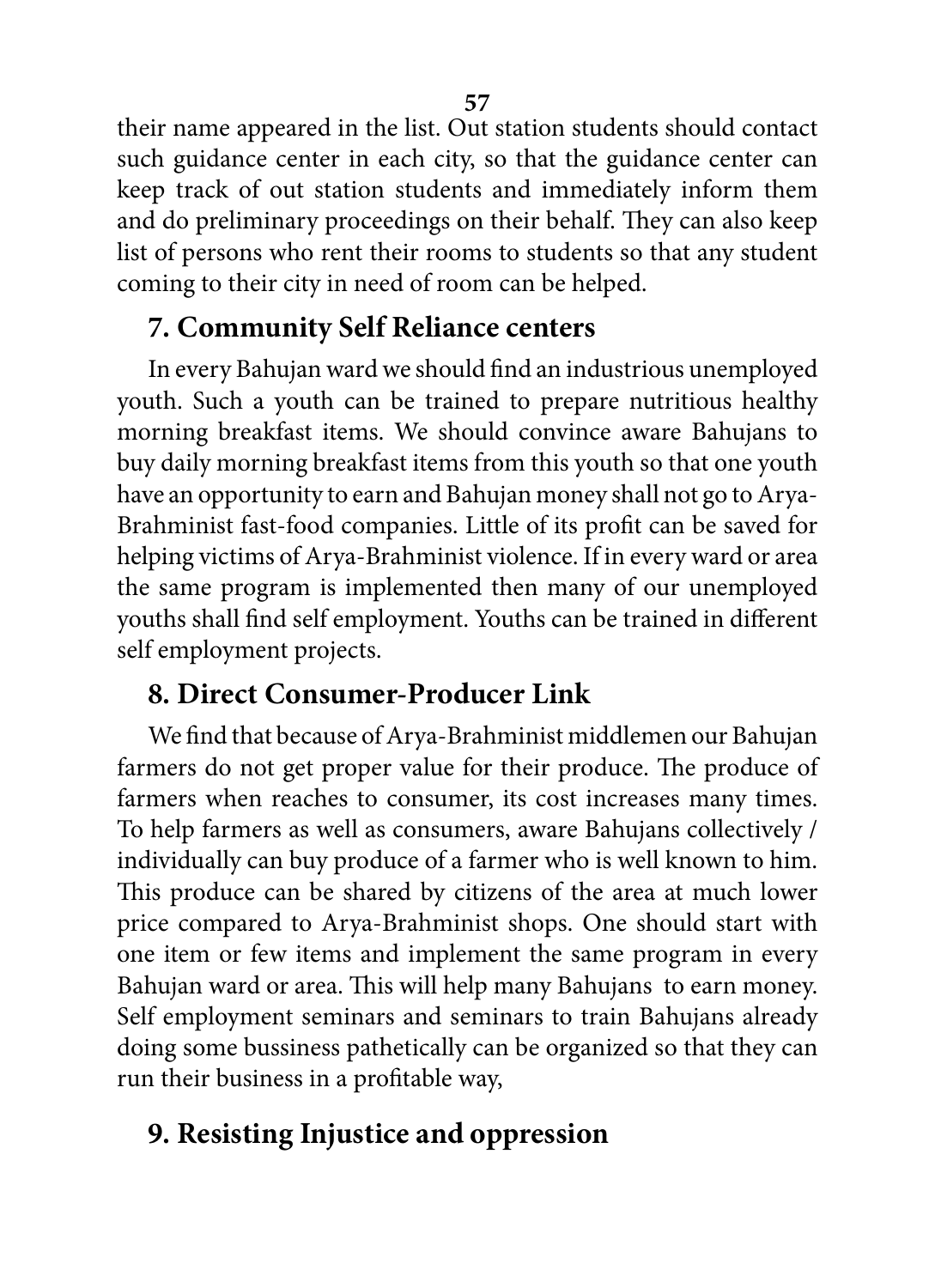their name appeared in the list. Out station students should contact such guidance center in each city, so that the guidance center can keep track of out station students and immediately inform them and do preliminary proceedings on their behalf. They can also keep list of persons who rent their rooms to students so that any student coming to their city in need of room can be helped.

## 7. Community Self Reliance centers

In every Bahujan ward we should find an industrious unemployed youth. Such a youth can be trained to prepare nutritious healthy morning breakfast items. We should convince aware Bahujans to buy daily morning breakfast items from this youth so that one youth have an opportunity to earn and Bahujan money shall not go to Arya-Brahminist fast-food companies. Little of its profit can be saved for helping victims of Arya-Brahminist violence. If in every ward or area the same program is implemented then many of our unemployed youths shall find self employment. Youths can be trained in different self employment projects.

## 8. Direct Consumer-Producer Link

We find that because of Arya-Brahminist middlemen our Bahujan farmers do not get proper value for their produce. The produce of farmers when reaches to consumer, its cost increases many times. To help farmers as well as consumers, aware Bahujans collectively / individually can buy produce of a farmer who is well known to him. This produce can be shared by citizens of the area at much lower price compared to Arya-Brahminist shops. One should start with one item or few items and implement the same program in every Bahujan ward or area. This will help many Bahujans to earn money. Self employment seminars and seminars to train Bahujans already doing some bussiness pathetically can be organized so that they can run their business in a profitable way,

## 9. Resisting Injustice and oppression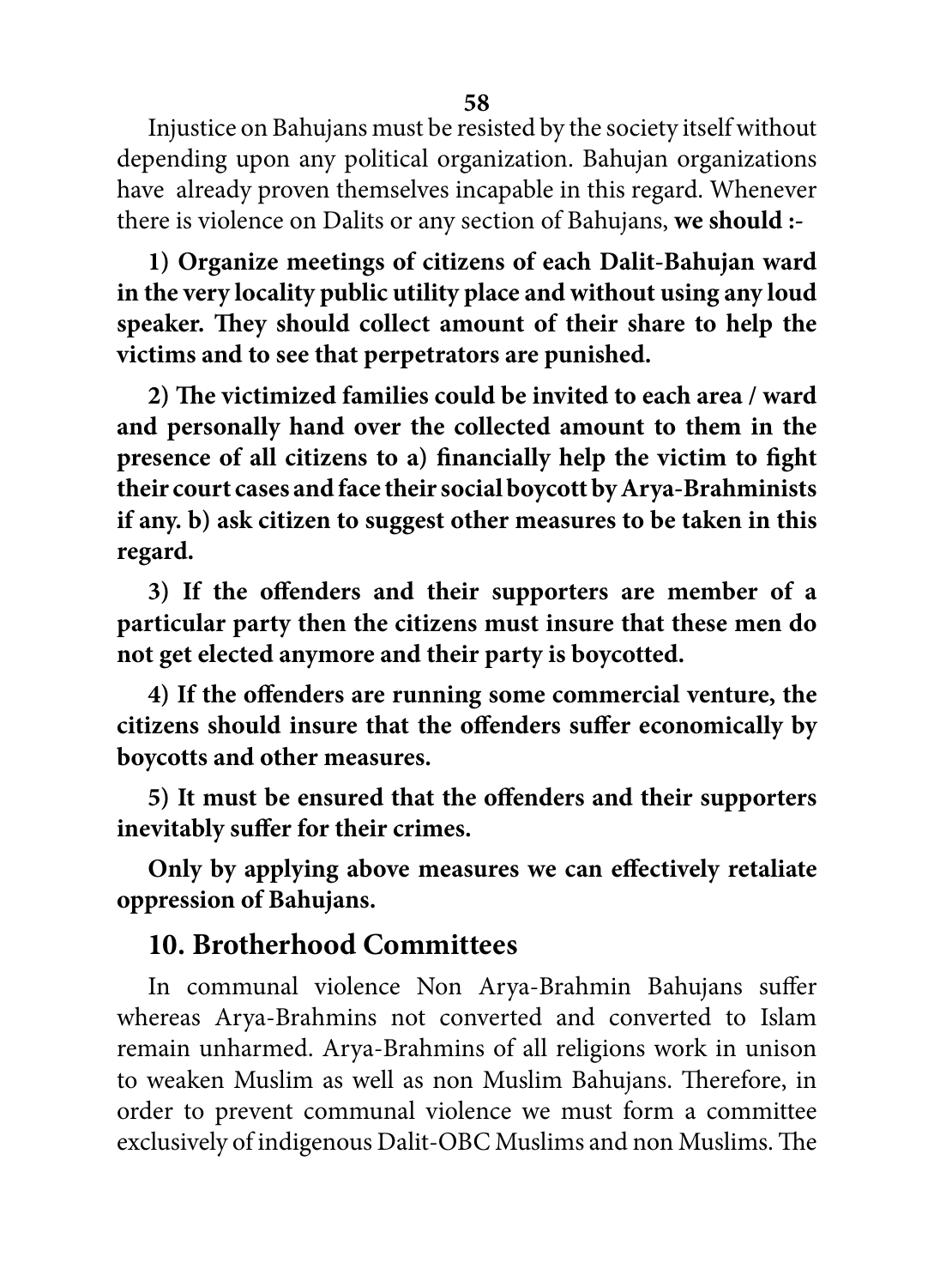Injustice on Bahujans must be resisted by the society itself without depending upon any political organization. Bahujan organizations have already proven themselves incapable in this regard. Whenever there is violence on Dalits or any section of Bahujans, **we should :-**

**1) Organize meetings of citizens of each Dalit-Bahujan ward in the very locality public utility place and without using any loud speaker. They should collect amount of their share to help the victims and to see that perpetrators are punished.**

**2) The victimized families could be invited to each area / ward and personally hand over the collected amount to them in the presence of all citizens to a) financially help the victim to fight their court cases and face their social boycott by Arya-Brahminists if any. b) ask citizen to suggest other measures to be taken in this regard.**

**3) If the offenders and their supporters are member of a particular party then the citizens must insure that these men do not get elected anymore and their party is boycotted.**

**4) If the offenders are running some commercial venture, the citizens should insure that the offenders suffer economically by boycotts and other measures.**

**5) It must be ensured that the offenders and their supporters inevitably suffer for their crimes.**

**Only by applying above measures we can effectively retaliate oppression of Bahujans.**

## 10. Brotherhood Committees

In communal violence Non Arya-Brahmin Bahujans suffer whereas Arya-Brahmins not converted and converted to Islam remain unharmed. Arya-Brahmins of all religions work in unison to weaken Muslim as well as non Muslim Bahujans. Therefore, in order to prevent communal violence we must form a committee exclusively of indigenous Dalit-OBC Muslims and non Muslims. The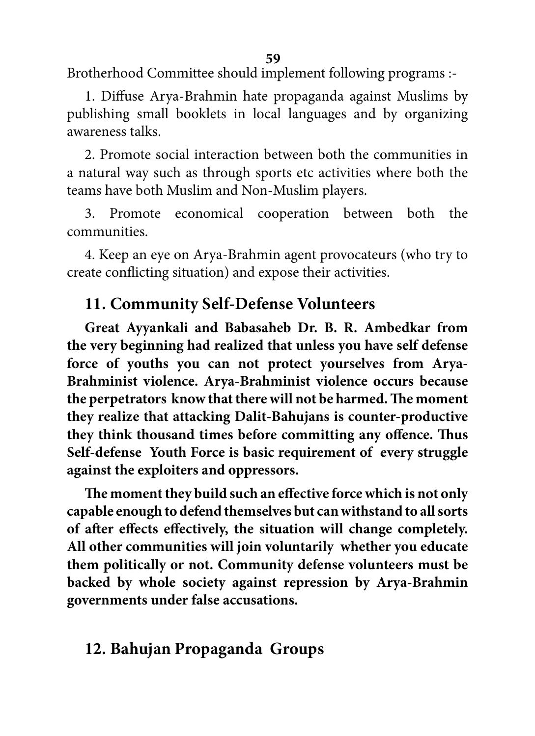Brotherhood Committee should implement following programs :-

1. Diffuse Arya-Brahmin hate propaganda against Muslims by publishing small booklets in local languages and by organizing awareness talks.

2. Promote social interaction between both the communities in a natural way such as through sports etc activities where both the teams have both Muslim and Non-Muslim players.

3. Promote economical cooperation between both the communities.

4. Keep an eye on Arya-Brahmin agent provocateurs (who try to create conflicting situation) and expose their activities.

## 11. Community Self-Defense Volunteers

**Great Ayyankali and Babasaheb Dr. B. R. Ambedkar from the very beginning had realized that unless you have self defense force of youths you can not protect yourselves from Arya-Brahminist violence. Arya-Brahminist violence occurs because the perpetrators know that there will not be harmed. The moment they realize that attacking Dalit-Bahujans is counter-productive they think thousand times before committing any offence. Thus Self-defense Youth Force is basic requirement of every struggle against the exploiters and oppressors.**

**The moment they build such an effective force which is not only capable enough to defend themselves but can withstand to all sorts of after effects effectively, the situation will change completely. All other communities will join voluntarily whether you educate them politically or not. Community defense volunteers must be backed by whole society against repression by Arya-Brahmin governments under false accusations.**

## 12. Bahujan Propaganda Groups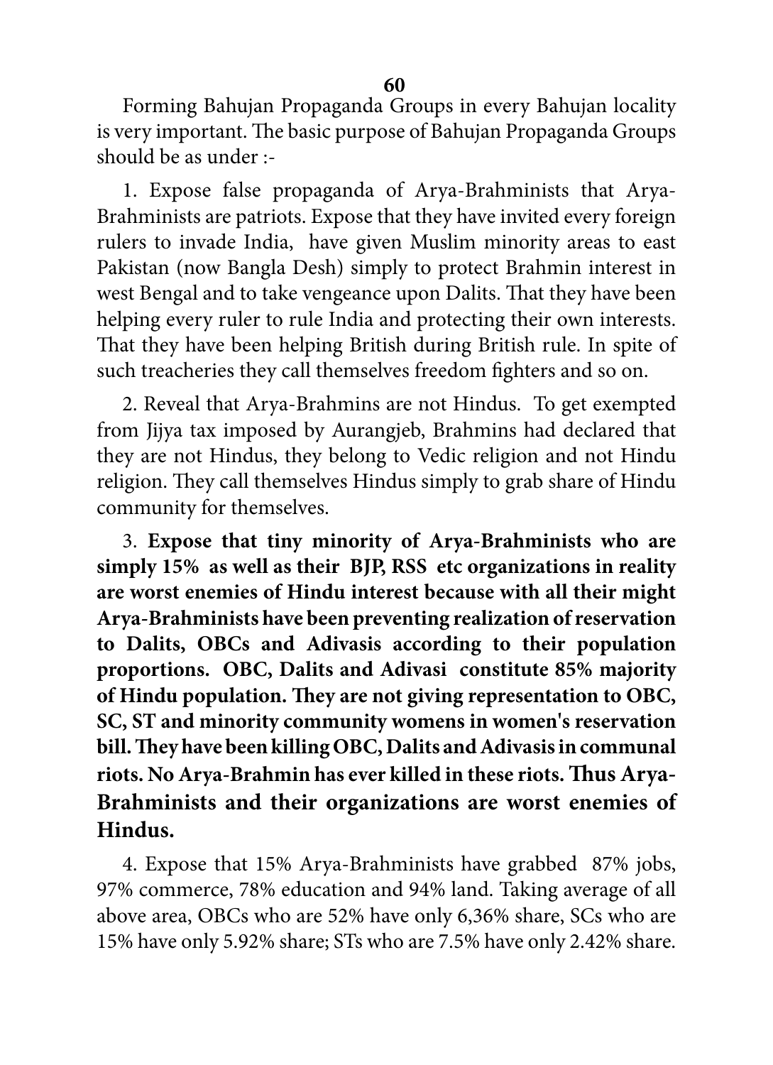Forming Bahujan Propaganda Groups in every Bahujan locality is very important. The basic purpose of Bahujan Propaganda Groups should be as under :-

1. Expose false propaganda of Arya-Brahminists that Arya-Brahminists are patriots. Expose that they have invited every foreign rulers to invade India, have given Muslim minority areas to east Pakistan (now Bangla Desh) simply to protect Brahmin interest in west Bengal and to take vengeance upon Dalits. That they have been helping every ruler to rule India and protecting their own interests. That they have been helping British during British rule. In spite of such treacheries they call themselves freedom fighters and so on.

2. Reveal that Arya-Brahmins are not Hindus. To get exempted from Jijya tax imposed by Aurangjeb, Brahmins had declared that they are not Hindus, they belong to Vedic religion and not Hindu religion. They call themselves Hindus simply to grab share of Hindu community for themselves.

3. **Expose that tiny minority of Arya-Brahminists who are simply 15% as well as their BJP, RSS etc organizations in reality are worst enemies of Hindu interest because with all their might Arya-Brahminists have been preventing realization of reservation to Dalits, OBCs and Adivasis according to their population proportions. OBC, Dalits and Adivasi constitute 85% majority of Hindu population. They are not giving representation to OBC, SC, ST and minority community womens in women's reservation bill. They have been killing OBC, Dalits and Adivasis in communal riots. No Arya-Brahmin has ever killed in these riots. Thus Arya-Brahminists and their organizations are worst enemies of Hindus.**

4. Expose that 15% Arya-Brahminists have grabbed 87% jobs, 97% commerce, 78% education and 94% land. Taking average of all above area, OBCs who are 52% have only 6,36% share, SCs who are 15% have only 5.92% share; STs who are 7.5% have only 2.42% share.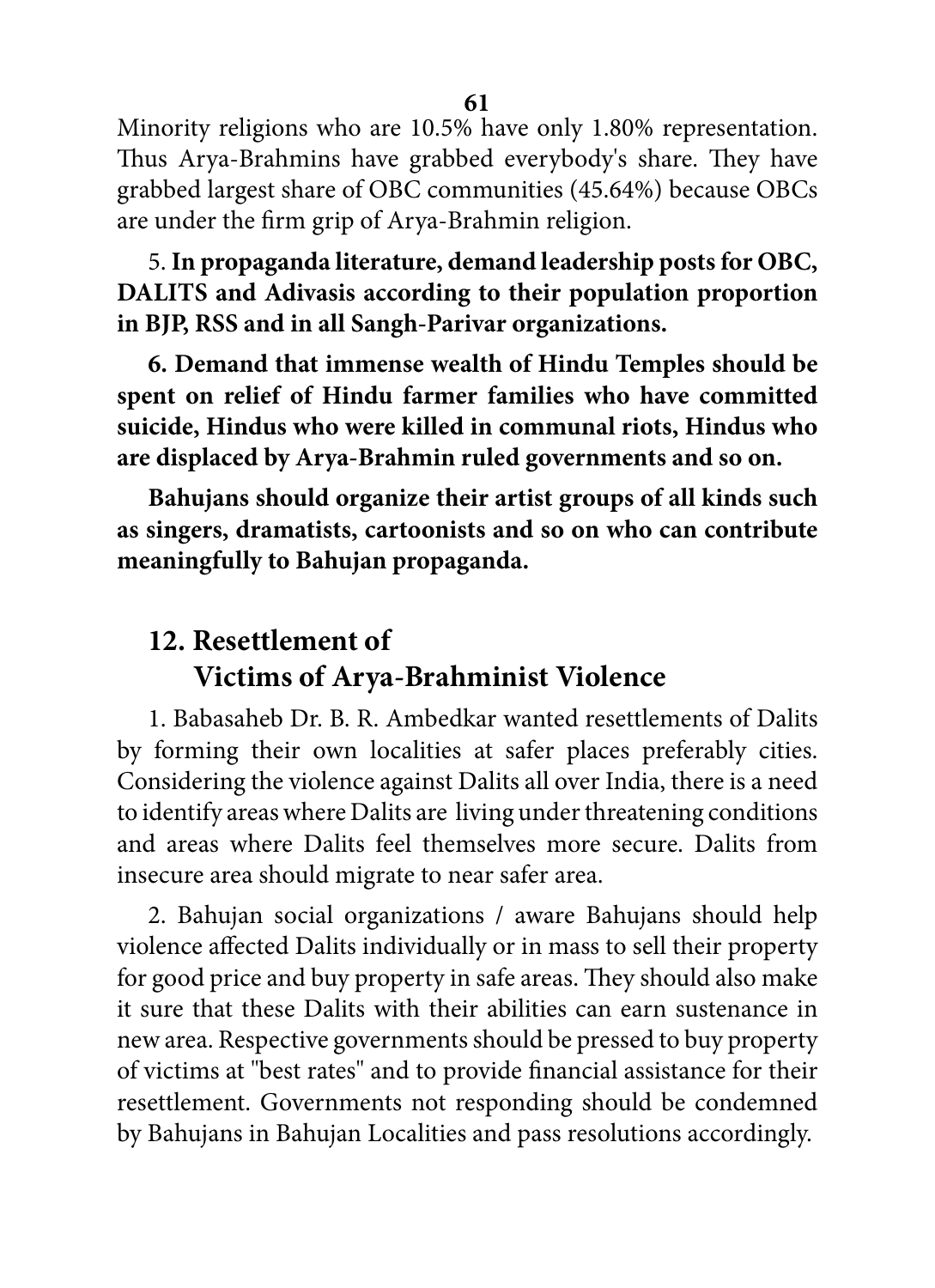Minority religions who are 10.5% have only 1.80% representation. Thus Arya-Brahmins have grabbed everybody's share. They have grabbed largest share of OBC communities (45.64%) because OBCs are under the firm grip of Arya-Brahmin religion.

5. **In propaganda literature, demand leadership posts for OBC, DALITS and Adivasis according to their population proportion in BJP, RSS and in all Sangh-Parivar organizations.**

**6. Demand that immense wealth of Hindu Temples should be spent on relief of Hindu farmer families who have committed suicide, Hindus who were killed in communal riots, Hindus who are displaced by Arya-Brahmin ruled governments and so on.**

**Bahujans should organize their artist groups of all kinds such as singers, dramatists, cartoonists and so on who can contribute meaningfully to Bahujan propaganda.**

## 12. Resettlement of Victims of Arya-Brahminist Violence

1. Babasaheb Dr. B. R. Ambedkar wanted resettlements of Dalits by forming their own localities at safer places preferably cities. Considering the violence against Dalits all over India, there is a need to identify areas where Dalits are living under threatening conditions and areas where Dalits feel themselves more secure. Dalits from insecure area should migrate to near safer area.

2. Bahujan social organizations / aware Bahujans should help violence affected Dalits individually or in mass to sell their property for good price and buy property in safe areas. They should also make it sure that these Dalits with their abilities can earn sustenance in new area. Respective governments should be pressed to buy property of victims at "best rates" and to provide financial assistance for their resettlement. Governments not responding should be condemned by Bahujans in Bahujan Localities and pass resolutions accordingly.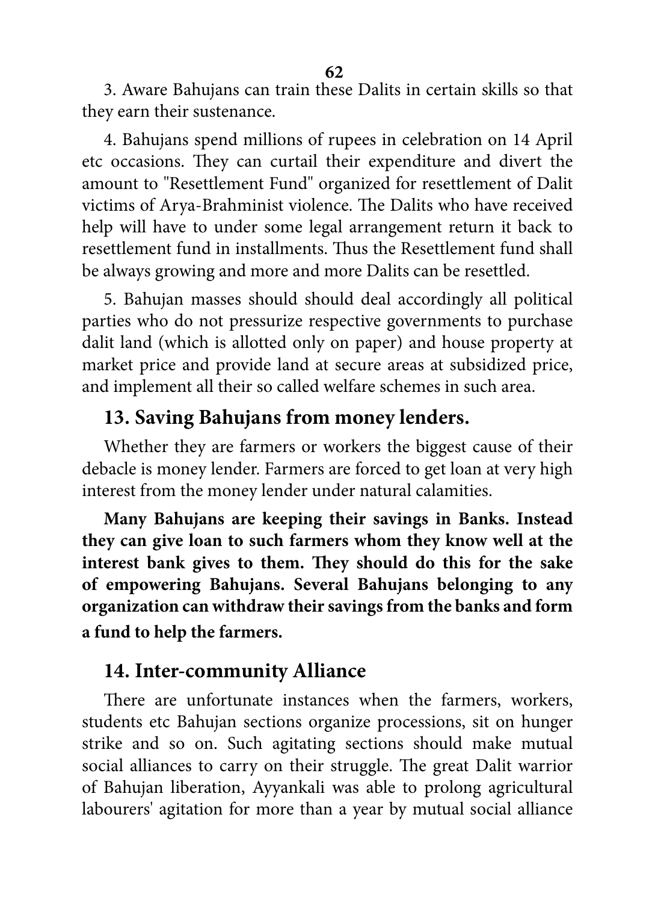3. Aware Bahujans can train these Dalits in certain skills so that they earn their sustenance.

4. Bahujans spend millions of rupees in celebration on 14 April etc occasions. They can curtail their expenditure and divert the amount to "Resettlement Fund" organized for resettlement of Dalit victims of Arya-Brahminist violence. The Dalits who have received help will have to under some legal arrangement return it back to resettlement fund in installments. Thus the Resettlement fund shall be always growing and more and more Dalits can be resettled.

5. Bahujan masses should should deal accordingly all political parties who do not pressurize respective governments to purchase dalit land (which is allotted only on paper) and house property at market price and provide land at secure areas at subsidized price, and implement all their so called welfare schemes in such area.

## 13. Saving Bahujans from money lenders.

Whether they are farmers or workers the biggest cause of their debacle is money lender. Farmers are forced to get loan at very high interest from the money lender under natural calamities.

**Many Bahujans are keeping their savings in Banks. Instead they can give loan to such farmers whom they know well at the interest bank gives to them. They should do this for the sake of empowering Bahujans. Several Bahujans belonging to any organization can withdraw their savings from the banks and form a fund to help the farmers.**

## 14. Inter-community Alliance

There are unfortunate instances when the farmers, workers, students etc Bahujan sections organize processions, sit on hunger strike and so on. Such agitating sections should make mutual social alliances to carry on their struggle. The great Dalit warrior of Bahujan liberation, Ayyankali was able to prolong agricultural labourers' agitation for more than a year by mutual social alliance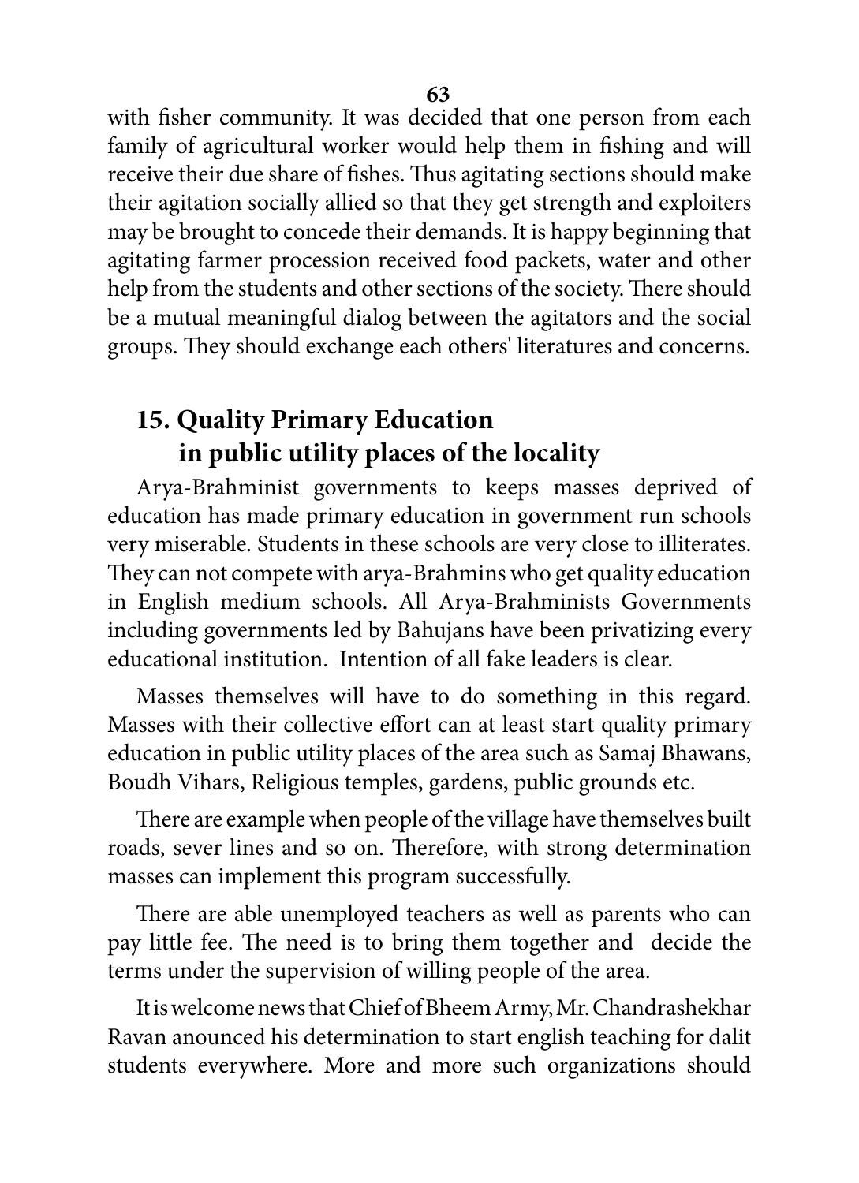with fisher community. It was decided that one person from each family of agricultural worker would help them in fishing and will receive their due share of fishes. Thus agitating sections should make their agitation socially allied so that they get strength and exploiters may be brought to concede their demands. It is happy beginning that agitating farmer procession received food packets, water and other help from the students and other sections of the society. There should be a mutual meaningful dialog between the agitators and the social groups. They should exchange each others' literatures and concerns.

## 15. Quality Primary Education in public utility places of the locality

Arya-Brahminist governments to keeps masses deprived of education has made primary education in government run schools very miserable. Students in these schools are very close to illiterates. They can not compete with arya-Brahmins who get quality education in English medium schools. All Arya-Brahminists Governments including governments led by Bahujans have been privatizing every educational institution. Intention of all fake leaders is clear.

Masses themselves will have to do something in this regard. Masses with their collective effort can at least start quality primary education in public utility places of the area such as Samaj Bhawans, Boudh Vihars, Religious temples, gardens, public grounds etc.

There are example when people of the village have themselves built roads, sever lines and so on. Therefore, with strong determination masses can implement this program successfully.

There are able unemployed teachers as well as parents who can pay little fee. The need is to bring them together and decide the terms under the supervision of willing people of the area.

It is welcome news that Chief of Bheem Army, Mr. Chandrashekhar Ravan anounced his determination to start english teaching for dalit students everywhere. More and more such organizations should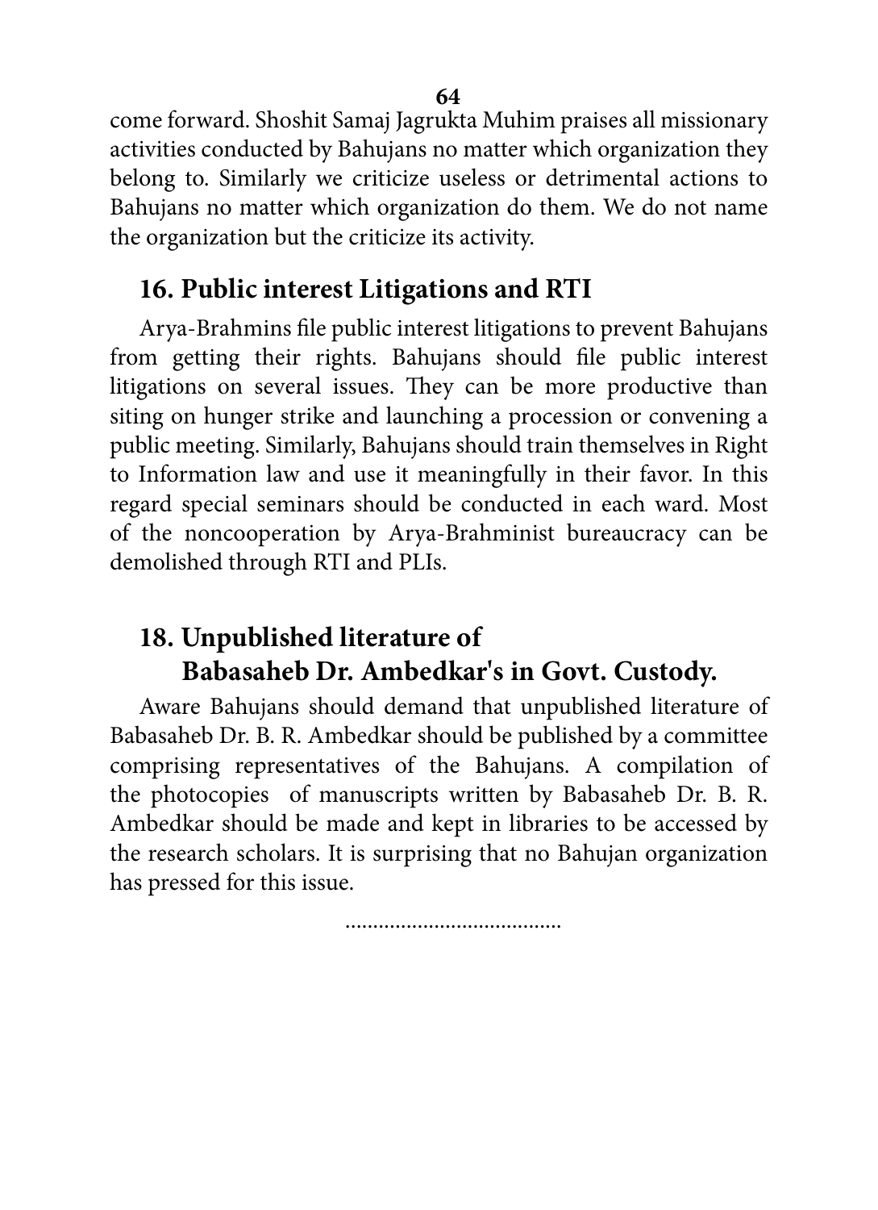come forward. Shoshit Samaj Jagrukta Muhim praises all missionary activities conducted by Bahujans no matter which organization they belong to. Similarly we criticize useless or detrimental actions to Bahujans no matter which organization do them. We do not name the organization but the criticize its activity.

## 16. Public interest Litigations and RTI

Arya-Brahmins file public interest litigations to prevent Bahujans from getting their rights. Bahujans should file public interest litigations on several issues. They can be more productive than siting on hunger strike and launching a procession or convening a public meeting. Similarly, Bahujans should train themselves in Right to Information law and use it meaningfully in their favor. In this regard special seminars should be conducted in each ward. Most of the noncooperation by Arya-Brahminist bureaucracy can be demolished through RTI and PLIs.

## 18. Unpublished literature of Babasaheb Dr. Ambedkar's in Govt. Custody.

Aware Bahujans should demand that unpublished literature of Babasaheb Dr. B. R. Ambedkar should be published by a committee comprising representatives of the Bahujans. A compilation of the photocopies of manuscripts written by Babasaheb Dr. B. R. Ambedkar should be made and kept in libraries to be accessed by the research scholars. It is surprising that no Bahujan organization has pressed for this issue.

.......................................